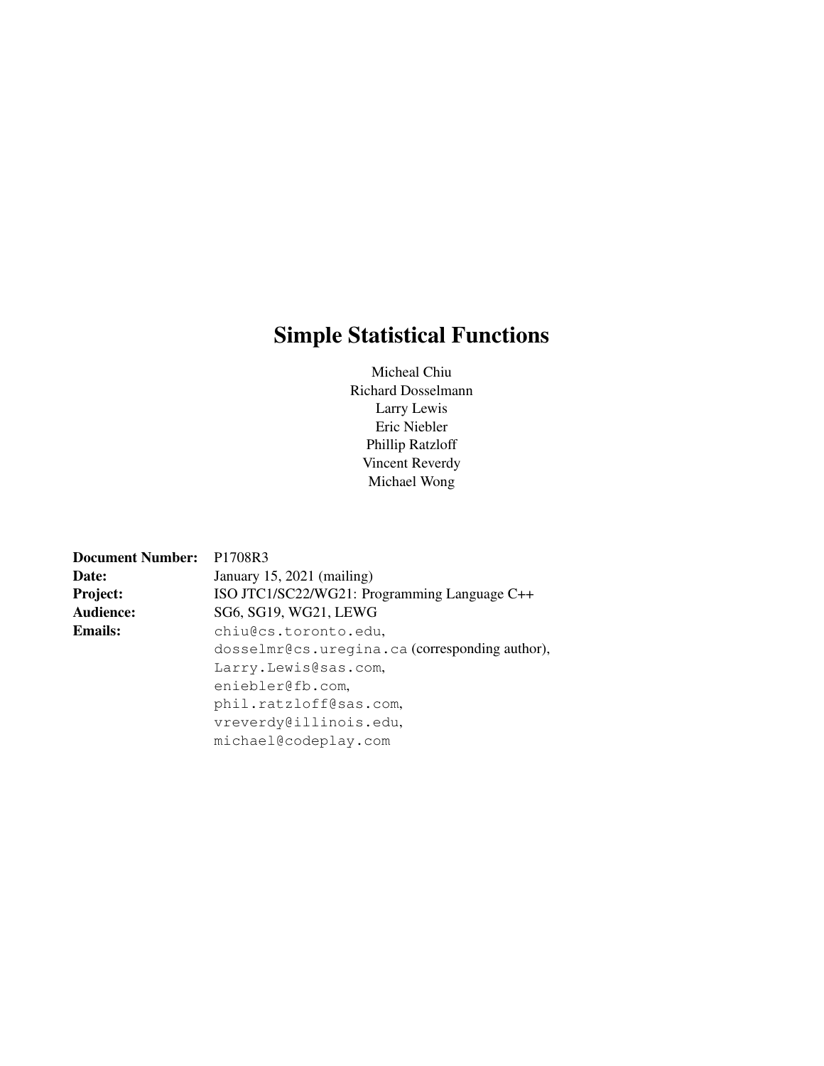# Simple Statistical Functions

Micheal Chiu
Richard Dosselmann
Larry Lewis
Eric Niebler
Phillip Ratzloff
Vincent Reverdy
Michael Wong

| | |
|---|---|
| **Document Number:** | P1708R3 |
| **Date:** | January 15, 2021 (mailing) |
| **Project:** | ISO JTC1/SC22/WG21: Programming Language C++ |
| **Audience:** | SG6, SG19, WG21, LEWG |
| **Emails:** | chiu@cs.toronto.edu, dosselmr@cs.uregina.ca (corresponding author), Larry.Lewis@sas.com, eniebler@fb.com, phil.ratzloff@sas.com, vreverdy@illinois.edu, michael@codeplay.com |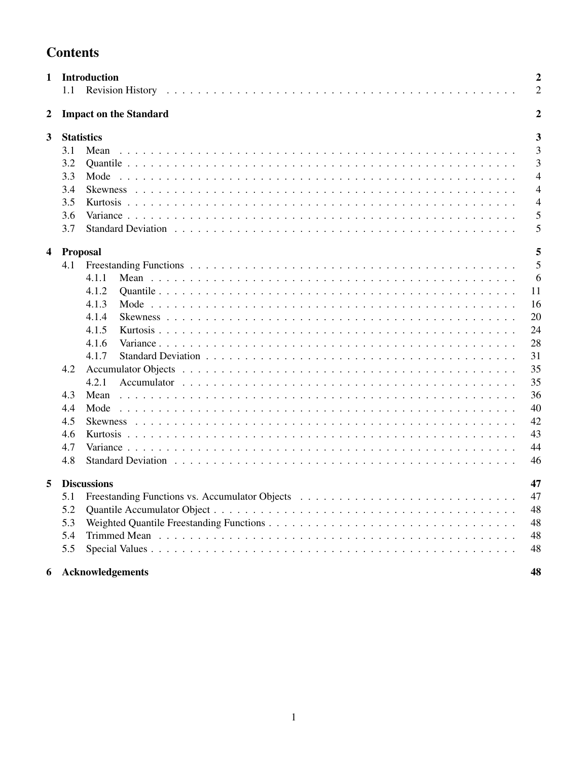# Contents

| | | |
|---|---|---|
| **1** | **Introduction** | **2** |
| 1.1 | Revision History | 2 |
| **2** | **Impact on the Standard** | **2** |
| **3** | **Statistics** | **3** |
| 3.1 | Mean | 3 |
| 3.2 | Quantile | 3 |
| 3.3 | Mode | 4 |
| 3.4 | Skewness | 4 |
| 3.5 | Kurtosis | 4 |
| 3.6 | Variance | 5 |
| 3.7 | Standard Deviation | 5 |
| **4** | **Proposal** | **5** |
| 4.1 | Freestanding Functions | 5 |
| 4.1.1 | Mean | 6 |
| 4.1.2 | Quantile | 11 |
| 4.1.3 | Mode | 16 |
| 4.1.4 | Skewness | 20 |
| 4.1.5 | Kurtosis | 24 |
| 4.1.6 | Variance | 28 |
| 4.1.7 | Standard Deviation | 31 |
| 4.2 | Accumulator Objects | 35 |
| 4.2.1 | Accumulator | 35 |
| 4.3 | Mean | 36 |
| 4.4 | Mode | 40 |
| 4.5 | Skewness | 42 |
| 4.6 | Kurtosis | 43 |
| 4.7 | Variance | 44 |
| 4.8 | Standard Deviation | 46 |
| **5** | **Discussions** | **47** |
| 5.1 | Freestanding Functions vs. Accumulator Objects | 47 |
| 5.2 | Quantile Accumulator Object | 48 |
| 5.3 | Weighted Quantile Freestanding Functions | 48 |
| 5.4 | Trimmed Mean | 48 |
| 5.5 | Special Values | 48 |
| **6** | **Acknowledgements** | **48** |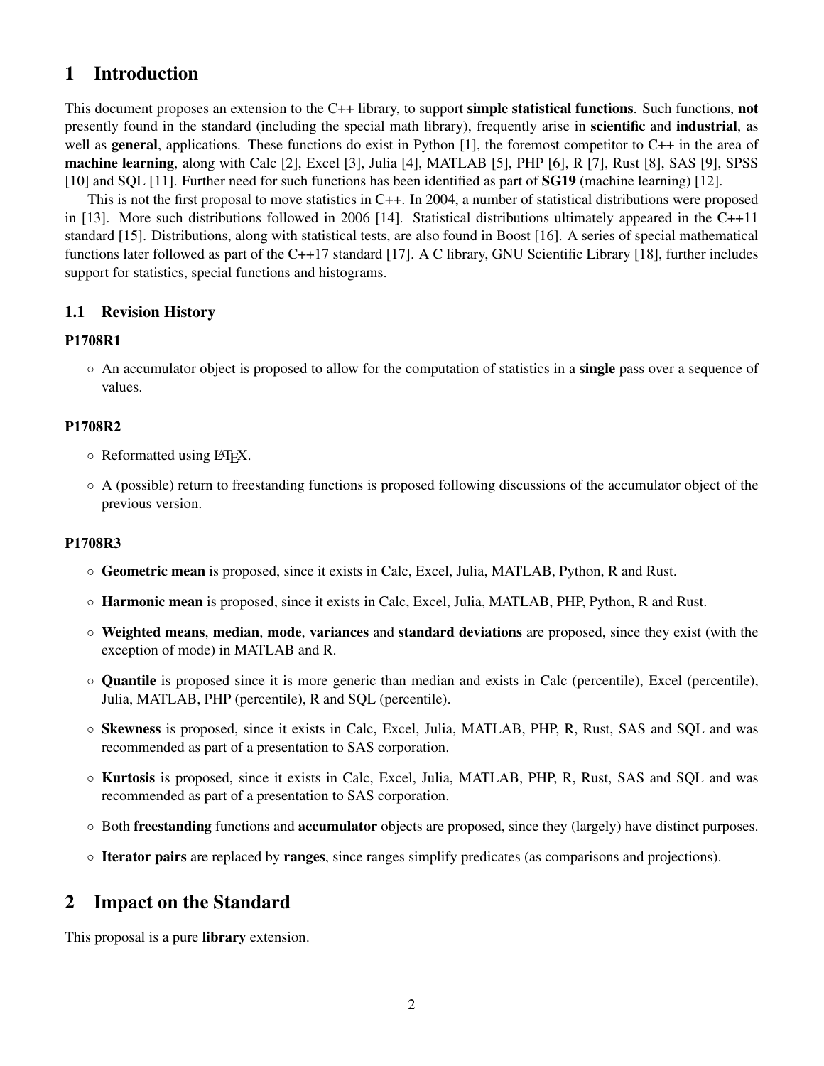# 1 Introduction

This document proposes an extension to the C++ library, to support **simple statistical functions**. Such functions, **not** presently found in the standard (including the special math library), frequently arise in **scientific** and **industrial**, as well as **general**, applications. These functions do exist in Python [1], the foremost competitor to C++ in the area of **machine learning**, along with Calc [2], Excel [3], Julia [4], MATLAB [5], PHP [6], R [7], Rust [8], SAS [9], SPSS [10] and SQL [11]. Further need for such functions has been identified as part of **SG19** (machine learning) [12].

This is not the first proposal to move statistics in C++. In 2004, a number of statistical distributions were proposed in [13]. More such distributions followed in 2006 [14]. Statistical distributions ultimately appeared in the C++11 standard [15]. Distributions, along with statistical tests, are also found in Boost [16]. A series of special mathematical functions later followed as part of the C++17 standard [17]. A C library, GNU Scientific Library [18], further includes support for statistics, special functions and histograms.

## 1.1 Revision History

### P1708R1

- An accumulator object is proposed to allow for the computation of statistics in a **single** pass over a sequence of values.

### P1708R2

- Reformatted using LaTeX.
- A (possible) return to freestanding functions is proposed following discussions of the accumulator object of the previous version.

### P1708R3

- **Geometric mean** is proposed, since it exists in Calc, Excel, Julia, MATLAB, Python, R and Rust.
- **Harmonic mean** is proposed, since it exists in Calc, Excel, Julia, MATLAB, PHP, Python, R and Rust.
- **Weighted means**, **median**, **mode**, **variances** and **standard deviations** are proposed, since they exist (with the exception of mode) in MATLAB and R.
- **Quantile** is proposed since it is more generic than median and exists in Calc (percentile), Excel (percentile), Julia, MATLAB, PHP (percentile), R and SQL (percentile).
- **Skewness** is proposed, since it exists in Calc, Excel, Julia, MATLAB, PHP, R, Rust, SAS and SQL and was recommended as part of a presentation to SAS corporation.
- **Kurtosis** is proposed, since it exists in Calc, Excel, Julia, MATLAB, PHP, R, Rust, SAS and SQL and was recommended as part of a presentation to SAS corporation.
- Both **freestanding** functions and **accumulator** objects are proposed, since they (largely) have distinct purposes.
- **Iterator pairs** are replaced by **ranges**, since ranges simplify predicates (as comparisons and projections).

# 2 Impact on the Standard

This proposal is a pure **library** extension.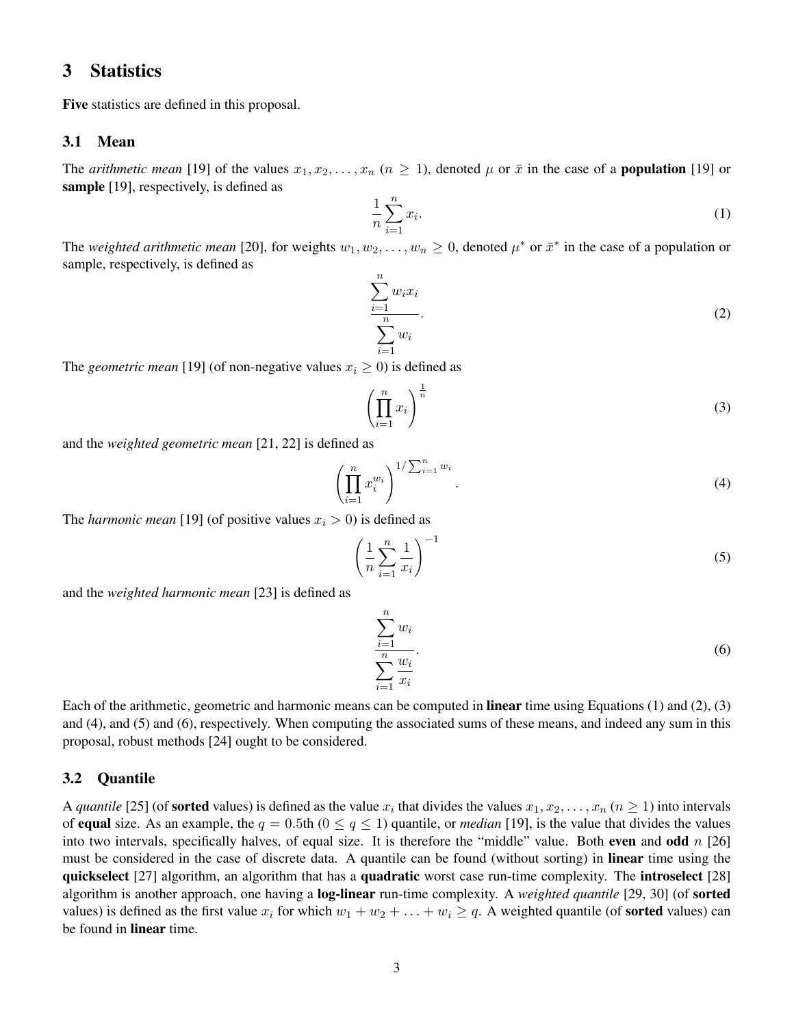## 3 Statistics

**Five** statistics are defined in this proposal.

### 3.1 Mean

The *arithmetic mean* [19] of the values $x_1, x_2, \ldots, x_n$ ($n \geq 1$), denoted $\mu$ or $\bar{x}$ in the case of a **population** [19] or **sample** [19], respectively, is defined as

$$\frac{1}{n}\sum_{i=1}^{n} x_i. \tag{1}$$

The *weighted arithmetic mean* [20], for weights $w_1, w_2, \ldots, w_n \geq 0$, denoted $\mu^*$ or $\bar{x}^*$ in the case of a population or sample, respectively, is defined as

$$\frac{\sum_{i=1}^{n} w_i x_i}{\sum_{i=1}^{n} w_i}. \tag{2}$$

The *geometric mean* [19] (of non-negative values $x_i \geq 0$) is defined as

$$\left(\prod_{i=1}^{n} x_i\right)^{\frac{1}{n}} \tag{3}$$

and the *weighted geometric mean* [21, 22] is defined as

$$\left(\prod_{i=1}^{n} x_i^{w_i}\right)^{1/\sum_{i=1}^{n} w_i}. \tag{4}$$

The *harmonic mean* [19] (of positive values $x_i > 0$) is defined as

$$\left(\frac{1}{n}\sum_{i=1}^{n} \frac{1}{x_i}\right)^{-1} \tag{5}$$

and the *weighted harmonic mean* [23] is defined as

$$\frac{\sum_{i=1}^{n} w_i}{\sum_{i=1}^{n} \frac{w_i}{x_i}}. \tag{6}$$

Each of the arithmetic, geometric and harmonic means can be computed in **linear** time using Equations (1) and (2), (3) and (4), and (5) and (6), respectively. When computing the associated sums of these means, and indeed any sum in this proposal, robust methods [24] ought to be considered.

### 3.2 Quantile

A *quantile* [25] (of **sorted** values) is defined as the value $x_i$ that divides the values $x_1, x_2, \ldots, x_n$ ($n \geq 1$) into intervals of **equal** size. As an example, the $q = 0.5$th ($0 \leq q \leq 1$) quantile, or *median* [19], is the value that divides the values into two intervals, specifically halves, of equal size. It is therefore the "middle" value. Both **even** and **odd** $n$ [26] must be considered in the case of discrete data. A quantile can be found (without sorting) in **linear** time using the **quickselect** [27] algorithm, an algorithm that has a **quadratic** worst case run-time complexity. The **introselect** [28] algorithm is another approach, one having a **log-linear** run-time complexity. A *weighted quantile* [29, 30] (of **sorted** values) is defined as the first value $x_i$ for which $w_1 + w_2 + \ldots + w_i \geq q$. A weighted quantile (of **sorted** values) can be found in **linear** time.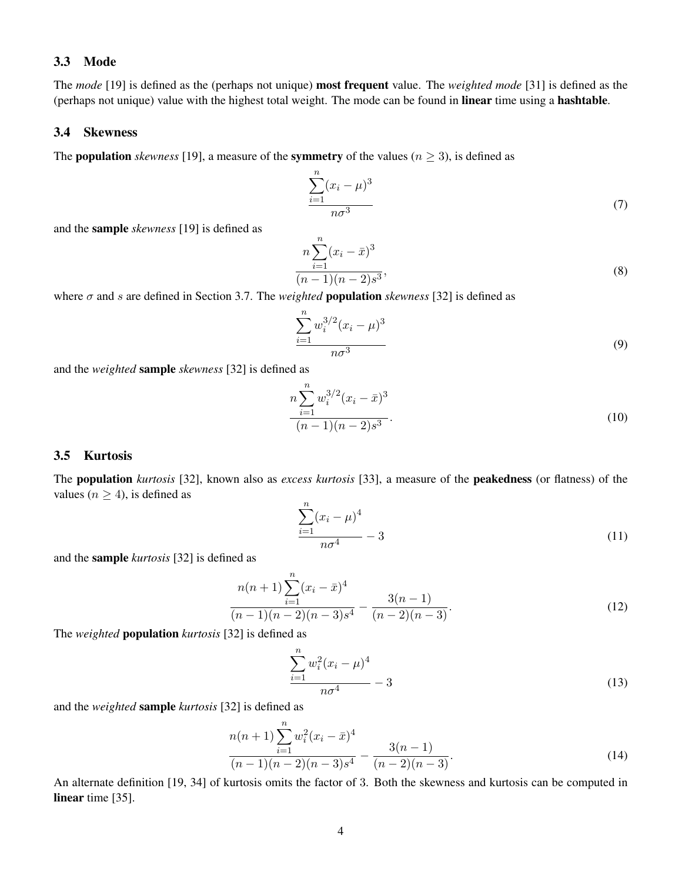### 3.3 Mode

The *mode* [19] is defined as the (perhaps not unique) **most frequent** value. The *weighted mode* [31] is defined as the (perhaps not unique) value with the highest total weight. The mode can be found in **linear** time using a **hashtable**.

### 3.4 Skewness

The **population** *skewness* [19], a measure of the **symmetry** of the values ($n \geq 3$), is defined as

$$\frac{\sum_{i=1}^{n}(x_i - \mu)^3}{n\sigma^3} \tag{7}$$

and the **sample** *skewness* [19] is defined as

$$\frac{n\sum_{i=1}^{n}(x_i - \bar{x})^3}{(n-1)(n-2)s^3}, \tag{8}$$

where $\sigma$ and $s$ are defined in Section 3.7. The *weighted* **population** *skewness* [32] is defined as

$$\frac{\sum_{i=1}^{n} w_i^{3/2}(x_i - \mu)^3}{n\sigma^3} \tag{9}$$

and the *weighted* **sample** *skewness* [32] is defined as

$$\frac{n\sum_{i=1}^{n} w_i^{3/2}(x_i - \bar{x})^3}{(n-1)(n-2)s^3}. \tag{10}$$

### 3.5 Kurtosis

The **population** *kurtosis* [32], known also as *excess kurtosis* [33], a measure of the **peakedness** (or flatness) of the values ($n \geq 4$), is defined as

$$\frac{\sum_{i=1}^{n}(x_i - \mu)^4}{n\sigma^4} - 3 \tag{11}$$

and the **sample** *kurtosis* [32] is defined as

$$\frac{n(n+1)\sum_{i=1}^{n}(x_i - \bar{x})^4}{(n-1)(n-2)(n-3)s^4} - \frac{3(n-1)}{(n-2)(n-3)}. \tag{12}$$

The *weighted* **population** *kurtosis* [32] is defined as

$$\frac{\sum_{i=1}^{n} w_i^2(x_i - \mu)^4}{n\sigma^4} - 3 \tag{13}$$

and the *weighted* **sample** *kurtosis* [32] is defined as

$$\frac{n(n+1)\sum_{i=1}^{n} w_i^2(x_i - \bar{x})^4}{(n-1)(n-2)(n-3)s^4} - \frac{3(n-1)}{(n-2)(n-3)}. \tag{14}$$

An alternate definition [19, 34] of kurtosis omits the factor of 3. Both the skewness and kurtosis can be computed in **linear** time [35].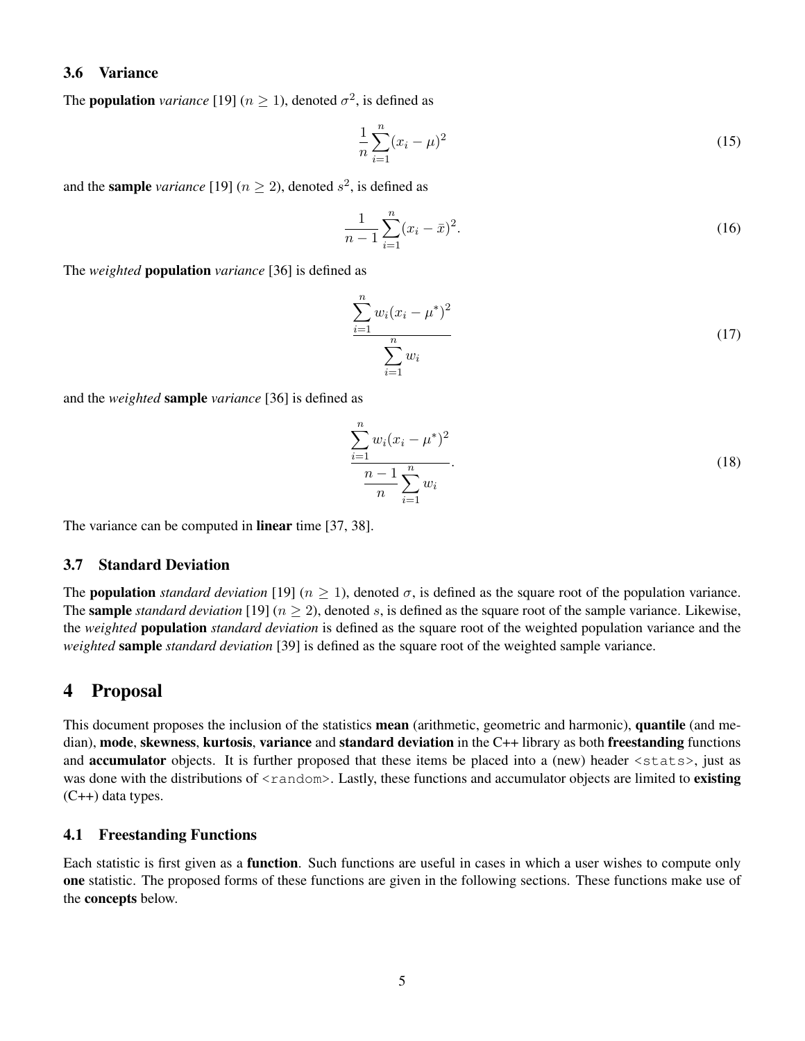### 3.6 Variance

The **population** *variance* [19] ($n \geq 1$), denoted $\sigma^2$, is defined as

$$\frac{1}{n}\sum_{i=1}^{n}(x_i - \mu)^2 \tag{15}$$

and the **sample** *variance* [19] ($n \geq 2$), denoted $s^2$, is defined as

$$\frac{1}{n-1}\sum_{i=1}^{n}(x_i - \bar{x})^2. \tag{16}$$

The *weighted* **population** *variance* [36] is defined as

$$\frac{\sum_{i=1}^{n} w_i(x_i - \mu^*)^2}{\sum_{i=1}^{n} w_i} \tag{17}$$

and the *weighted* **sample** *variance* [36] is defined as

$$\frac{\sum_{i=1}^{n} w_i(x_i - \mu^*)^2}{\frac{n-1}{n}\sum_{i=1}^{n} w_i}. \tag{18}$$

The variance can be computed in **linear** time [37, 38].

### 3.7 Standard Deviation

The **population** *standard deviation* [19] ($n \geq 1$), denoted $\sigma$, is defined as the square root of the population variance. The **sample** *standard deviation* [19] ($n \geq 2$), denoted $s$, is defined as the square root of the sample variance. Likewise, the *weighted* **population** *standard deviation* is defined as the square root of the weighted population variance and the *weighted* **sample** *standard deviation* [39] is defined as the square root of the weighted sample variance.

## 4 Proposal

This document proposes the inclusion of the statistics **mean** (arithmetic, geometric and harmonic), **quantile** (and median), **mode**, **skewness**, **kurtosis**, **variance** and **standard deviation** in the **C++** library as both **freestanding** functions and **accumulator** objects. It is further proposed that these items be placed into a (new) header `<stats>`, just as was done with the distributions of `<random>`. Lastly, these functions and accumulator objects are limited to **existing** (C++) data types.

### 4.1 Freestanding Functions

Each statistic is first given as a **function**. Such functions are useful in cases in which a user wishes to compute only **one** statistic. The proposed forms of these functions are given in the following sections. These functions make use of the **concepts** below.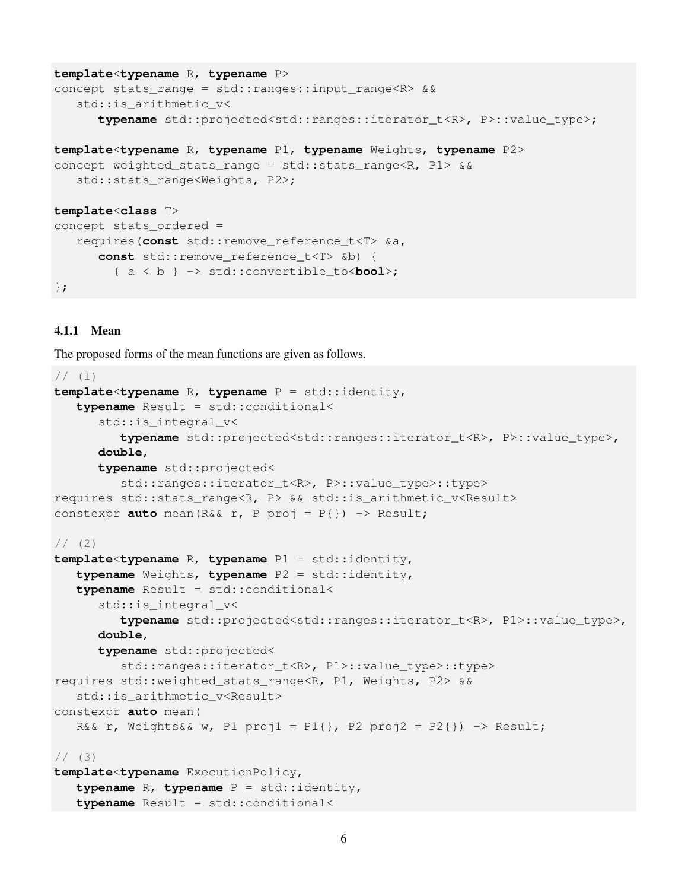```
template<typename R, typename P>
concept stats_range = std::ranges::input_range<R> &&
   std::is_arithmetic_v<
      typename std::projected<std::ranges::iterator_t<R>, P>::value_type>;

template<typename R, typename P1, typename Weights, typename P2>
concept weighted_stats_range = std::stats_range<R, P1> &&
   std::stats_range<Weights, P2>;

template<class T>
concept stats_ordered =
   requires(const std::remove_reference_t<T> &a,
      const std::remove_reference_t<T> &b) {
        { a < b } -> std::convertible_to<bool>;
};
```

#### 4.1.1 Mean

The proposed forms of the mean functions are given as follows.

```
// (1)
template<typename R, typename P = std::identity,
   typename Result = std::conditional<
      std::is_integral_v<
         typename std::projected<std::ranges::iterator_t<R>, P>::value_type>,
      double,
      typename std::projected<
         std::ranges::iterator_t<R>, P>::value_type>::type>
requires std::stats_range<R, P> && std::is_arithmetic_v<Result>
constexpr auto mean(R&& r, P proj = P{}) -> Result;

// (2)
template<typename R, typename P1 = std::identity,
   typename Weights, typename P2 = std::identity,
   typename Result = std::conditional<
      std::is_integral_v<
         typename std::projected<std::ranges::iterator_t<R>, P1>::value_type>,
      double,
      typename std::projected<
         std::ranges::iterator_t<R>, P1>::value_type>::type>
requires std::weighted_stats_range<R, P1, Weights, P2> &&
   std::is_arithmetic_v<Result>
constexpr auto mean(
   R&& r, Weights&& w, P1 proj1 = P1{}, P2 proj2 = P2{}) -> Result;

// (3)
template<typename ExecutionPolicy,
   typename R, typename P = std::identity,
   typename Result = std::conditional<
```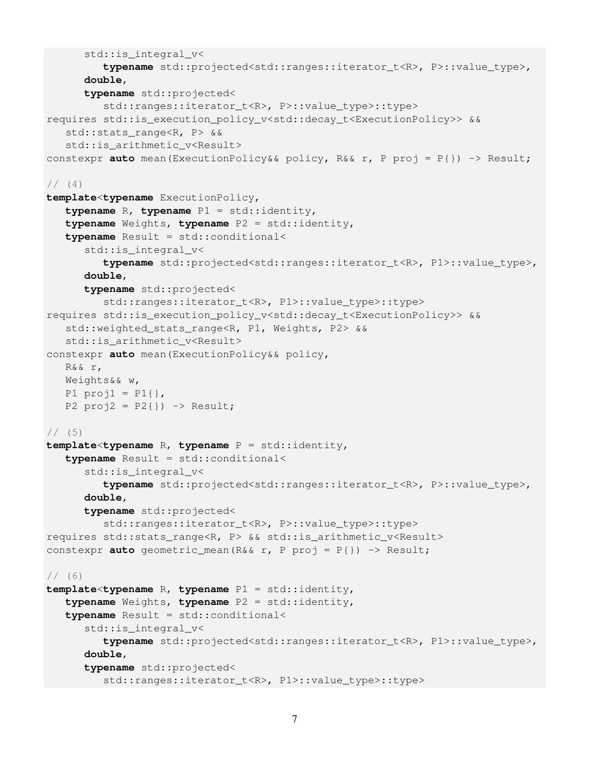```
      std::is_integral_v<
         typename std::projected<std::ranges::iterator_t<R>, P>::value_type>,
      double,
      typename std::projected<
         std::ranges::iterator_t<R>, P>::value_type>::type>
requires std::is_execution_policy_v<std::decay_t<ExecutionPolicy>> &&
   std::stats_range<R, P> &&
   std::is_arithmetic_v<Result>
constexpr auto mean(ExecutionPolicy&& policy, R&& r, P proj = P{}) -> Result;

// (4)
template<typename ExecutionPolicy,
   typename R, typename P1 = std::identity,
   typename Weights, typename P2 = std::identity,
   typename Result = std::conditional<
      std::is_integral_v<
         typename std::projected<std::ranges::iterator_t<R>, P1>::value_type>,
      double,
      typename std::projected<
         std::ranges::iterator_t<R>, P1>::value_type>::type>
requires std::is_execution_policy_v<std::decay_t<ExecutionPolicy>> &&
   std::weighted_stats_range<R, P1, Weights, P2> &&
   std::is_arithmetic_v<Result>
constexpr auto mean(ExecutionPolicy&& policy,
   R&& r,
   Weights&& w,
   P1 proj1 = P1{},
   P2 proj2 = P2{}) -> Result;

// (5)
template<typename R, typename P = std::identity,
   typename Result = std::conditional<
      std::is_integral_v<
         typename std::projected<std::ranges::iterator_t<R>, P>::value_type>,
      double,
      typename std::projected<
         std::ranges::iterator_t<R>, P>::value_type>::type>
requires std::stats_range<R, P> && std::is_arithmetic_v<Result>
constexpr auto geometric_mean(R&& r, P proj = P{}) -> Result;

// (6)
template<typename R, typename P1 = std::identity,
   typename Weights, typename P2 = std::identity,
   typename Result = std::conditional<
      std::is_integral_v<
         typename std::projected<std::ranges::iterator_t<R>, P1>::value_type>,
      double,
      typename std::projected<
         std::ranges::iterator_t<R>, P1>::value_type>::type>
```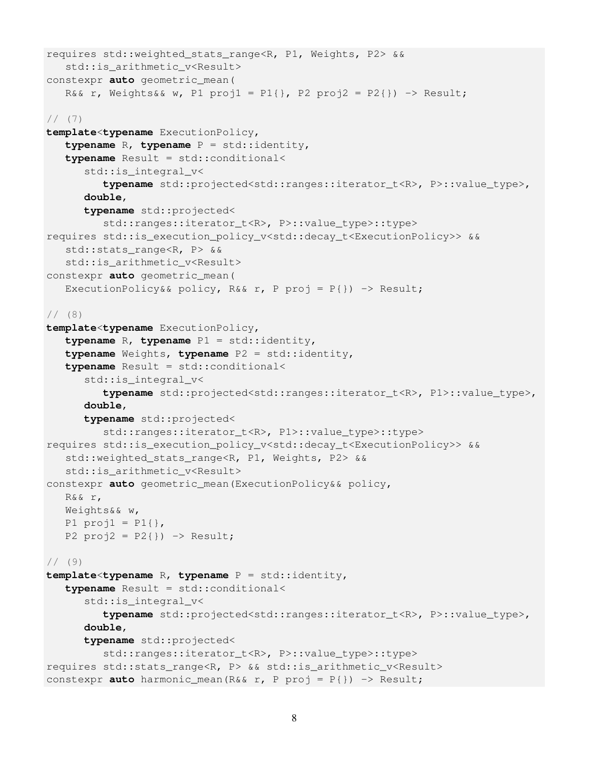```
requires std::weighted_stats_range<R, P1, Weights, P2> &&
   std::is_arithmetic_v<Result>
constexpr auto geometric_mean(
   R&& r, Weights&& w, P1 proj1 = P1{}, P2 proj2 = P2{}) -> Result;

// (7)
template<typename ExecutionPolicy,
   typename R, typename P = std::identity,
   typename Result = std::conditional<
      std::is_integral_v<
         typename std::projected<std::ranges::iterator_t<R>, P>::value_type>,
      double,
      typename std::projected<
         std::ranges::iterator_t<R>, P>::value_type>::type>
requires std::is_execution_policy_v<std::decay_t<ExecutionPolicy>> &&
   std::stats_range<R, P> &&
   std::is_arithmetic_v<Result>
constexpr auto geometric_mean(
   ExecutionPolicy&& policy, R&& r, P proj = P{}) -> Result;

// (8)
template<typename ExecutionPolicy,
   typename R, typename P1 = std::identity,
   typename Weights, typename P2 = std::identity,
   typename Result = std::conditional<
      std::is_integral_v<
         typename std::projected<std::ranges::iterator_t<R>, P1>::value_type>,
      double,
      typename std::projected<
         std::ranges::iterator_t<R>, P1>::value_type>::type>
requires std::is_execution_policy_v<std::decay_t<ExecutionPolicy>> &&
   std::weighted_stats_range<R, P1, Weights, P2> &&
   std::is_arithmetic_v<Result>
constexpr auto geometric_mean(ExecutionPolicy&& policy,
   R&& r,
   Weights&& w,
   P1 proj1 = P1{},
   P2 proj2 = P2{}) -> Result;

// (9)
template<typename R, typename P = std::identity,
   typename Result = std::conditional<
      std::is_integral_v<
         typename std::projected<std::ranges::iterator_t<R>, P>::value_type>,
      double,
      typename std::projected<
         std::ranges::iterator_t<R>, P>::value_type>::type>
requires std::stats_range<R, P> && std::is_arithmetic_v<Result>
constexpr auto harmonic_mean(R&& r, P proj = P{}) -> Result;
```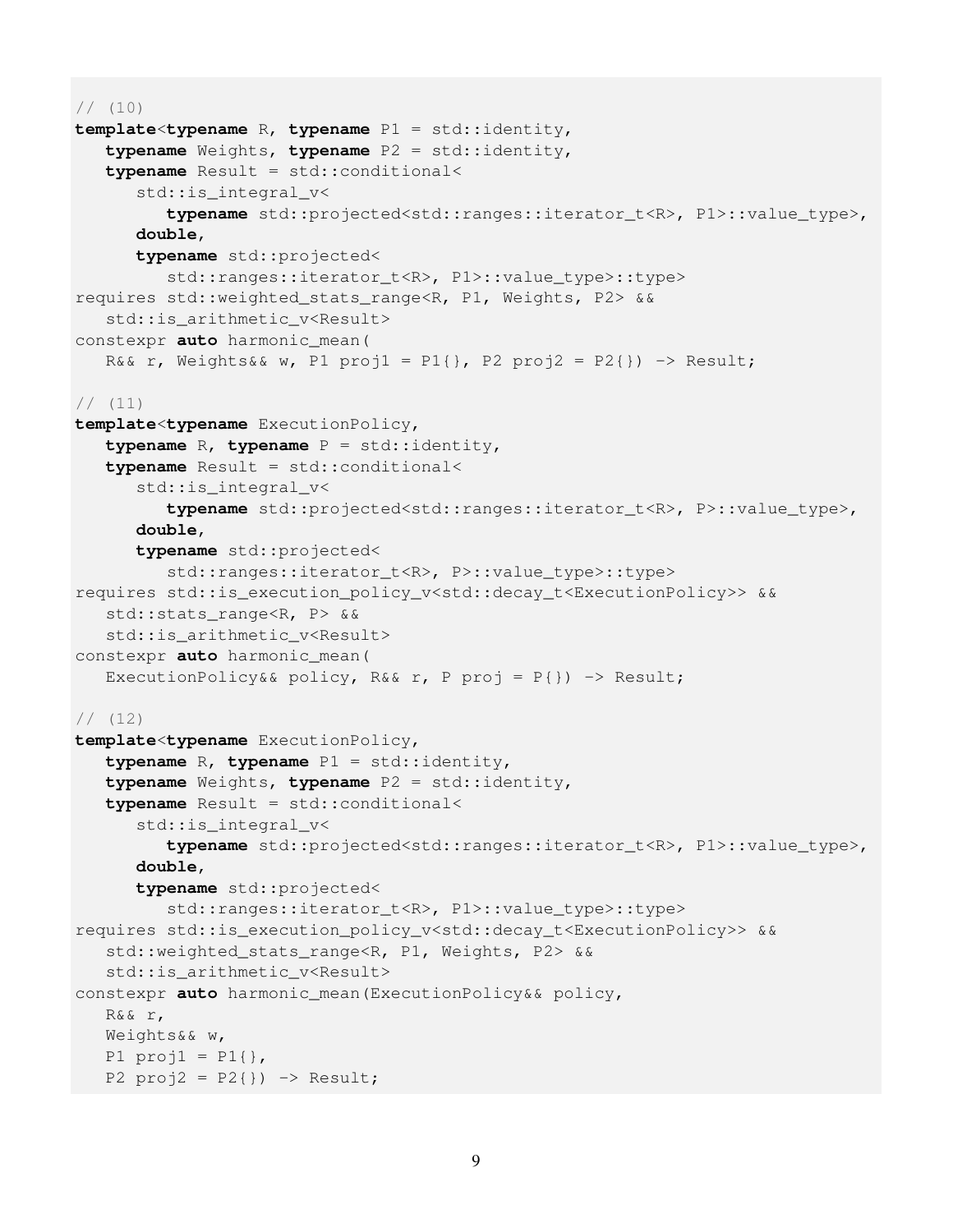```
// (10)
template<typename R, typename P1 = std::identity,
   typename Weights, typename P2 = std::identity,
   typename Result = std::conditional<
      std::is_integral_v<
         typename std::projected<std::ranges::iterator_t<R>, P1>::value_type>,
      double,
      typename std::projected<
         std::ranges::iterator_t<R>, P1>::value_type>::type>
requires std::weighted_stats_range<R, P1, Weights, P2> &&
   std::is_arithmetic_v<Result>
constexpr auto harmonic_mean(
   R&& r, Weights&& w, P1 proj1 = P1{}, P2 proj2 = P2{}) -> Result;

// (11)
template<typename ExecutionPolicy,
   typename R, typename P = std::identity,
   typename Result = std::conditional<
      std::is_integral_v<
         typename std::projected<std::ranges::iterator_t<R>, P>::value_type>,
      double,
      typename std::projected<
         std::ranges::iterator_t<R>, P>::value_type>::type>
requires std::is_execution_policy_v<std::decay_t<ExecutionPolicy>> &&
   std::stats_range<R, P> &&
   std::is_arithmetic_v<Result>
constexpr auto harmonic_mean(
   ExecutionPolicy&& policy, R&& r, P proj = P{}) -> Result;

// (12)
template<typename ExecutionPolicy,
   typename R, typename P1 = std::identity,
   typename Weights, typename P2 = std::identity,
   typename Result = std::conditional<
      std::is_integral_v<
         typename std::projected<std::ranges::iterator_t<R>, P1>::value_type>,
      double,
      typename std::projected<
         std::ranges::iterator_t<R>, P1>::value_type>::type>
requires std::is_execution_policy_v<std::decay_t<ExecutionPolicy>> &&
   std::weighted_stats_range<R, P1, Weights, P2> &&
   std::is_arithmetic_v<Result>
constexpr auto harmonic_mean(ExecutionPolicy&& policy,
   R&& r,
   Weights&& w,
   P1 proj1 = P1{},
   P2 proj2 = P2{}) -> Result;
```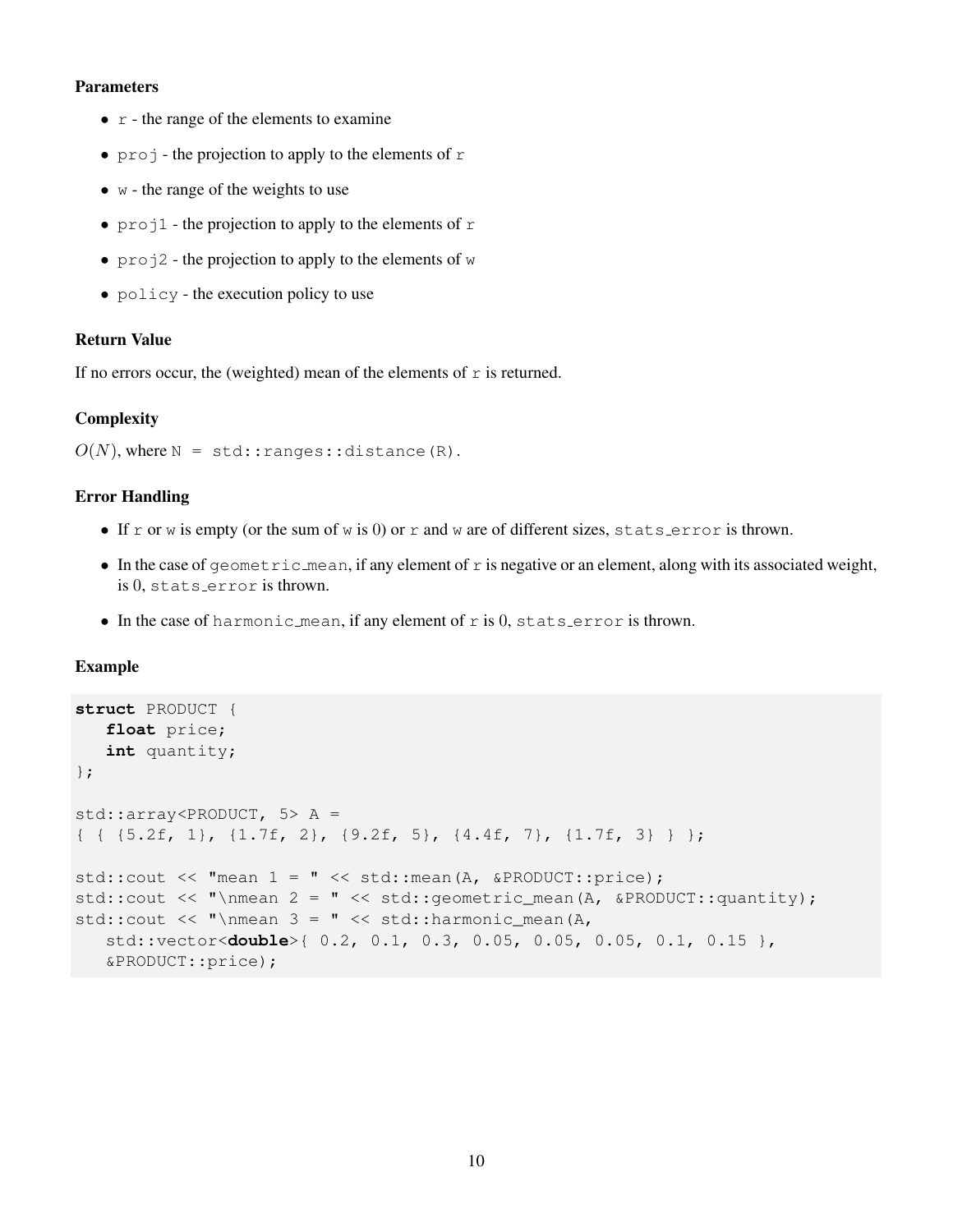#### Parameters

- `r` - the range of the elements to examine
- `proj` - the projection to apply to the elements of `r`
- `w` - the range of the weights to use
- `proj1` - the projection to apply to the elements of `r`
- `proj2` - the projection to apply to the elements of `w`
- `policy` - the execution policy to use

#### Return Value

If no errors occur, the (weighted) mean of the elements of `r` is returned.

#### Complexity

$O(N)$, where `N = std::ranges::distance(R)`.

#### Error Handling

- If `r` or `w` is empty (or the sum of `w` is 0) or `r` and `w` are of different sizes, `stats_error` is thrown.
- In the case of `geometric_mean`, if any element of `r` is negative or an element, along with its associated weight, is 0, `stats_error` is thrown.
- In the case of `harmonic_mean`, if any element of `r` is 0, `stats_error` is thrown.

#### Example

```
struct PRODUCT {
   float price;
   int quantity;
};

std::array<PRODUCT, 5> A =
{ { {5.2f, 1}, {1.7f, 2}, {9.2f, 5}, {4.4f, 7}, {1.7f, 3} } };

std::cout << "mean 1 = " << std::mean(A, &PRODUCT::price);
std::cout << "\nmean 2 = " << std::geometric_mean(A, &PRODUCT::quantity);
std::cout << "\nmean 3 = " << std::harmonic_mean(A,
   std::vector<double>{ 0.2, 0.1, 0.3, 0.05, 0.05, 0.05, 0.1, 0.15 },
   &PRODUCT::price);
```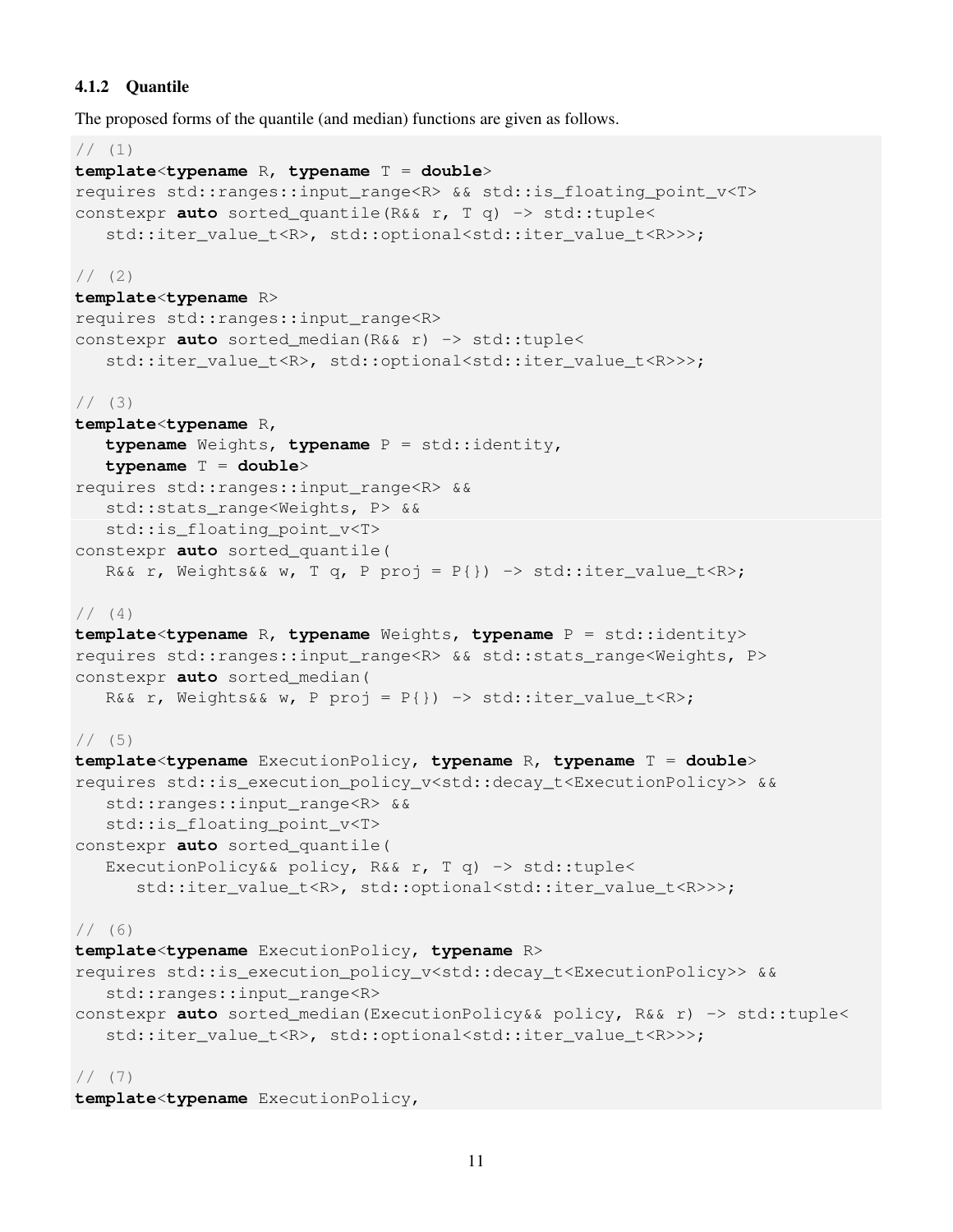### 4.1.2 Quantile

The proposed forms of the quantile (and median) functions are given as follows.

```
// (1)
template<typename R, typename T = double>
requires std::ranges::input_range<R> && std::is_floating_point_v<T>
constexpr auto sorted_quantile(R&& r, T q) -> std::tuple<
   std::iter_value_t<R>, std::optional<std::iter_value_t<R>>>;

// (2)
template<typename R>
requires std::ranges::input_range<R>
constexpr auto sorted_median(R&& r) -> std::tuple<
   std::iter_value_t<R>, std::optional<std::iter_value_t<R>>>;

// (3)
template<typename R,
   typename Weights, typename P = std::identity,
   typename T = double>
requires std::ranges::input_range<R> &&
   std::stats_range<Weights, P> &&
   std::is_floating_point_v<T>
constexpr auto sorted_quantile(
   R&& r, Weights&& w, T q, P proj = P{}) -> std::iter_value_t<R>;

// (4)
template<typename R, typename Weights, typename P = std::identity>
requires std::ranges::input_range<R> && std::stats_range<Weights, P>
constexpr auto sorted_median(
   R&& r, Weights&& w, P proj = P{}) -> std::iter_value_t<R>;

// (5)
template<typename ExecutionPolicy, typename R, typename T = double>
requires std::is_execution_policy_v<std::decay_t<ExecutionPolicy>> &&
   std::ranges::input_range<R> &&
   std::is_floating_point_v<T>
constexpr auto sorted_quantile(
   ExecutionPolicy&& policy, R&& r, T q) -> std::tuple<
      std::iter_value_t<R>, std::optional<std::iter_value_t<R>>>;

// (6)
template<typename ExecutionPolicy, typename R>
requires std::is_execution_policy_v<std::decay_t<ExecutionPolicy>> &&
   std::ranges::input_range<R>
constexpr auto sorted_median(ExecutionPolicy&& policy, R&& r) -> std::tuple<
   std::iter_value_t<R>, std::optional<std::iter_value_t<R>>>;

// (7)
template<typename ExecutionPolicy,
```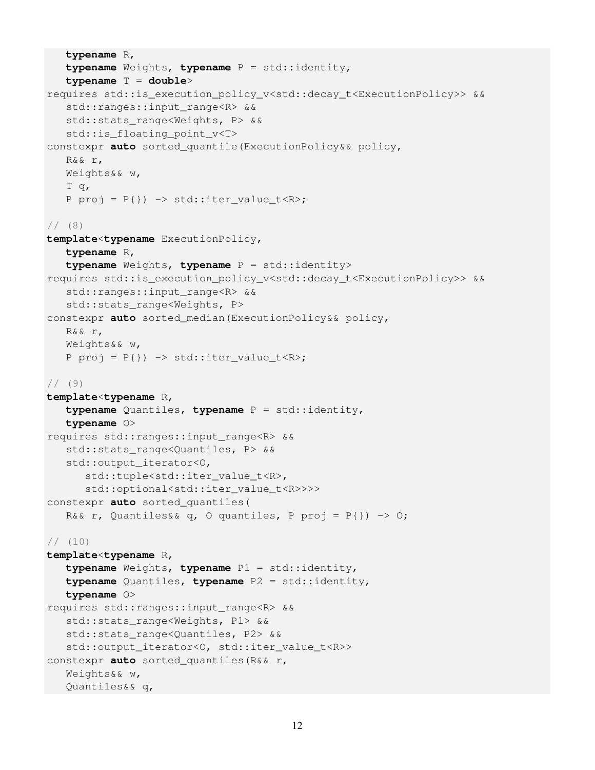```
   typename R,
   typename Weights, typename P = std::identity,
   typename T = double>
requires std::is_execution_policy_v<std::decay_t<ExecutionPolicy>> &&
   std::ranges::input_range<R> &&
   std::stats_range<Weights, P> &&
   std::is_floating_point_v<T>
constexpr auto sorted_quantile(ExecutionPolicy&& policy,
   R&& r,
   Weights&& w,
   T q,
   P proj = P{}) -> std::iter_value_t<R>;

// (8)
template<typename ExecutionPolicy,
   typename R,
   typename Weights, typename P = std::identity>
requires std::is_execution_policy_v<std::decay_t<ExecutionPolicy>> &&
   std::ranges::input_range<R> &&
   std::stats_range<Weights, P>
constexpr auto sorted_median(ExecutionPolicy&& policy,
   R&& r,
   Weights&& w,
   P proj = P{}) -> std::iter_value_t<R>;

// (9)
template<typename R,
   typename Quantiles, typename P = std::identity,
   typename O>
requires std::ranges::input_range<R> &&
   std::stats_range<Quantiles, P> &&
   std::output_iterator<O,
      std::tuple<std::iter_value_t<R>,
      std::optional<std::iter_value_t<R>>>>
constexpr auto sorted_quantiles(
   R&& r, Quantiles&& q, O quantiles, P proj = P{}) -> O;

// (10)
template<typename R,
   typename Weights, typename P1 = std::identity,
   typename Quantiles, typename P2 = std::identity,
   typename O>
requires std::ranges::input_range<R> &&
   std::stats_range<Weights, P1> &&
   std::stats_range<Quantiles, P2> &&
   std::output_iterator<O, std::iter_value_t<R>>
constexpr auto sorted_quantiles(R&& r,
   Weights&& w,
   Quantiles&& q,
```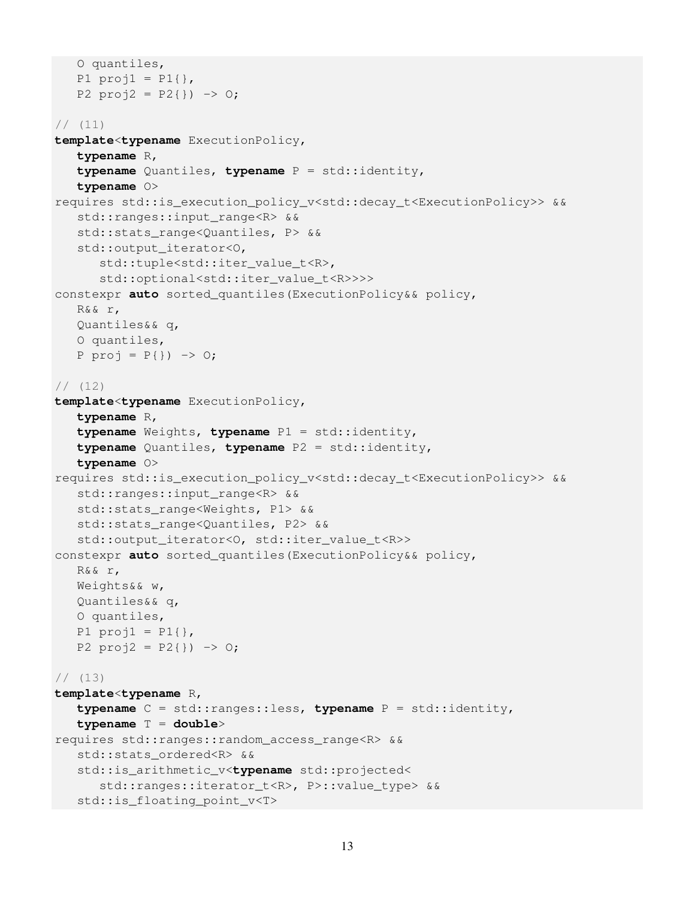```
   O quantiles,
   P1 proj1 = P1{},
   P2 proj2 = P2{}) -> O;

// (11)
template<typename ExecutionPolicy,
   typename R,
   typename Quantiles, typename P = std::identity,
   typename O>
requires std::is_execution_policy_v<std::decay_t<ExecutionPolicy>> &&
   std::ranges::input_range<R> &&
   std::stats_range<Quantiles, P> &&
   std::output_iterator<O,
      std::tuple<std::iter_value_t<R>,
      std::optional<std::iter_value_t<R>>>>
constexpr auto sorted_quantiles(ExecutionPolicy&& policy,
   R&& r,
   Quantiles&& q,
   O quantiles,
   P proj = P{}) -> O;

// (12)
template<typename ExecutionPolicy,
   typename R,
   typename Weights, typename P1 = std::identity,
   typename Quantiles, typename P2 = std::identity,
   typename O>
requires std::is_execution_policy_v<std::decay_t<ExecutionPolicy>> &&
   std::ranges::input_range<R> &&
   std::stats_range<Weights, P1> &&
   std::stats_range<Quantiles, P2> &&
   std::output_iterator<O, std::iter_value_t<R>>
constexpr auto sorted_quantiles(ExecutionPolicy&& policy,
   R&& r,
   Weights&& w,
   Quantiles&& q,
   O quantiles,
   P1 proj1 = P1{},
   P2 proj2 = P2{}) -> O;

// (13)
template<typename R,
   typename C = std::ranges::less, typename P = std::identity,
   typename T = double>
requires std::ranges::random_access_range<R> &&
   std::stats_ordered<R> &&
   std::is_arithmetic_v<typename std::projected<
      std::ranges::iterator_t<R>, P>::value_type> &&
   std::is_floating_point_v<T>
```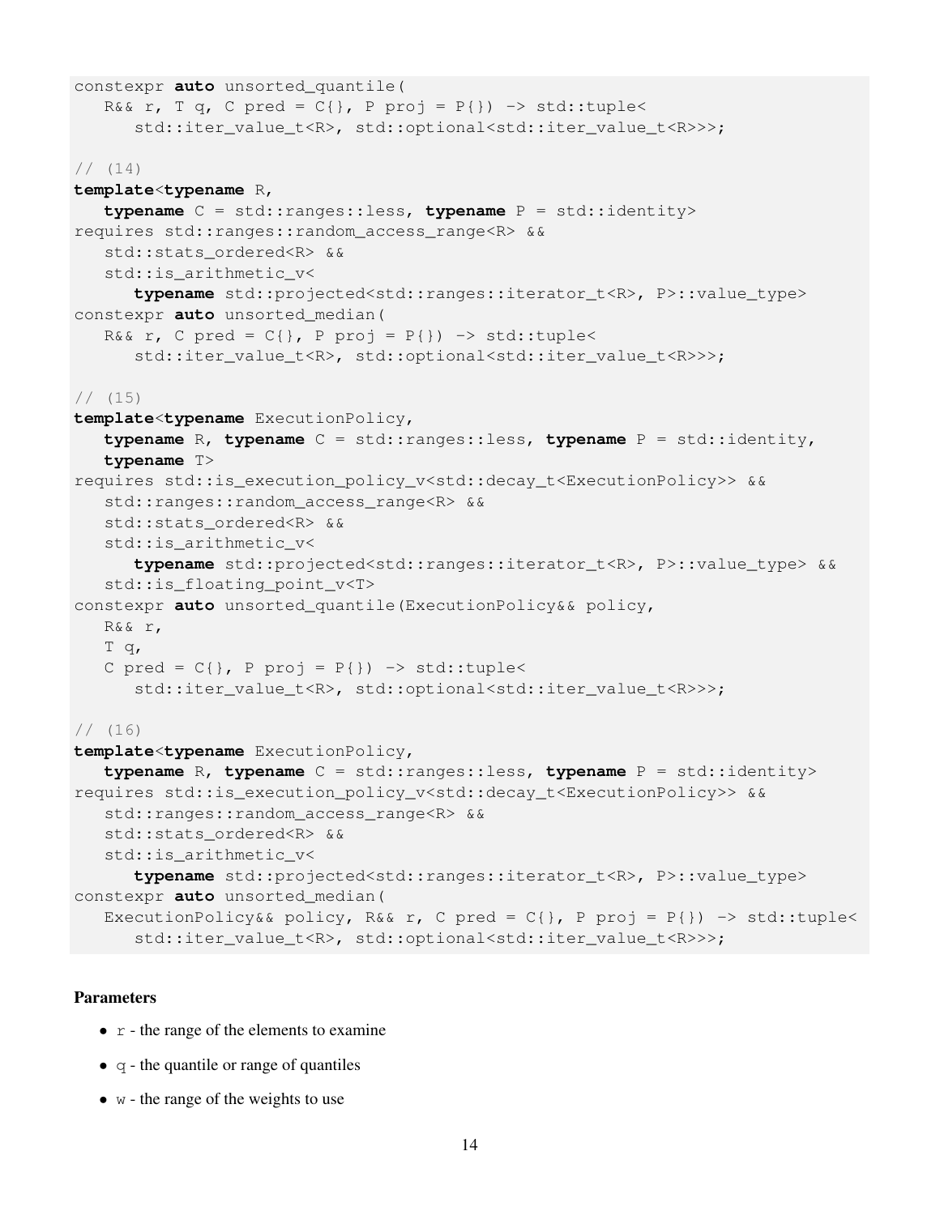```
constexpr auto unsorted_quantile(
   R&& r, T q, C pred = C{}, P proj = P{}) -> std::tuple<
      std::iter_value_t<R>, std::optional<std::iter_value_t<R>>>;

// (14)
template<typename R,
   typename C = std::ranges::less, typename P = std::identity>
requires std::ranges::random_access_range<R> &&
   std::stats_ordered<R> &&
   std::is_arithmetic_v<
      typename std::projected<std::ranges::iterator_t<R>, P>::value_type>
constexpr auto unsorted_median(
   R&& r, C pred = C{}, P proj = P{}) -> std::tuple<
      std::iter_value_t<R>, std::optional<std::iter_value_t<R>>>;

// (15)
template<typename ExecutionPolicy,
   typename R, typename C = std::ranges::less, typename P = std::identity,
   typename T>
requires std::is_execution_policy_v<std::decay_t<ExecutionPolicy>> &&
   std::ranges::random_access_range<R> &&
   std::stats_ordered<R> &&
   std::is_arithmetic_v<
      typename std::projected<std::ranges::iterator_t<R>, P>::value_type> &&
   std::is_floating_point_v<T>
constexpr auto unsorted_quantile(ExecutionPolicy&& policy,
   R&& r,
   T q,
   C pred = C{}, P proj = P{}) -> std::tuple<
      std::iter_value_t<R>, std::optional<std::iter_value_t<R>>>;

// (16)
template<typename ExecutionPolicy,
   typename R, typename C = std::ranges::less, typename P = std::identity>
requires std::is_execution_policy_v<std::decay_t<ExecutionPolicy>> &&
   std::ranges::random_access_range<R> &&
   std::stats_ordered<R> &&
   std::is_arithmetic_v<
      typename std::projected<std::ranges::iterator_t<R>, P>::value_type>
constexpr auto unsorted_median(
   ExecutionPolicy&& policy, R&& r, C pred = C{}, P proj = P{}) -> std::tuple<
      std::iter_value_t<R>, std::optional<std::iter_value_t<R>>>;
```

**Parameters**

- `r` - the range of the elements to examine
- `q` - the quantile or range of quantiles
- `w` - the range of the weights to use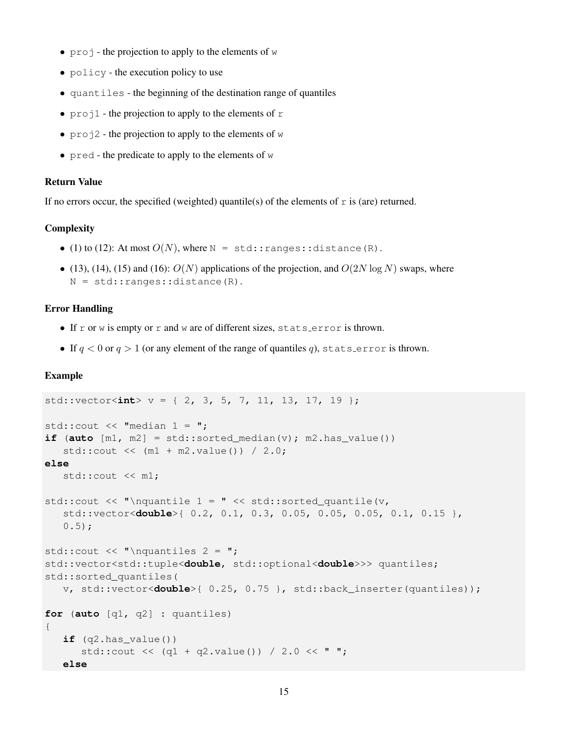- `proj` - the projection to apply to the elements of `w`
- `policy` - the execution policy to use
- `quantiles` - the beginning of the destination range of quantiles
- `proj1` - the projection to apply to the elements of `r`
- `proj2` - the projection to apply to the elements of `w`
- `pred` - the predicate to apply to the elements of `w`

### Return Value

If no errors occur, the specified (weighted) quantile(s) of the elements of `r` is (are) returned.

### Complexity

- (1) to (12): At most $O(N)$, where `N = std::ranges::distance(R)`.
- (13), (14), (15) and (16): $O(N)$ applications of the projection, and $O(2N \log N)$ swaps, where `N = std::ranges::distance(R)`.

### Error Handling

- If `r` or `w` is empty or `r` and `w` are of different sizes, `stats_error` is thrown.
- If $q < 0$ or $q > 1$ (or any element of the range of quantiles $q$), `stats_error` is thrown.

### Example

```
std::vector<int> v = { 2, 3, 5, 7, 11, 13, 17, 19 };

std::cout << "median 1 = ";
if (auto [m1, m2] = std::sorted_median(v); m2.has_value())
   std::cout << (m1 + m2.value()) / 2.0;
else
   std::cout << m1;

std::cout << "\nquantile 1 = " << std::sorted_quantile(v,
   std::vector<double>{ 0.2, 0.1, 0.3, 0.05, 0.05, 0.05, 0.1, 0.15 },
   0.5);

std::cout << "\nquantiles 2 = ";
std::vector<std::tuple<double, std::optional<double>>> quantiles;
std::sorted_quantiles(
   v, std::vector<double>{ 0.25, 0.75 }, std::back_inserter(quantiles));

for (auto [q1, q2] : quantiles)
{
   if (q2.has_value())
      std::cout << (q1 + q2.value()) / 2.0 << " ";
   else
```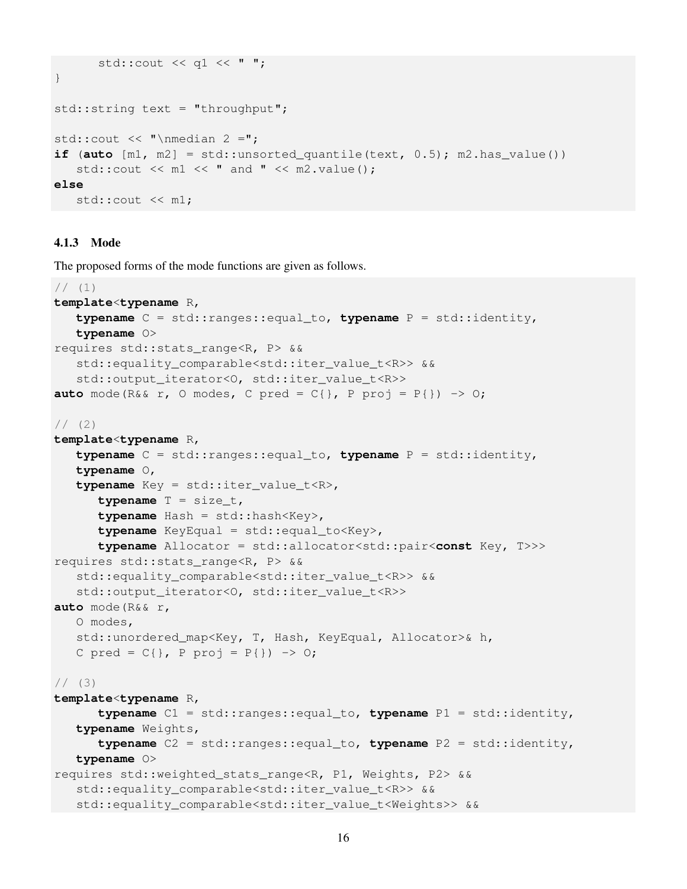```
      std::cout << q1 << " ";
}

std::string text = "throughput";

std::cout << "\nmedian 2 =";
if (auto [m1, m2] = std::unsorted_quantile(text, 0.5); m2.has_value())
   std::cout << m1 << " and " << m2.value();
else
   std::cout << m1;
```

### 4.1.3 Mode

The proposed forms of the mode functions are given as follows.

```
// (1)
template<typename R,
   typename C = std::ranges::equal_to, typename P = std::identity,
   typename O>
requires std::stats_range<R, P> &&
   std::equality_comparable<std::iter_value_t<R>> &&
   std::output_iterator<O, std::iter_value_t<R>>
auto mode(R&& r, O modes, C pred = C{}, P proj = P{}) -> O;

// (2)
template<typename R,
   typename C = std::ranges::equal_to, typename P = std::identity,
   typename O,
   typename Key = std::iter_value_t<R>,
      typename T = size_t,
      typename Hash = std::hash<Key>,
      typename KeyEqual = std::equal_to<Key>,
      typename Allocator = std::allocator<std::pair<const Key, T>>>
requires std::stats_range<R, P> &&
   std::equality_comparable<std::iter_value_t<R>> &&
   std::output_iterator<O, std::iter_value_t<R>>
auto mode(R&& r,
   O modes,
   std::unordered_map<Key, T, Hash, KeyEqual, Allocator>& h,
   C pred = C{}, P proj = P{}) -> O;

// (3)
template<typename R,
      typename C1 = std::ranges::equal_to, typename P1 = std::identity,
   typename Weights,
      typename C2 = std::ranges::equal_to, typename P2 = std::identity,
   typename O>
requires std::weighted_stats_range<R, P1, Weights, P2> &&
   std::equality_comparable<std::iter_value_t<R>> &&
   std::equality_comparable<std::iter_value_t<Weights>> &&
```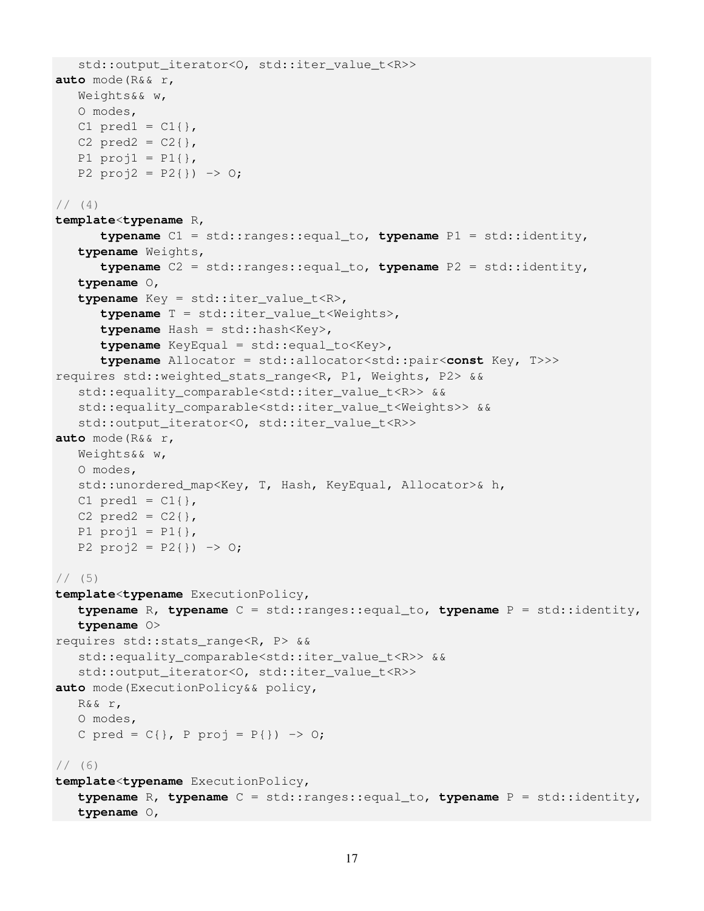```
   std::output_iterator<O, std::iter_value_t<R>>
auto mode(R&& r,
   Weights&& w,
   O modes,
   C1 pred1 = C1{},
   C2 pred2 = C2{},
   P1 proj1 = P1{},
   P2 proj2 = P2{}) -> O;

// (4)
template<typename R,
      typename C1 = std::ranges::equal_to, typename P1 = std::identity,
   typename Weights,
      typename C2 = std::ranges::equal_to, typename P2 = std::identity,
   typename O,
   typename Key = std::iter_value_t<R>,
      typename T = std::iter_value_t<Weights>,
      typename Hash = std::hash<Key>,
      typename KeyEqual = std::equal_to<Key>,
      typename Allocator = std::allocator<std::pair<const Key, T>>>
requires std::weighted_stats_range<R, P1, Weights, P2> &&
   std::equality_comparable<std::iter_value_t<R>> &&
   std::equality_comparable<std::iter_value_t<Weights>> &&
   std::output_iterator<O, std::iter_value_t<R>>
auto mode(R&& r,
   Weights&& w,
   O modes,
   std::unordered_map<Key, T, Hash, KeyEqual, Allocator>& h,
   C1 pred1 = C1{},
   C2 pred2 = C2{},
   P1 proj1 = P1{},
   P2 proj2 = P2{}) -> O;

// (5)
template<typename ExecutionPolicy,
   typename R, typename C = std::ranges::equal_to, typename P = std::identity,
   typename O>
requires std::stats_range<R, P> &&
   std::equality_comparable<std::iter_value_t<R>> &&
   std::output_iterator<O, std::iter_value_t<R>>
auto mode(ExecutionPolicy&& policy,
   R&& r,
   O modes,
   C pred = C{}, P proj = P{}) -> O;

// (6)
template<typename ExecutionPolicy,
   typename R, typename C = std::ranges::equal_to, typename P = std::identity,
   typename O,
```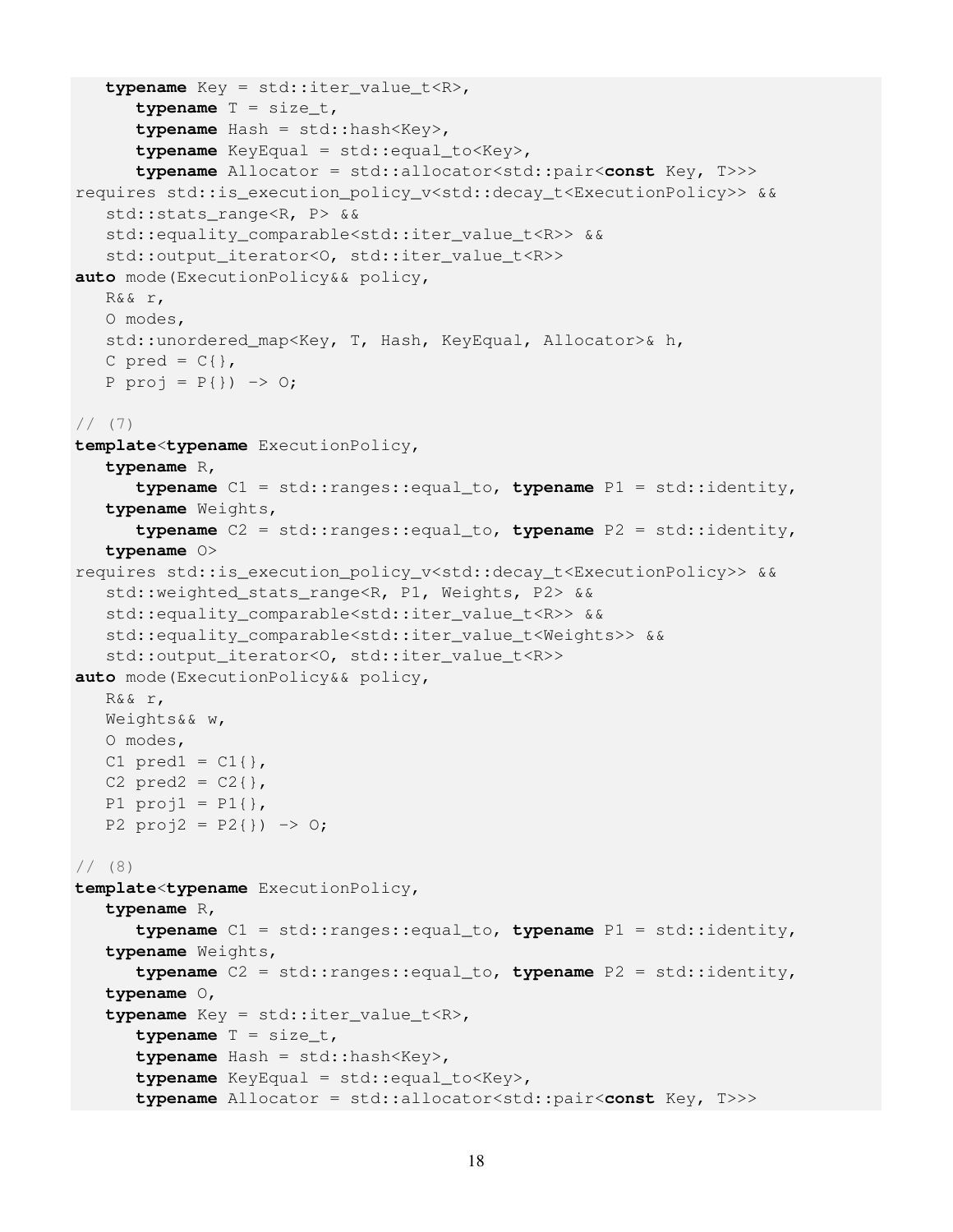```
   typename Key = std::iter_value_t<R>,
      typename T = size_t,
      typename Hash = std::hash<Key>,
      typename KeyEqual = std::equal_to<Key>,
      typename Allocator = std::allocator<std::pair<const Key, T>>>
requires std::is_execution_policy_v<std::decay_t<ExecutionPolicy>> &&
   std::stats_range<R, P> &&
   std::equality_comparable<std::iter_value_t<R>> &&
   std::output_iterator<O, std::iter_value_t<R>>
auto mode(ExecutionPolicy&& policy,
   R&& r,
   O modes,
   std::unordered_map<Key, T, Hash, KeyEqual, Allocator>& h,
   C pred = C{},
   P proj = P{}) -> O;

// (7)
template<typename ExecutionPolicy,
   typename R,
      typename C1 = std::ranges::equal_to, typename P1 = std::identity,
   typename Weights,
      typename C2 = std::ranges::equal_to, typename P2 = std::identity,
   typename O>
requires std::is_execution_policy_v<std::decay_t<ExecutionPolicy>> &&
   std::weighted_stats_range<R, P1, Weights, P2> &&
   std::equality_comparable<std::iter_value_t<R>> &&
   std::equality_comparable<std::iter_value_t<Weights>> &&
   std::output_iterator<O, std::iter_value_t<R>>
auto mode(ExecutionPolicy&& policy,
   R&& r,
   Weights&& w,
   O modes,
   C1 pred1 = C1{},
   C2 pred2 = C2{},
   P1 proj1 = P1{},
   P2 proj2 = P2{}) -> O;

// (8)
template<typename ExecutionPolicy,
   typename R,
      typename C1 = std::ranges::equal_to, typename P1 = std::identity,
   typename Weights,
      typename C2 = std::ranges::equal_to, typename P2 = std::identity,
   typename O,
   typename Key = std::iter_value_t<R>,
      typename T = size_t,
      typename Hash = std::hash<Key>,
      typename KeyEqual = std::equal_to<Key>,
      typename Allocator = std::allocator<std::pair<const Key, T>>>
```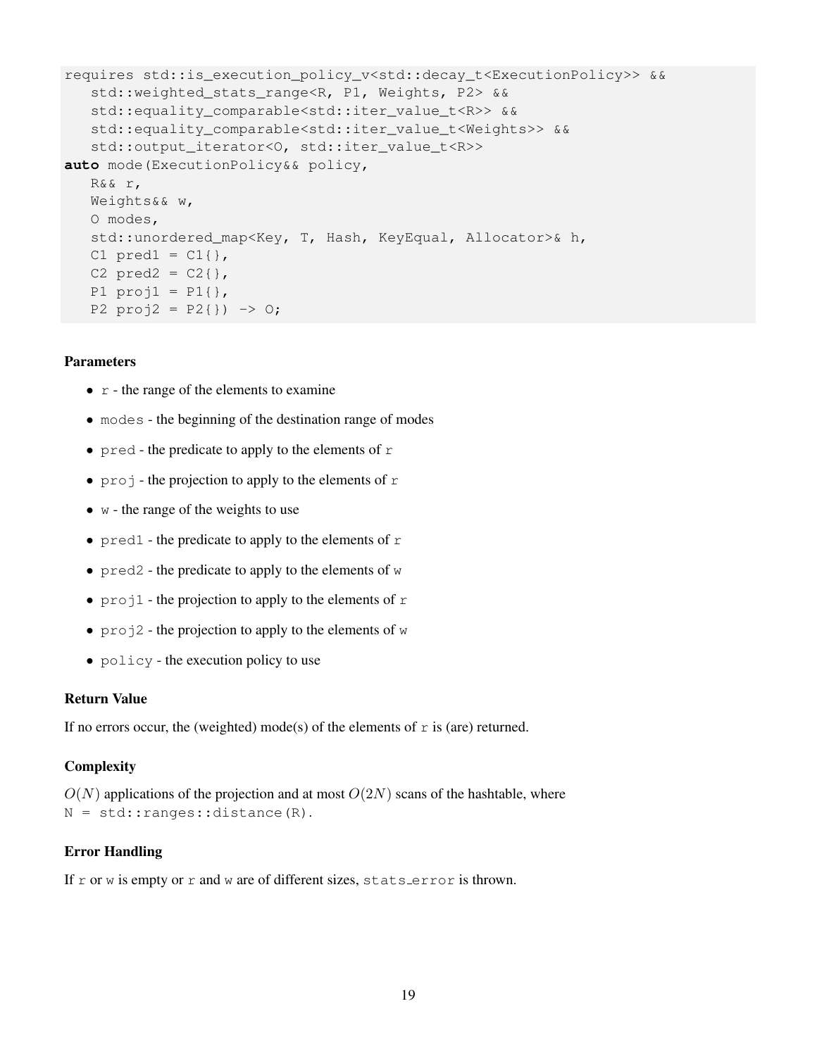```
requires std::is_execution_policy_v<std::decay_t<ExecutionPolicy>> &&
   std::weighted_stats_range<R, P1, Weights, P2> &&
   std::equality_comparable<std::iter_value_t<R>> &&
   std::equality_comparable<std::iter_value_t<Weights>> &&
   std::output_iterator<O, std::iter_value_t<R>>
auto mode(ExecutionPolicy&& policy,
   R&& r,
   Weights&& w,
   O modes,
   std::unordered_map<Key, T, Hash, KeyEqual, Allocator>& h,
   C1 pred1 = C1{},
   C2 pred2 = C2{},
   P1 proj1 = P1{},
   P2 proj2 = P2{}) -> O;
```

#### Parameters

- `r` - the range of the elements to examine
- `modes` - the beginning of the destination range of modes
- `pred` - the predicate to apply to the elements of `r`
- `proj` - the projection to apply to the elements of `r`
- `w` - the range of the weights to use
- `pred1` - the predicate to apply to the elements of `r`
- `pred2` - the predicate to apply to the elements of `w`
- `proj1` - the projection to apply to the elements of `r`
- `proj2` - the projection to apply to the elements of `w`
- `policy` - the execution policy to use

#### Return Value

If no errors occur, the (weighted) mode(s) of the elements of `r` is (are) returned.

#### Complexity

$O(N)$ applications of the projection and at most $O(2N)$ scans of the hashtable, where `N = std::ranges::distance(R)`.

#### Error Handling

If `r` or `w` is empty or `r` and `w` are of different sizes, `stats_error` is thrown.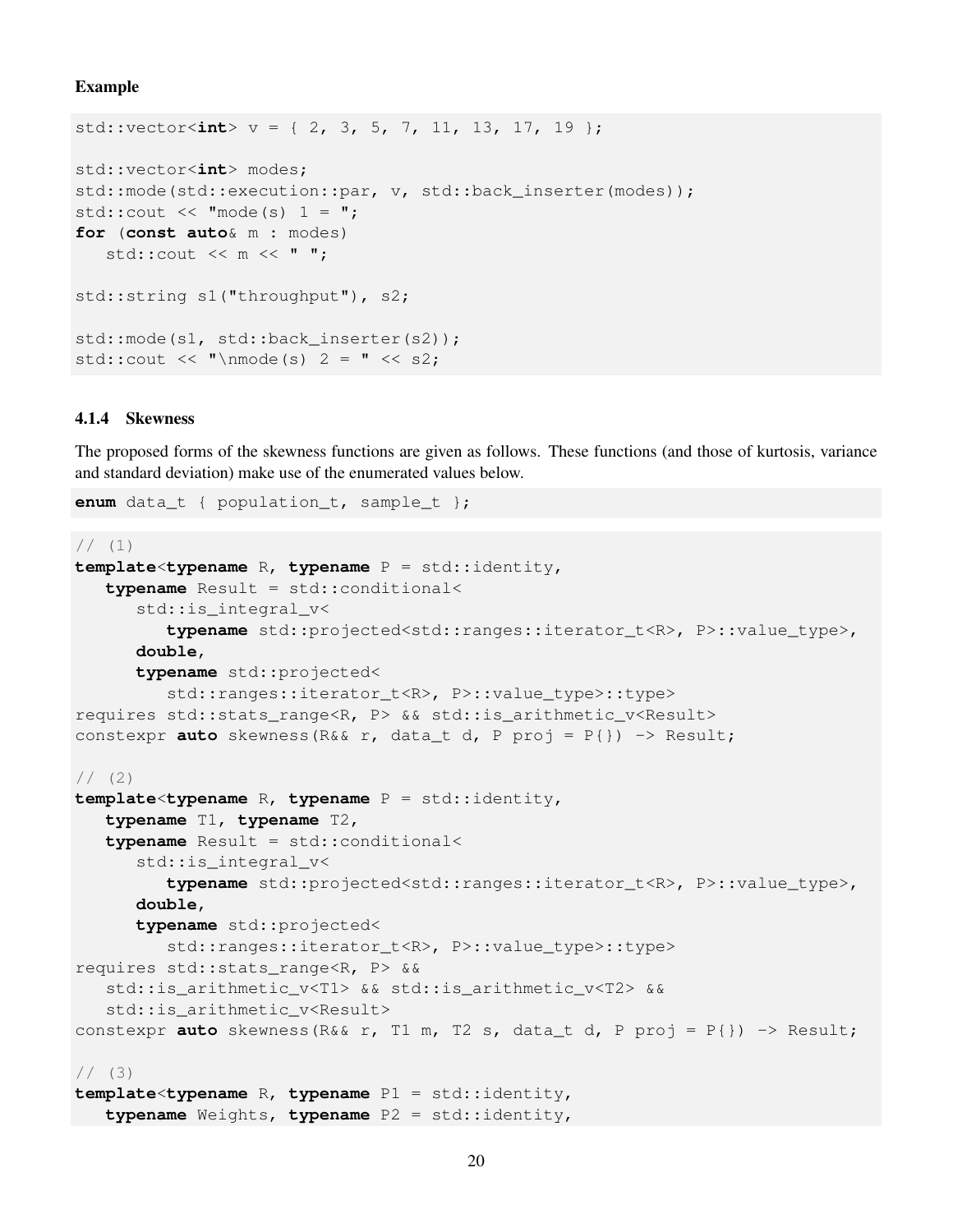**Example**

```
std::vector<int> v = { 2, 3, 5, 7, 11, 13, 17, 19 };

std::vector<int> modes;
std::mode(std::execution::par, v, std::back_inserter(modes));
std::cout << "mode(s) 1 = ";
for (const auto& m : modes)
   std::cout << m << " ";

std::string s1("throughput"), s2;

std::mode(s1, std::back_inserter(s2));
std::cout << "\nmode(s) 2 = " << s2;
```

### 4.1.4 Skewness

The proposed forms of the skewness functions are given as follows. These functions (and those of kurtosis, variance and standard deviation) make use of the enumerated values below.

```
enum data_t { population_t, sample_t };
```

```
// (1)
template<typename R, typename P = std::identity,
   typename Result = std::conditional<
      std::is_integral_v<
         typename std::projected<std::ranges::iterator_t<R>, P>::value_type>,
      double,
      typename std::projected<
         std::ranges::iterator_t<R>, P>::value_type>::type>
requires std::stats_range<R, P> && std::is_arithmetic_v<Result>
constexpr auto skewness(R&& r, data_t d, P proj = P{}) -> Result;

// (2)
template<typename R, typename P = std::identity,
   typename T1, typename T2,
   typename Result = std::conditional<
      std::is_integral_v<
         typename std::projected<std::ranges::iterator_t<R>, P>::value_type>,
      double,
      typename std::projected<
         std::ranges::iterator_t<R>, P>::value_type>::type>
requires std::stats_range<R, P> &&
   std::is_arithmetic_v<T1> && std::is_arithmetic_v<T2> &&
   std::is_arithmetic_v<Result>
constexpr auto skewness(R&& r, T1 m, T2 s, data_t d, P proj = P{}) -> Result;

// (3)
template<typename R, typename P1 = std::identity,
   typename Weights, typename P2 = std::identity,
```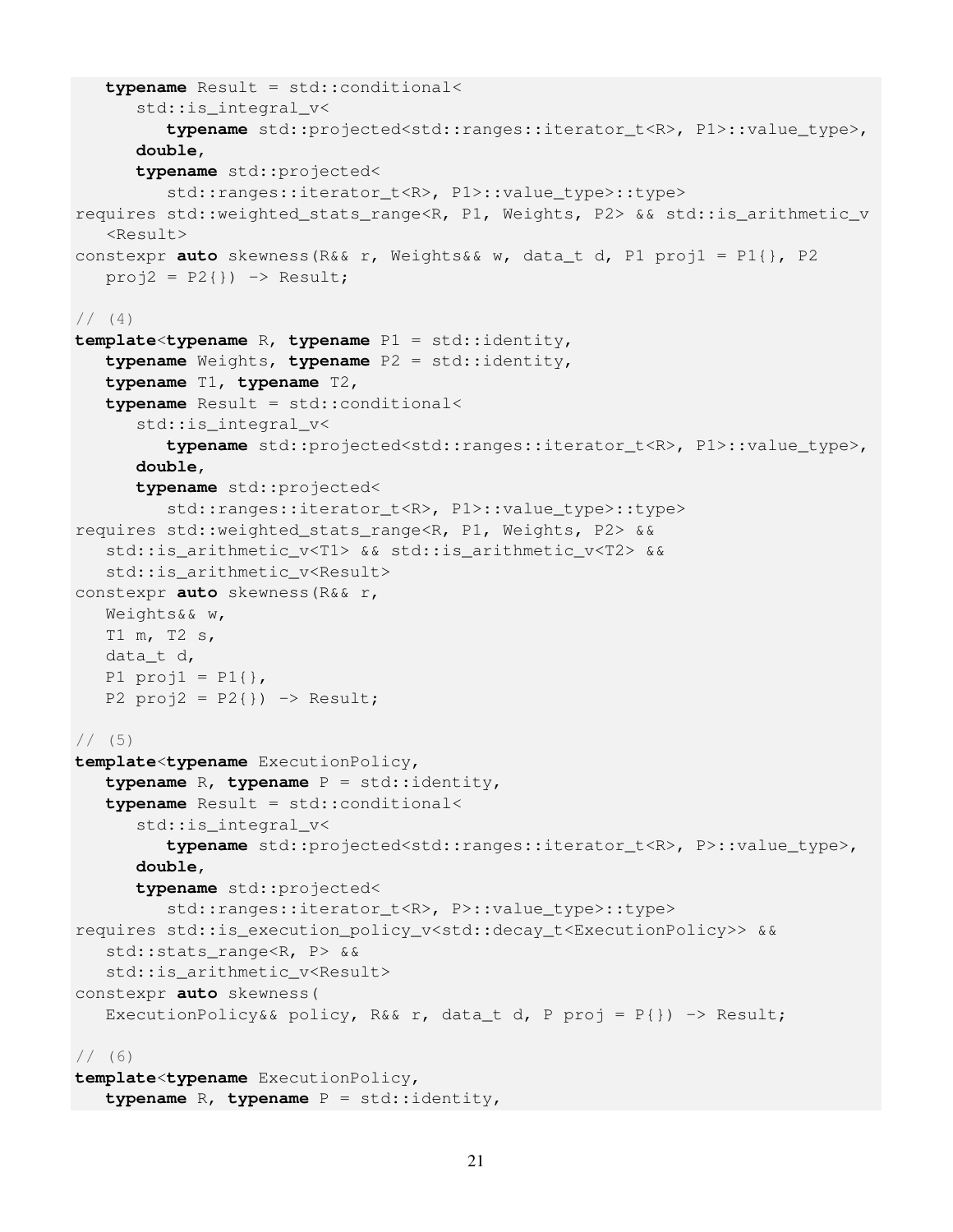```
   typename Result = std::conditional<
      std::is_integral_v<
         typename std::projected<std::ranges::iterator_t<R>, P1>::value_type>,
      double,
      typename std::projected<
         std::ranges::iterator_t<R>, P1>::value_type>::type>
requires std::weighted_stats_range<R, P1, Weights, P2> && std::is_arithmetic_v
   <Result>
constexpr auto skewness(R&& r, Weights&& w, data_t d, P1 proj1 = P1{}, P2
   proj2 = P2{}) -> Result;

// (4)
template<typename R, typename P1 = std::identity,
   typename Weights, typename P2 = std::identity,
   typename T1, typename T2,
   typename Result = std::conditional<
      std::is_integral_v<
         typename std::projected<std::ranges::iterator_t<R>, P1>::value_type>,
      double,
      typename std::projected<
         std::ranges::iterator_t<R>, P1>::value_type>::type>
requires std::weighted_stats_range<R, P1, Weights, P2> &&
   std::is_arithmetic_v<T1> && std::is_arithmetic_v<T2> &&
   std::is_arithmetic_v<Result>
constexpr auto skewness(R&& r,
   Weights&& w,
   T1 m, T2 s,
   data_t d,
   P1 proj1 = P1{},
   P2 proj2 = P2{}) -> Result;

// (5)
template<typename ExecutionPolicy,
   typename R, typename P = std::identity,
   typename Result = std::conditional<
      std::is_integral_v<
         typename std::projected<std::ranges::iterator_t<R>, P>::value_type>,
      double,
      typename std::projected<
         std::ranges::iterator_t<R>, P>::value_type>::type>
requires std::is_execution_policy_v<std::decay_t<ExecutionPolicy>> &&
   std::stats_range<R, P> &&
   std::is_arithmetic_v<Result>
constexpr auto skewness(
   ExecutionPolicy&& policy, R&& r, data_t d, P proj = P{}) -> Result;

// (6)
template<typename ExecutionPolicy,
   typename R, typename P = std::identity,
```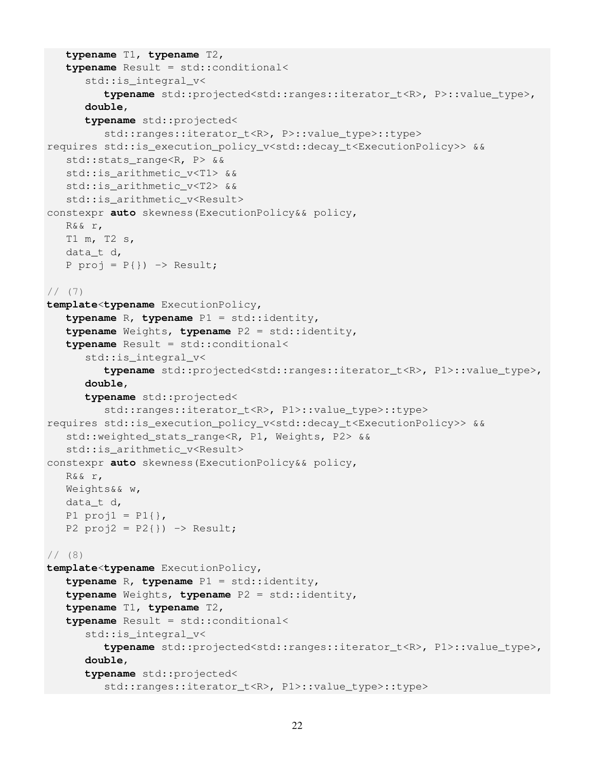```
   typename T1, typename T2,
   typename Result = std::conditional<
      std::is_integral_v<
         typename std::projected<std::ranges::iterator_t<R>, P>::value_type>,
      double,
      typename std::projected<
         std::ranges::iterator_t<R>, P>::value_type>::type>
requires std::is_execution_policy_v<std::decay_t<ExecutionPolicy>> &&
   std::stats_range<R, P> &&
   std::is_arithmetic_v<T1> &&
   std::is_arithmetic_v<T2> &&
   std::is_arithmetic_v<Result>
constexpr auto skewness(ExecutionPolicy&& policy,
   R&& r,
   T1 m, T2 s,
   data_t d,
   P proj = P{}) -> Result;

// (7)
template<typename ExecutionPolicy,
   typename R, typename P1 = std::identity,
   typename Weights, typename P2 = std::identity,
   typename Result = std::conditional<
      std::is_integral_v<
         typename std::projected<std::ranges::iterator_t<R>, P1>::value_type>,
      double,
      typename std::projected<
         std::ranges::iterator_t<R>, P1>::value_type>::type>
requires std::is_execution_policy_v<std::decay_t<ExecutionPolicy>> &&
   std::weighted_stats_range<R, P1, Weights, P2> &&
   std::is_arithmetic_v<Result>
constexpr auto skewness(ExecutionPolicy&& policy,
   R&& r,
   Weights&& w,
   data_t d,
   P1 proj1 = P1{},
   P2 proj2 = P2{}) -> Result;

// (8)
template<typename ExecutionPolicy,
   typename R, typename P1 = std::identity,
   typename Weights, typename P2 = std::identity,
   typename T1, typename T2,
   typename Result = std::conditional<
      std::is_integral_v<
         typename std::projected<std::ranges::iterator_t<R>, P1>::value_type>,
      double,
      typename std::projected<
         std::ranges::iterator_t<R>, P1>::value_type>::type>
```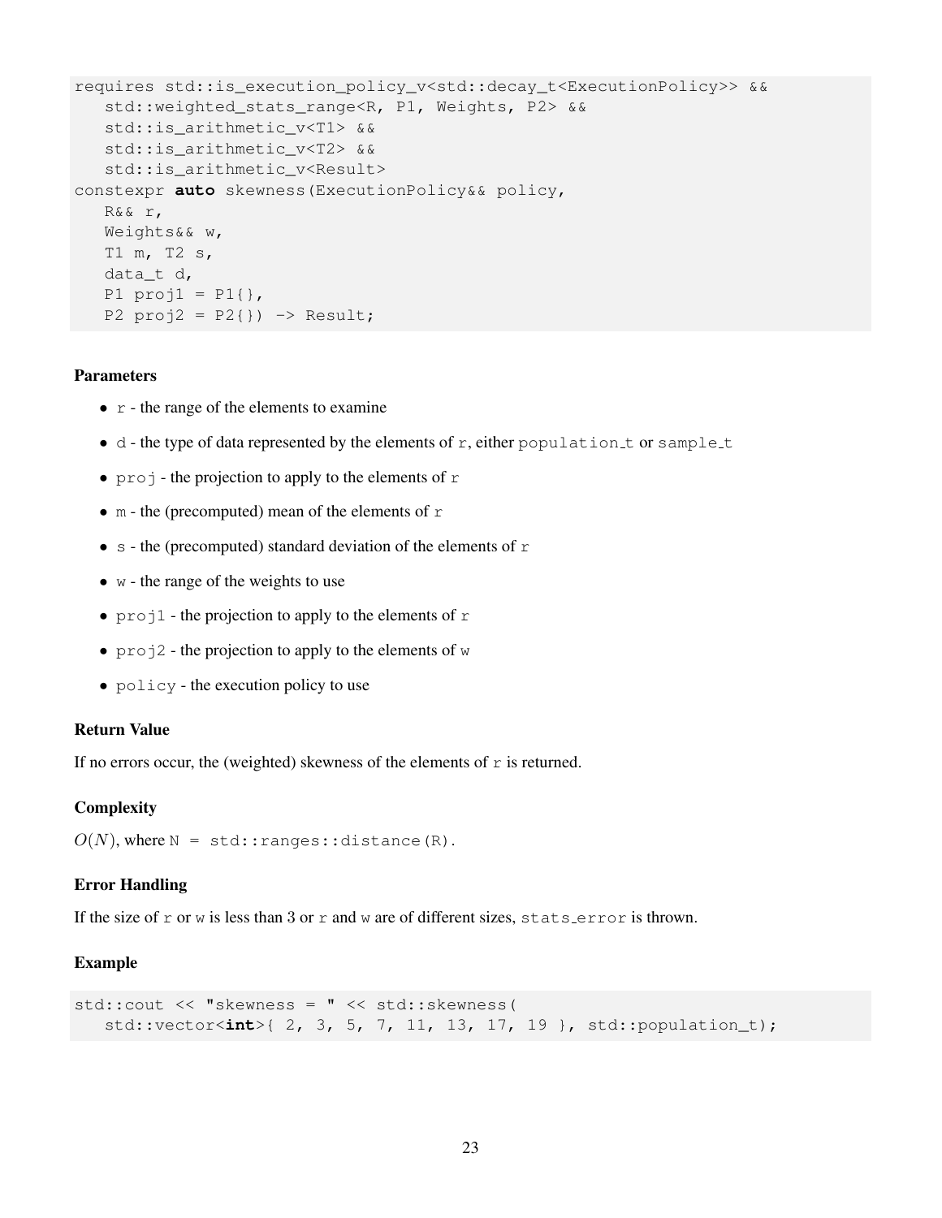```
requires std::is_execution_policy_v<std::decay_t<ExecutionPolicy>> &&
   std::weighted_stats_range<R, P1, Weights, P2> &&
   std::is_arithmetic_v<T1> &&
   std::is_arithmetic_v<T2> &&
   std::is_arithmetic_v<Result>
constexpr auto skewness(ExecutionPolicy&& policy,
   R&& r,
   Weights&& w,
   T1 m, T2 s,
   data_t d,
   P1 proj1 = P1{},
   P2 proj2 = P2{}) -> Result;
```

#### Parameters

- `r` - the range of the elements to examine
- `d` - the type of data represented by the elements of `r`, either `population_t` or `sample_t`
- `proj` - the projection to apply to the elements of `r`
- `m` - the (precomputed) mean of the elements of `r`
- `s` - the (precomputed) standard deviation of the elements of `r`
- `w` - the range of the weights to use
- `proj1` - the projection to apply to the elements of `r`
- `proj2` - the projection to apply to the elements of `w`
- `policy` - the execution policy to use

#### Return Value

If no errors occur, the (weighted) skewness of the elements of `r` is returned.

#### Complexity

$O(N)$, where `N = std::ranges::distance(R)`.

#### Error Handling

If the size of `r` or `w` is less than 3 or `r` and `w` are of different sizes, `stats_error` is thrown.

#### Example

```
std::cout << "skewness = " << std::skewness(
   std::vector<int>{ 2, 3, 5, 7, 11, 13, 17, 19 }, std::population_t);
```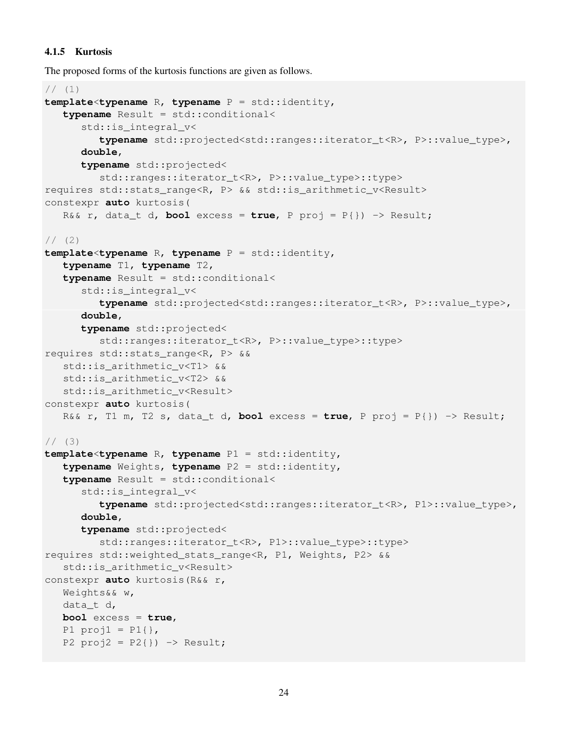### 4.1.5 Kurtosis

The proposed forms of the kurtosis functions are given as follows.

```
// (1)
template<typename R, typename P = std::identity,
   typename Result = std::conditional<
      std::is_integral_v<
         typename std::projected<std::ranges::iterator_t<R>, P>::value_type>,
      double,
      typename std::projected<
         std::ranges::iterator_t<R>, P>::value_type>::type>
requires std::stats_range<R, P> && std::is_arithmetic_v<Result>
constexpr auto kurtosis(
   R&& r, data_t d, bool excess = true, P proj = P{}) -> Result;

// (2)
template<typename R, typename P = std::identity,
   typename T1, typename T2,
   typename Result = std::conditional<
      std::is_integral_v<
         typename std::projected<std::ranges::iterator_t<R>, P>::value_type>,
      double,
      typename std::projected<
         std::ranges::iterator_t<R>, P>::value_type>::type>
requires std::stats_range<R, P> &&
   std::is_arithmetic_v<T1> &&
   std::is_arithmetic_v<T2> &&
   std::is_arithmetic_v<Result>
constexpr auto kurtosis(
   R&& r, T1 m, T2 s, data_t d, bool excess = true, P proj = P{}) -> Result;

// (3)
template<typename R, typename P1 = std::identity,
   typename Weights, typename P2 = std::identity,
   typename Result = std::conditional<
      std::is_integral_v<
         typename std::projected<std::ranges::iterator_t<R>, P1>::value_type>,
      double,
      typename std::projected<
         std::ranges::iterator_t<R>, P1>::value_type>::type>
requires std::weighted_stats_range<R, P1, Weights, P2> &&
   std::is_arithmetic_v<Result>
constexpr auto kurtosis(R&& r,
   Weights&& w,
   data_t d,
   bool excess = true,
   P1 proj1 = P1{},
   P2 proj2 = P2{}) -> Result;
```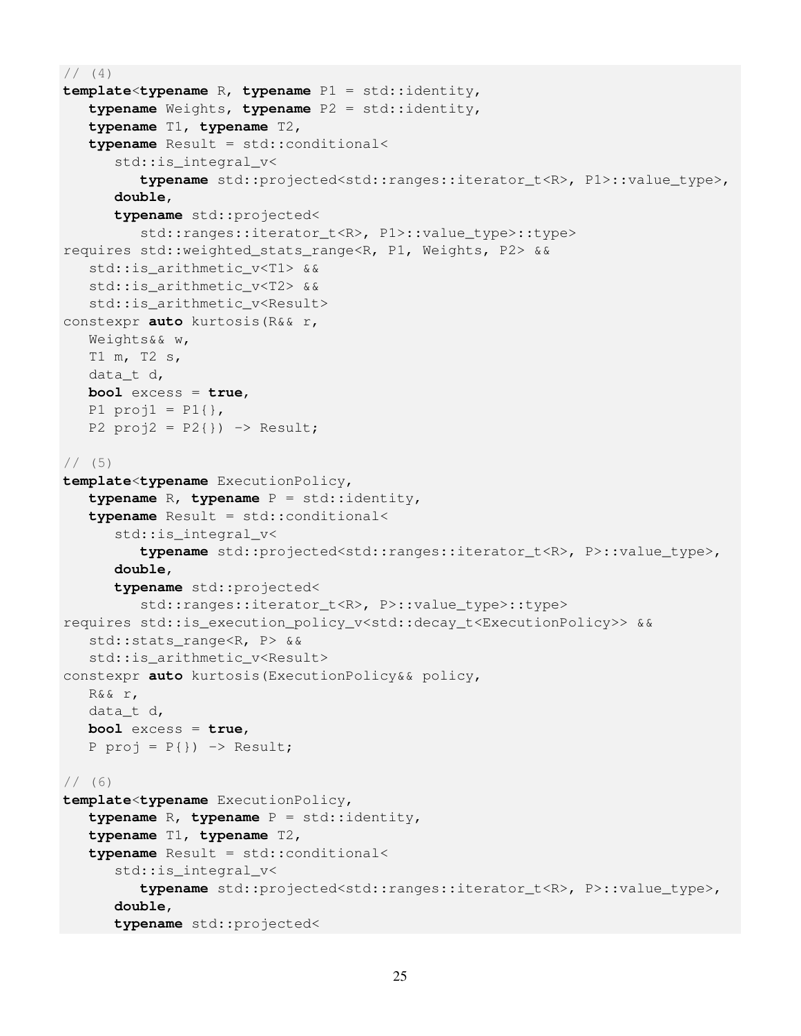```
// (4)
template<typename R, typename P1 = std::identity,
   typename Weights, typename P2 = std::identity,
   typename T1, typename T2,
   typename Result = std::conditional<
      std::is_integral_v<
         typename std::projected<std::ranges::iterator_t<R>, P1>::value_type>,
      double,
      typename std::projected<
         std::ranges::iterator_t<R>, P1>::value_type>::type>
requires std::weighted_stats_range<R, P1, Weights, P2> &&
   std::is_arithmetic_v<T1> &&
   std::is_arithmetic_v<T2> &&
   std::is_arithmetic_v<Result>
constexpr auto kurtosis(R&& r,
   Weights&& w,
   T1 m, T2 s,
   data_t d,
   bool excess = true,
   P1 proj1 = P1{},
   P2 proj2 = P2{}) -> Result;

// (5)
template<typename ExecutionPolicy,
   typename R, typename P = std::identity,
   typename Result = std::conditional<
      std::is_integral_v<
         typename std::projected<std::ranges::iterator_t<R>, P>::value_type>,
      double,
      typename std::projected<
         std::ranges::iterator_t<R>, P>::value_type>::type>
requires std::is_execution_policy_v<std::decay_t<ExecutionPolicy>> &&
   std::stats_range<R, P> &&
   std::is_arithmetic_v<Result>
constexpr auto kurtosis(ExecutionPolicy&& policy,
   R&& r,
   data_t d,
   bool excess = true,
   P proj = P{}) -> Result;

// (6)
template<typename ExecutionPolicy,
   typename R, typename P = std::identity,
   typename T1, typename T2,
   typename Result = std::conditional<
      std::is_integral_v<
         typename std::projected<std::ranges::iterator_t<R>, P>::value_type>,
      double,
      typename std::projected<
```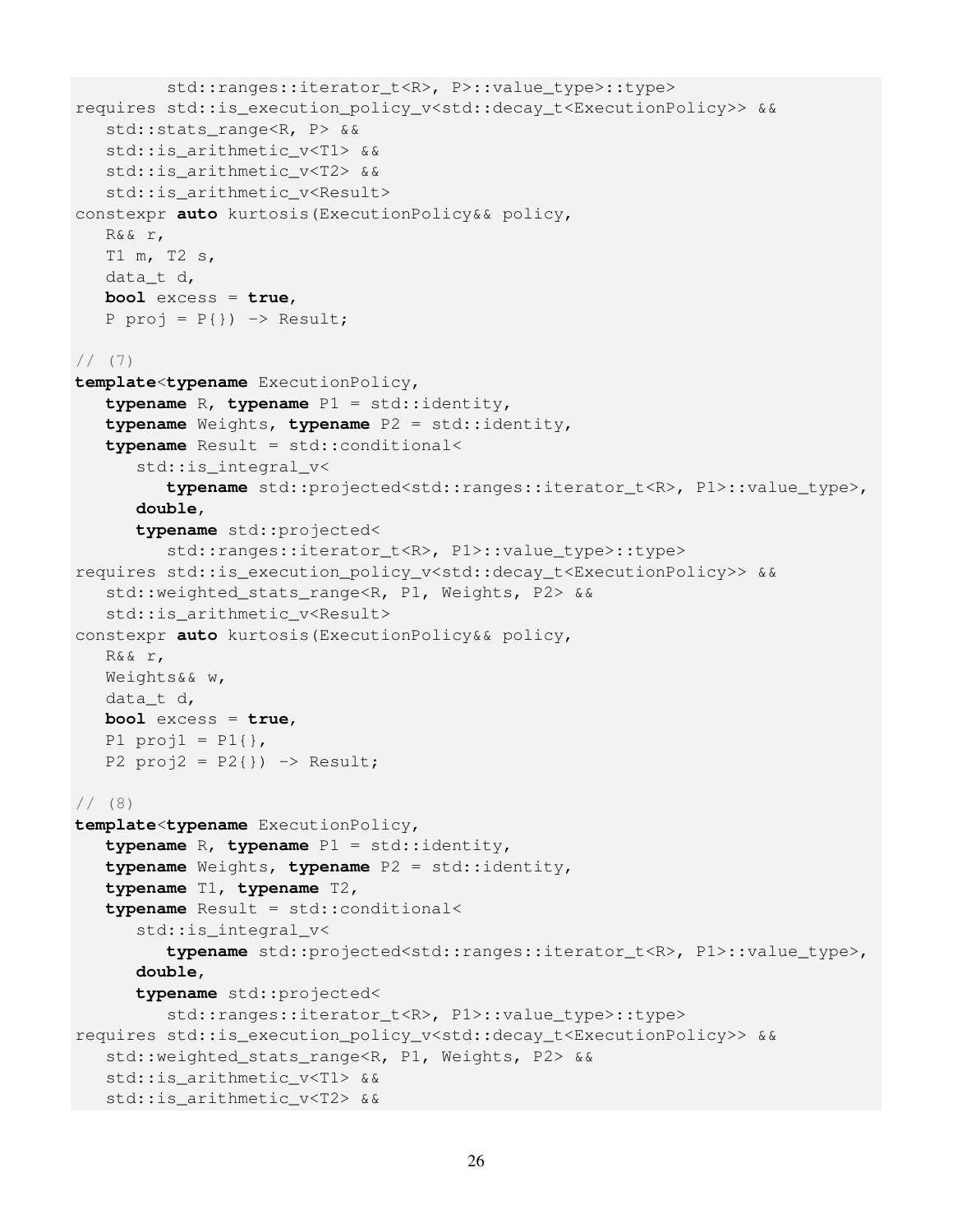```
         std::ranges::iterator_t<R>, P>::value_type>::type>
requires std::is_execution_policy_v<std::decay_t<ExecutionPolicy>> &&
   std::stats_range<R, P> &&
   std::is_arithmetic_v<T1> &&
   std::is_arithmetic_v<T2> &&
   std::is_arithmetic_v<Result>
constexpr auto kurtosis(ExecutionPolicy&& policy,
   R&& r,
   T1 m, T2 s,
   data_t d,
   bool excess = true,
   P proj = P{}) -> Result;

// (7)
template<typename ExecutionPolicy,
   typename R, typename P1 = std::identity,
   typename Weights, typename P2 = std::identity,
   typename Result = std::conditional<
      std::is_integral_v<
         typename std::projected<std::ranges::iterator_t<R>, P1>::value_type>,
      double,
      typename std::projected<
         std::ranges::iterator_t<R>, P1>::value_type>::type>
requires std::is_execution_policy_v<std::decay_t<ExecutionPolicy>> &&
   std::weighted_stats_range<R, P1, Weights, P2> &&
   std::is_arithmetic_v<Result>
constexpr auto kurtosis(ExecutionPolicy&& policy,
   R&& r,
   Weights&& w,
   data_t d,
   bool excess = true,
   P1 proj1 = P1{},
   P2 proj2 = P2{}) -> Result;

// (8)
template<typename ExecutionPolicy,
   typename R, typename P1 = std::identity,
   typename Weights, typename P2 = std::identity,
   typename T1, typename T2,
   typename Result = std::conditional<
      std::is_integral_v<
         typename std::projected<std::ranges::iterator_t<R>, P1>::value_type>,
      double,
      typename std::projected<
         std::ranges::iterator_t<R>, P1>::value_type>::type>
requires std::is_execution_policy_v<std::decay_t<ExecutionPolicy>> &&
   std::weighted_stats_range<R, P1, Weights, P2> &&
   std::is_arithmetic_v<T1> &&
   std::is_arithmetic_v<T2> &&
```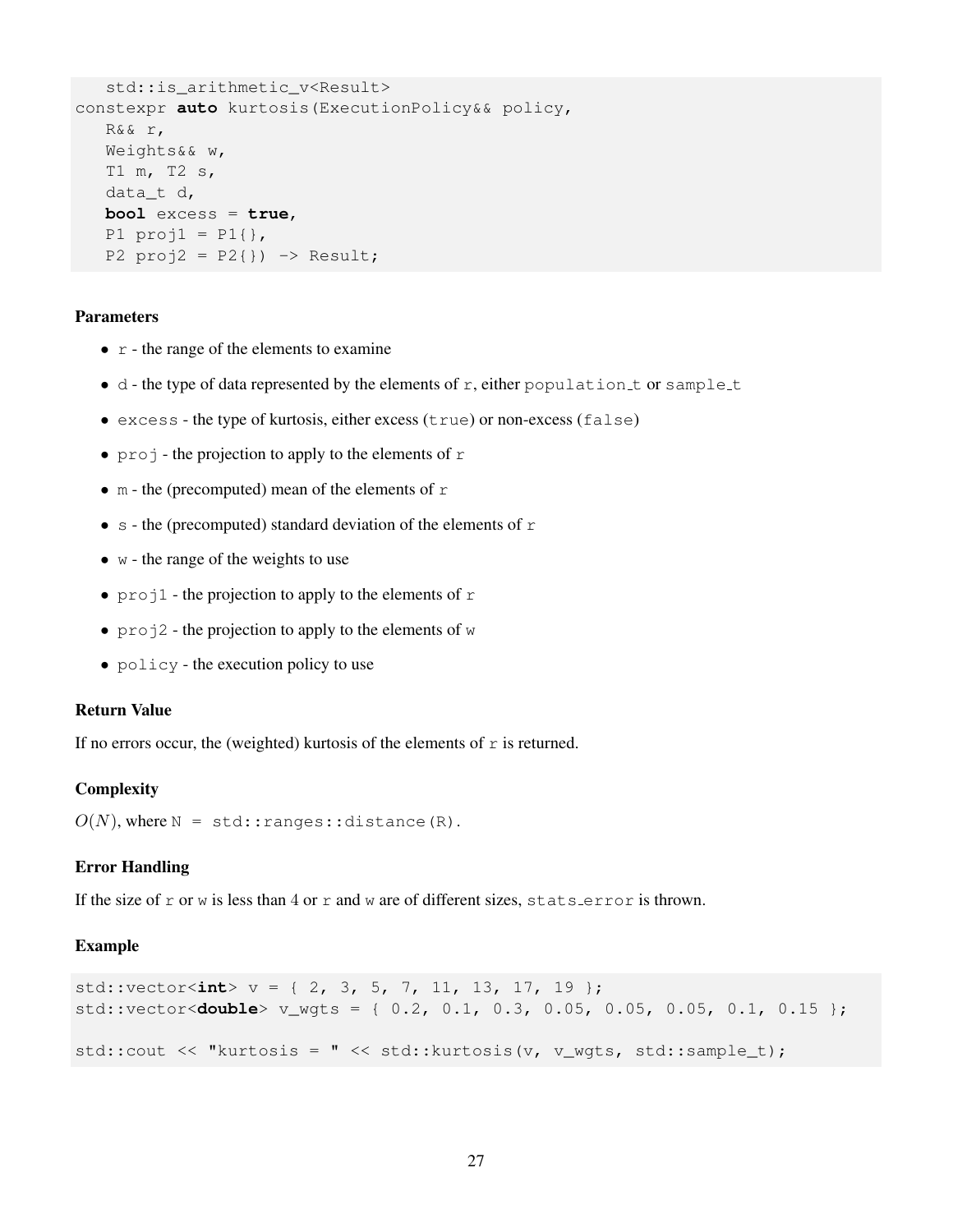```
   std::is_arithmetic_v<Result>
constexpr auto kurtosis(ExecutionPolicy&& policy,
   R&& r,
   Weights&& w,
   T1 m, T2 s,
   data_t d,
   bool excess = true,
   P1 proj1 = P1{},
   P2 proj2 = P2{}) -> Result;
```

### Parameters

- `r` - the range of the elements to examine
- `d` - the type of data represented by the elements of `r`, either `population_t` or `sample_t`
- `excess` - the type of kurtosis, either excess (`true`) or non-excess (`false`)
- `proj` - the projection to apply to the elements of `r`
- `m` - the (precomputed) mean of the elements of `r`
- `s` - the (precomputed) standard deviation of the elements of `r`
- `w` - the range of the weights to use
- `proj1` - the projection to apply to the elements of `r`
- `proj2` - the projection to apply to the elements of `w`
- `policy` - the execution policy to use

### Return Value

If no errors occur, the (weighted) kurtosis of the elements of `r` is returned.

### Complexity

$O(N)$, where `N = std::ranges::distance(R)`.

### Error Handling

If the size of `r` or `w` is less than 4 or `r` and `w` are of different sizes, `stats_error` is thrown.

### Example

```
std::vector<int> v = { 2, 3, 5, 7, 11, 13, 17, 19 };
std::vector<double> v_wgts = { 0.2, 0.1, 0.3, 0.05, 0.05, 0.05, 0.1, 0.15 };

std::cout << "kurtosis = " << std::kurtosis(v, v_wgts, std::sample_t);
```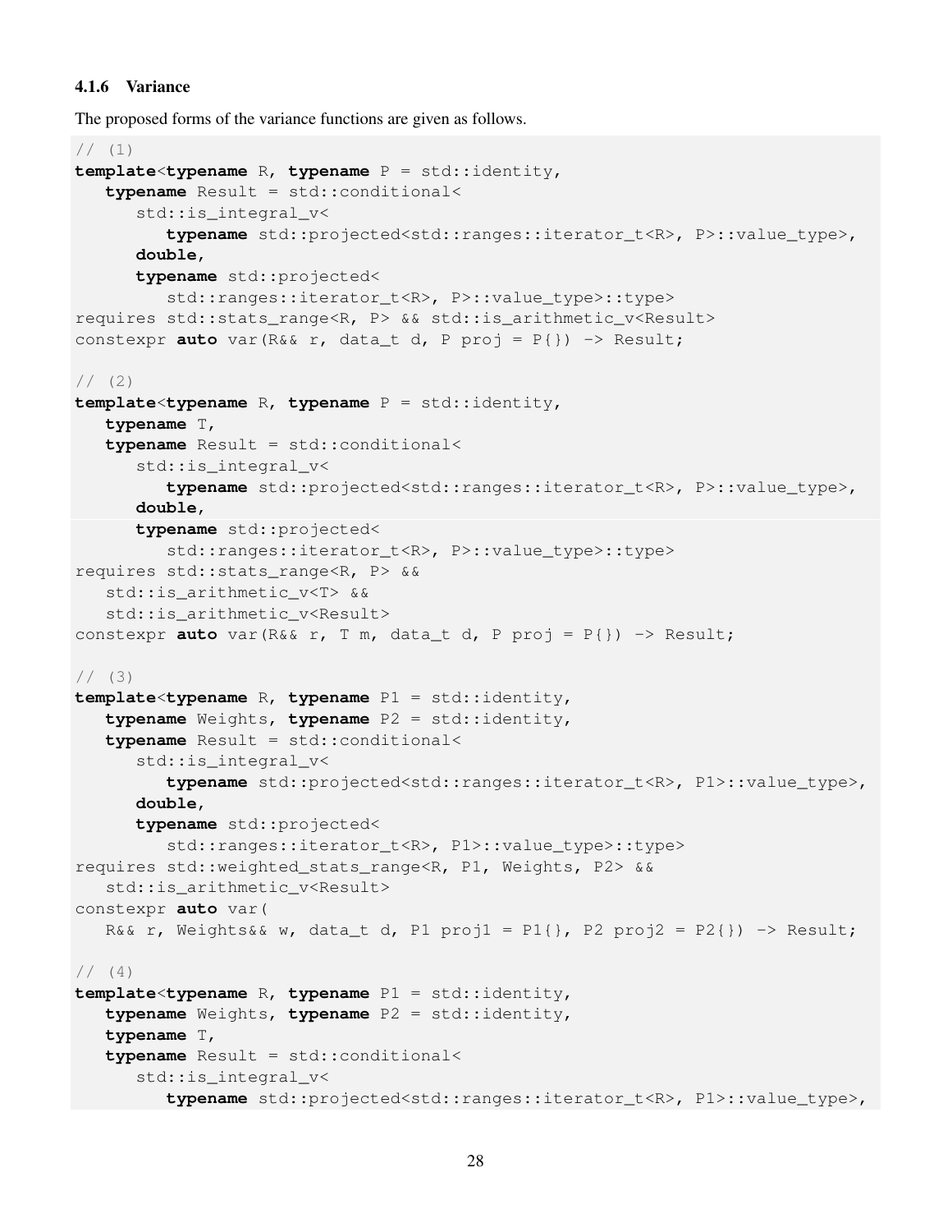#### 4.1.6 Variance

The proposed forms of the variance functions are given as follows.

```
// (1)
template<typename R, typename P = std::identity,
   typename Result = std::conditional<
      std::is_integral_v<
         typename std::projected<std::ranges::iterator_t<R>, P>::value_type>,
      double,
      typename std::projected<
         std::ranges::iterator_t<R>, P>::value_type>::type>
requires std::stats_range<R, P> && std::is_arithmetic_v<Result>
constexpr auto var(R&& r, data_t d, P proj = P{}) -> Result;

// (2)
template<typename R, typename P = std::identity,
   typename T,
   typename Result = std::conditional<
      std::is_integral_v<
         typename std::projected<std::ranges::iterator_t<R>, P>::value_type>,
      double,
      typename std::projected<
         std::ranges::iterator_t<R>, P>::value_type>::type>
requires std::stats_range<R, P> &&
   std::is_arithmetic_v<T> &&
   std::is_arithmetic_v<Result>
constexpr auto var(R&& r, T m, data_t d, P proj = P{}) -> Result;

// (3)
template<typename R, typename P1 = std::identity,
   typename Weights, typename P2 = std::identity,
   typename Result = std::conditional<
      std::is_integral_v<
         typename std::projected<std::ranges::iterator_t<R>, P1>::value_type>,
      double,
      typename std::projected<
         std::ranges::iterator_t<R>, P1>::value_type>::type>
requires std::weighted_stats_range<R, P1, Weights, P2> &&
   std::is_arithmetic_v<Result>
constexpr auto var(
   R&& r, Weights&& w, data_t d, P1 proj1 = P1{}, P2 proj2 = P2{}) -> Result;

// (4)
template<typename R, typename P1 = std::identity,
   typename Weights, typename P2 = std::identity,
   typename T,
   typename Result = std::conditional<
      std::is_integral_v<
         typename std::projected<std::ranges::iterator_t<R>, P1>::value_type>,
```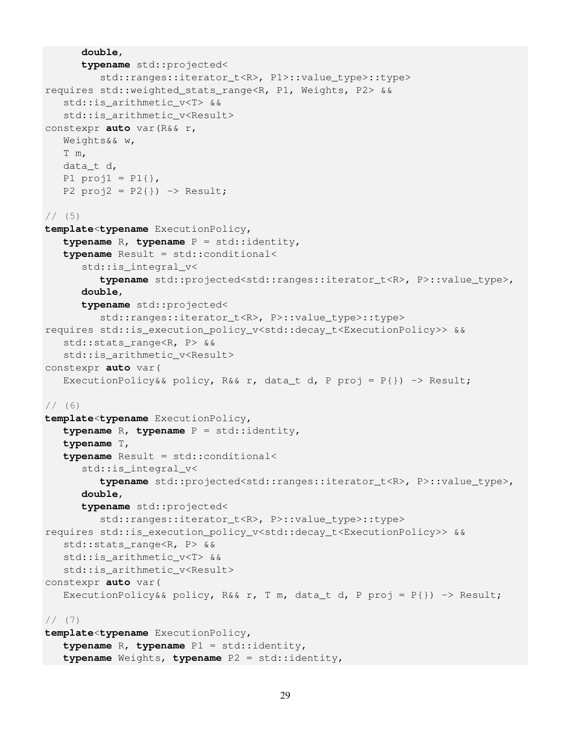```
      double,
      typename std::projected<
         std::ranges::iterator_t<R>, P1>::value_type>::type>
requires std::weighted_stats_range<R, P1, Weights, P2> &&
   std::is_arithmetic_v<T> &&
   std::is_arithmetic_v<Result>
constexpr auto var(R&& r,
   Weights&& w,
   T m,
   data_t d,
   P1 proj1 = P1{},
   P2 proj2 = P2{}) -> Result;

// (5)
template<typename ExecutionPolicy,
   typename R, typename P = std::identity,
   typename Result = std::conditional<
      std::is_integral_v<
         typename std::projected<std::ranges::iterator_t<R>, P>::value_type>,
      double,
      typename std::projected<
         std::ranges::iterator_t<R>, P>::value_type>::type>
requires std::is_execution_policy_v<std::decay_t<ExecutionPolicy>> &&
   std::stats_range<R, P> &&
   std::is_arithmetic_v<Result>
constexpr auto var(
   ExecutionPolicy&& policy, R&& r, data_t d, P proj = P{}) -> Result;

// (6)
template<typename ExecutionPolicy,
   typename R, typename P = std::identity,
   typename T,
   typename Result = std::conditional<
      std::is_integral_v<
         typename std::projected<std::ranges::iterator_t<R>, P>::value_type>,
      double,
      typename std::projected<
         std::ranges::iterator_t<R>, P>::value_type>::type>
requires std::is_execution_policy_v<std::decay_t<ExecutionPolicy>> &&
   std::stats_range<R, P> &&
   std::is_arithmetic_v<T> &&
   std::is_arithmetic_v<Result>
constexpr auto var(
   ExecutionPolicy&& policy, R&& r, T m, data_t d, P proj = P{}) -> Result;

// (7)
template<typename ExecutionPolicy,
   typename R, typename P1 = std::identity,
   typename Weights, typename P2 = std::identity,
```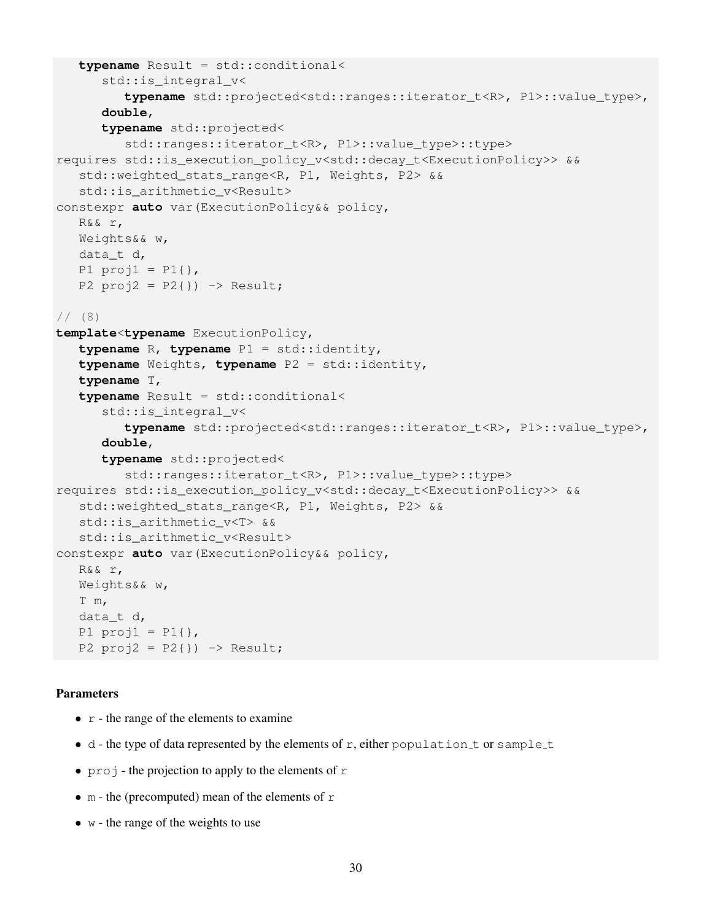```
   typename Result = std::conditional<
      std::is_integral_v<
         typename std::projected<std::ranges::iterator_t<R>, P1>::value_type>,
      double,
      typename std::projected<
         std::ranges::iterator_t<R>, P1>::value_type>::type>
requires std::is_execution_policy_v<std::decay_t<ExecutionPolicy>> &&
   std::weighted_stats_range<R, P1, Weights, P2> &&
   std::is_arithmetic_v<Result>
constexpr auto var(ExecutionPolicy&& policy,
   R&& r,
   Weights&& w,
   data_t d,
   P1 proj1 = P1{},
   P2 proj2 = P2{}) -> Result;

// (8)
template<typename ExecutionPolicy,
   typename R, typename P1 = std::identity,
   typename Weights, typename P2 = std::identity,
   typename T,
   typename Result = std::conditional<
      std::is_integral_v<
         typename std::projected<std::ranges::iterator_t<R>, P1>::value_type>,
      double,
      typename std::projected<
         std::ranges::iterator_t<R>, P1>::value_type>::type>
requires std::is_execution_policy_v<std::decay_t<ExecutionPolicy>> &&
   std::weighted_stats_range<R, P1, Weights, P2> &&
   std::is_arithmetic_v<T> &&
   std::is_arithmetic_v<Result>
constexpr auto var(ExecutionPolicy&& policy,
   R&& r,
   Weights&& w,
   T m,
   data_t d,
   P1 proj1 = P1{},
   P2 proj2 = P2{}) -> Result;
```

#### Parameters

- `r` - the range of the elements to examine
- `d` - the type of data represented by the elements of `r`, either `population_t` or `sample_t`
- `proj` - the projection to apply to the elements of `r`
- `m` - the (precomputed) mean of the elements of `r`
- `w` - the range of the weights to use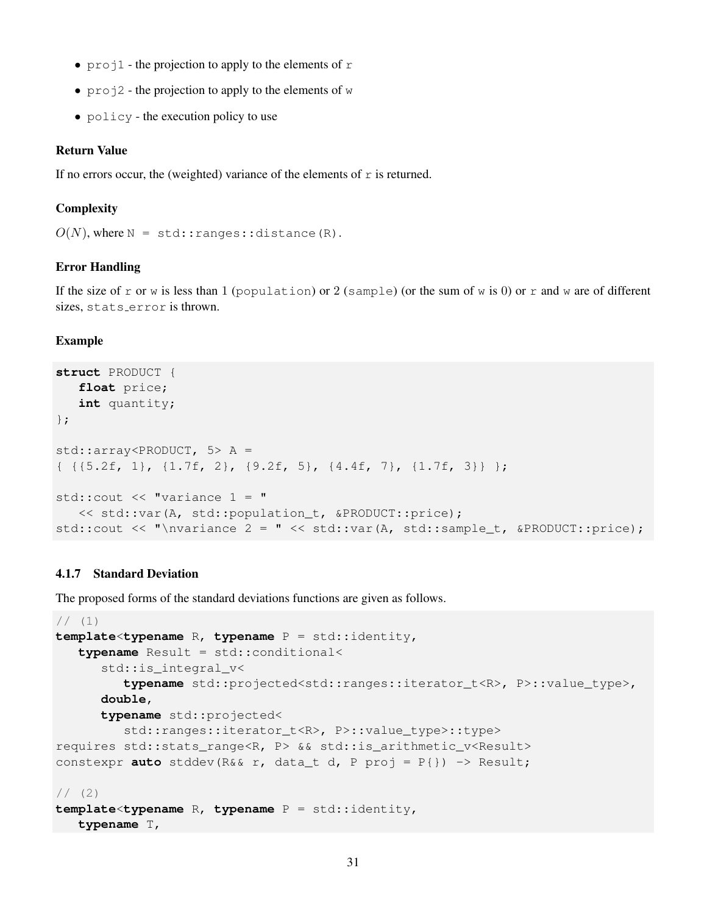- `proj1` - the projection to apply to the elements of `r`
- `proj2` - the projection to apply to the elements of `w`
- `policy` - the execution policy to use

#### Return Value

If no errors occur, the (weighted) variance of the elements of `r` is returned.

#### Complexity

$O(N)$, where `N = std::ranges::distance(R)`.

#### Error Handling

If the size of `r` or `w` is less than 1 (`population`) or 2 (`sample`) (or the sum of `w` is 0) or `r` and `w` are of different sizes, `stats_error` is thrown.

#### Example

```
struct PRODUCT {
   float price;
   int quantity;
};

std::array<PRODUCT, 5> A =
{ {{5.2f, 1}, {1.7f, 2}, {9.2f, 5}, {4.4f, 7}, {1.7f, 3}} };

std::cout << "variance 1 = "
   << std::var(A, std::population_t, &PRODUCT::price);
std::cout << "\nvariance 2 = " << std::var(A, std::sample_t, &PRODUCT::price);
```

### 4.1.7 Standard Deviation

The proposed forms of the standard deviations functions are given as follows.

```
// (1)
template<typename R, typename P = std::identity,
   typename Result = std::conditional<
      std::is_integral_v<
         typename std::projected<std::ranges::iterator_t<R>, P>::value_type>,
      double,
      typename std::projected<
         std::ranges::iterator_t<R>, P>::value_type>::type>
requires std::stats_range<R, P> && std::is_arithmetic_v<Result>
constexpr auto stddev(R&& r, data_t d, P proj = P{}) -> Result;

// (2)
template<typename R, typename P = std::identity,
   typename T,
```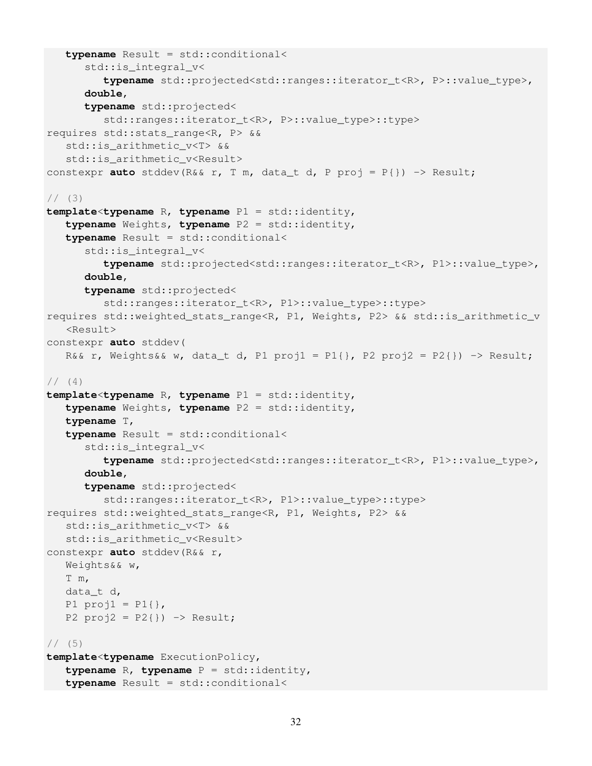```
   typename Result = std::conditional<
      std::is_integral_v<
         typename std::projected<std::ranges::iterator_t<R>, P>::value_type>,
      double,
      typename std::projected<
         std::ranges::iterator_t<R>, P>::value_type>::type>
requires std::stats_range<R, P> &&
   std::is_arithmetic_v<T> &&
   std::is_arithmetic_v<Result>
constexpr auto stddev(R&& r, T m, data_t d, P proj = P{}) -> Result;

// (3)
template<typename R, typename P1 = std::identity,
   typename Weights, typename P2 = std::identity,
   typename Result = std::conditional<
      std::is_integral_v<
         typename std::projected<std::ranges::iterator_t<R>, P1>::value_type>,
      double,
      typename std::projected<
         std::ranges::iterator_t<R>, P1>::value_type>::type>
requires std::weighted_stats_range<R, P1, Weights, P2> && std::is_arithmetic_v
   <Result>
constexpr auto stddev(
   R&& r, Weights&& w, data_t d, P1 proj1 = P1{}, P2 proj2 = P2{}) -> Result;

// (4)
template<typename R, typename P1 = std::identity,
   typename Weights, typename P2 = std::identity,
   typename T,
   typename Result = std::conditional<
      std::is_integral_v<
         typename std::projected<std::ranges::iterator_t<R>, P1>::value_type>,
      double,
      typename std::projected<
         std::ranges::iterator_t<R>, P1>::value_type>::type>
requires std::weighted_stats_range<R, P1, Weights, P2> &&
   std::is_arithmetic_v<T> &&
   std::is_arithmetic_v<Result>
constexpr auto stddev(R&& r,
   Weights&& w,
   T m,
   data_t d,
   P1 proj1 = P1{},
   P2 proj2 = P2{}) -> Result;

// (5)
template<typename ExecutionPolicy,
   typename R, typename P = std::identity,
   typename Result = std::conditional<
```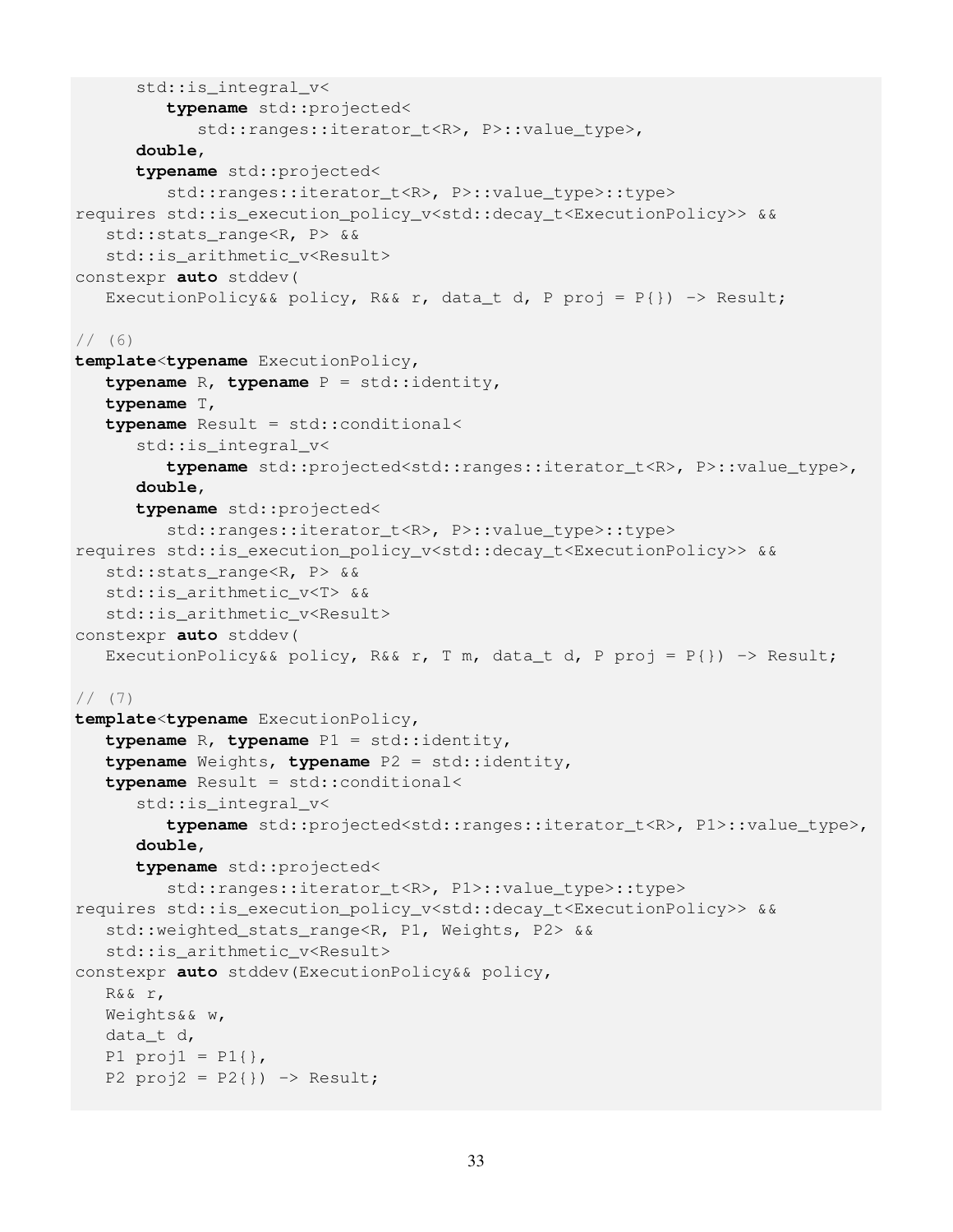```
      std::is_integral_v<
         typename std::projected<
            std::ranges::iterator_t<R>, P>::value_type>,
      double,
      typename std::projected<
         std::ranges::iterator_t<R>, P>::value_type>::type>
requires std::is_execution_policy_v<std::decay_t<ExecutionPolicy>> &&
   std::stats_range<R, P> &&
   std::is_arithmetic_v<Result>
constexpr auto stddev(
   ExecutionPolicy&& policy, R&& r, data_t d, P proj = P{}) -> Result;

// (6)
template<typename ExecutionPolicy,
   typename R, typename P = std::identity,
   typename T,
   typename Result = std::conditional<
      std::is_integral_v<
         typename std::projected<std::ranges::iterator_t<R>, P>::value_type>,
      double,
      typename std::projected<
         std::ranges::iterator_t<R>, P>::value_type>::type>
requires std::is_execution_policy_v<std::decay_t<ExecutionPolicy>> &&
   std::stats_range<R, P> &&
   std::is_arithmetic_v<T> &&
   std::is_arithmetic_v<Result>
constexpr auto stddev(
   ExecutionPolicy&& policy, R&& r, T m, data_t d, P proj = P{}) -> Result;

// (7)
template<typename ExecutionPolicy,
   typename R, typename P1 = std::identity,
   typename Weights, typename P2 = std::identity,
   typename Result = std::conditional<
      std::is_integral_v<
         typename std::projected<std::ranges::iterator_t<R>, P1>::value_type>,
      double,
      typename std::projected<
         std::ranges::iterator_t<R>, P1>::value_type>::type>
requires std::is_execution_policy_v<std::decay_t<ExecutionPolicy>> &&
   std::weighted_stats_range<R, P1, Weights, P2> &&
   std::is_arithmetic_v<Result>
constexpr auto stddev(ExecutionPolicy&& policy,
   R&& r,
   Weights&& w,
   data_t d,
   P1 proj1 = P1{},
   P2 proj2 = P2{}) -> Result;
```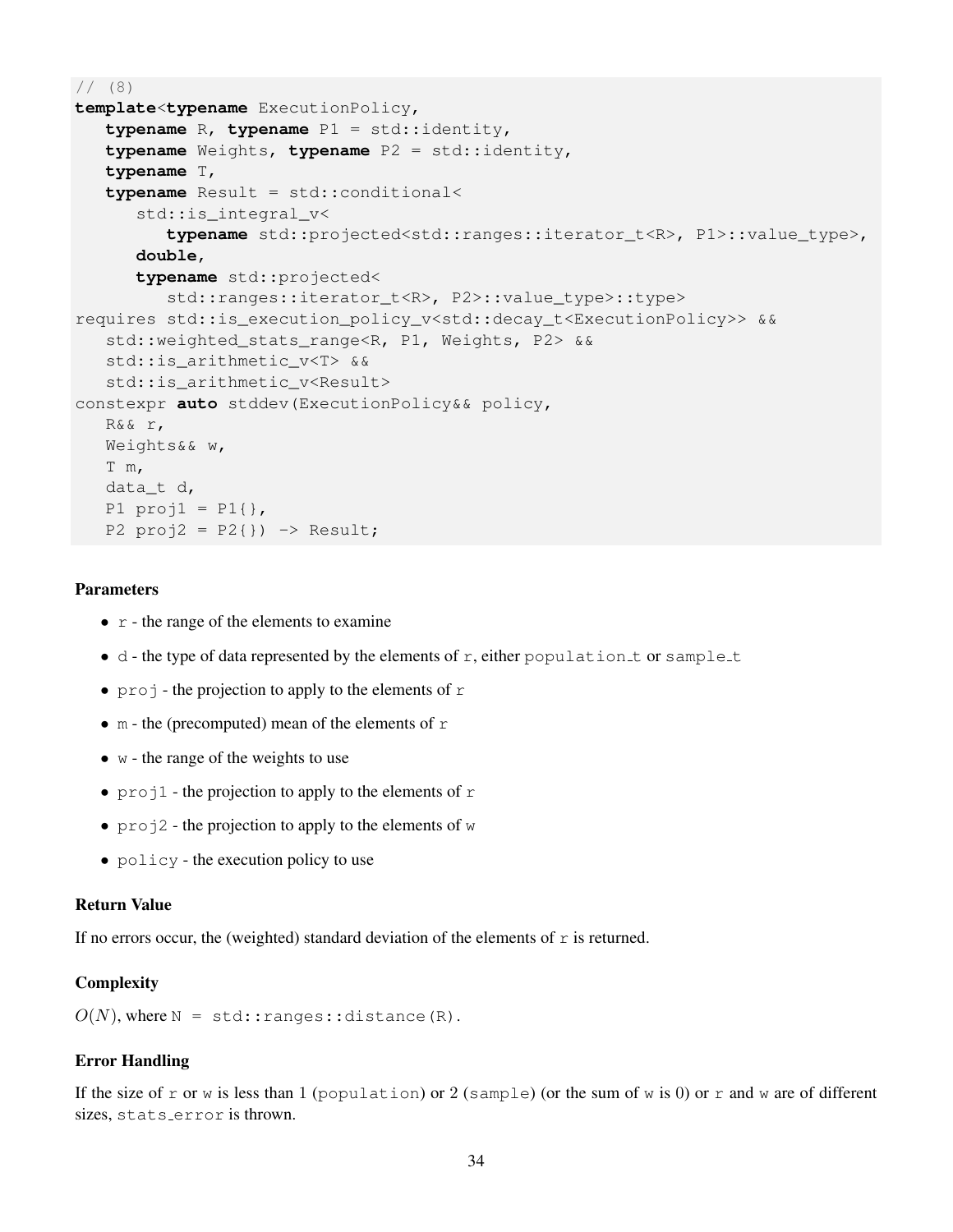```cpp
// (8)
template<typename ExecutionPolicy,
   typename R, typename P1 = std::identity,
   typename Weights, typename P2 = std::identity,
   typename T,
   typename Result = std::conditional<
      std::is_integral_v<
         typename std::projected<std::ranges::iterator_t<R>, P1>::value_type>,
      double,
      typename std::projected<
         std::ranges::iterator_t<R>, P2>::value_type>::type>
requires std::is_execution_policy_v<std::decay_t<ExecutionPolicy>> &&
   std::weighted_stats_range<R, P1, Weights, P2> &&
   std::is_arithmetic_v<T> &&
   std::is_arithmetic_v<Result>
constexpr auto stddev(ExecutionPolicy&& policy,
   R&& r,
   Weights&& w,
   T m,
   data_t d,
   P1 proj1 = P1{},
   P2 proj2 = P2{}) -> Result;
```

### Parameters

- `r` - the range of the elements to examine
- `d` - the type of data represented by the elements of `r`, either `population_t` or `sample_t`
- `proj` - the projection to apply to the elements of `r`
- `m` - the (precomputed) mean of the elements of `r`
- `w` - the range of the weights to use
- `proj1` - the projection to apply to the elements of `r`
- `proj2` - the projection to apply to the elements of `w`
- `policy` - the execution policy to use

### Return Value

If no errors occur, the (weighted) standard deviation of the elements of `r` is returned.

### Complexity

$O(N)$, where `N = std::ranges::distance(R)`.

### Error Handling

If the size of `r` or `w` is less than 1 (`population`) or 2 (`sample`) (or the sum of `w` is 0) or `r` and `w` are of different sizes, `stats_error` is thrown.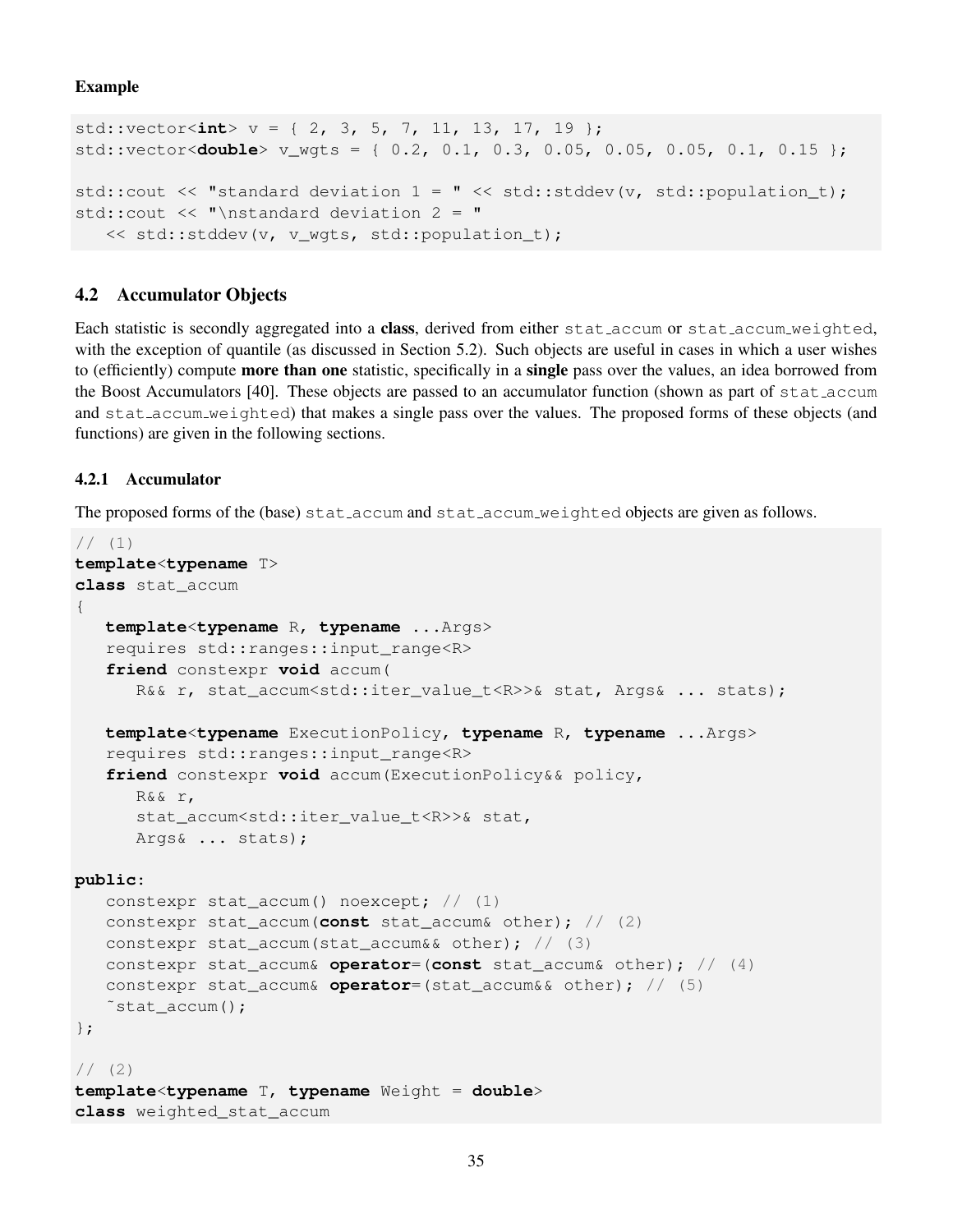**Example**

```
std::vector<int> v = { 2, 3, 5, 7, 11, 13, 17, 19 };
std::vector<double> v_wgts = { 0.2, 0.1, 0.3, 0.05, 0.05, 0.05, 0.1, 0.15 };

std::cout << "standard deviation 1 = " << std::stddev(v, std::population_t);
std::cout << "\nstandard deviation 2 = "
   << std::stddev(v, v_wgts, std::population_t);
```

### 4.2 Accumulator Objects

Each statistic is secondly aggregated into a **class**, derived from either stat_accum or stat_accum_weighted, with the exception of quantile (as discussed in Section 5.2). Such objects are useful in cases in which a user wishes to (efficiently) compute **more than one** statistic, specifically in a **single** pass over the values, an idea borrowed from the Boost Accumulators [40]. These objects are passed to an accumulator function (shown as part of stat_accum and stat_accum_weighted) that makes a single pass over the values. The proposed forms of these objects (and functions) are given in the following sections.

#### 4.2.1 Accumulator

The proposed forms of the (base) stat_accum and stat_accum_weighted objects are given as follows.

```
// (1)
template<typename T>
class stat_accum
{
   template<typename R, typename ...Args>
   requires std::ranges::input_range<R>
   friend constexpr void accum(
      R&& r, stat_accum<std::iter_value_t<R>>& stat, Args& ... stats);

   template<typename ExecutionPolicy, typename R, typename ...Args>
   requires std::ranges::input_range<R>
   friend constexpr void accum(ExecutionPolicy&& policy,
      R&& r,
      stat_accum<std::iter_value_t<R>>& stat,
      Args& ... stats);

public:
   constexpr stat_accum() noexcept; // (1)
   constexpr stat_accum(const stat_accum& other); // (2)
   constexpr stat_accum(stat_accum&& other); // (3)
   constexpr stat_accum& operator=(const stat_accum& other); // (4)
   constexpr stat_accum& operator=(stat_accum&& other); // (5)
   ~stat_accum();
};

// (2)
template<typename T, typename Weight = double>
class weighted_stat_accum
```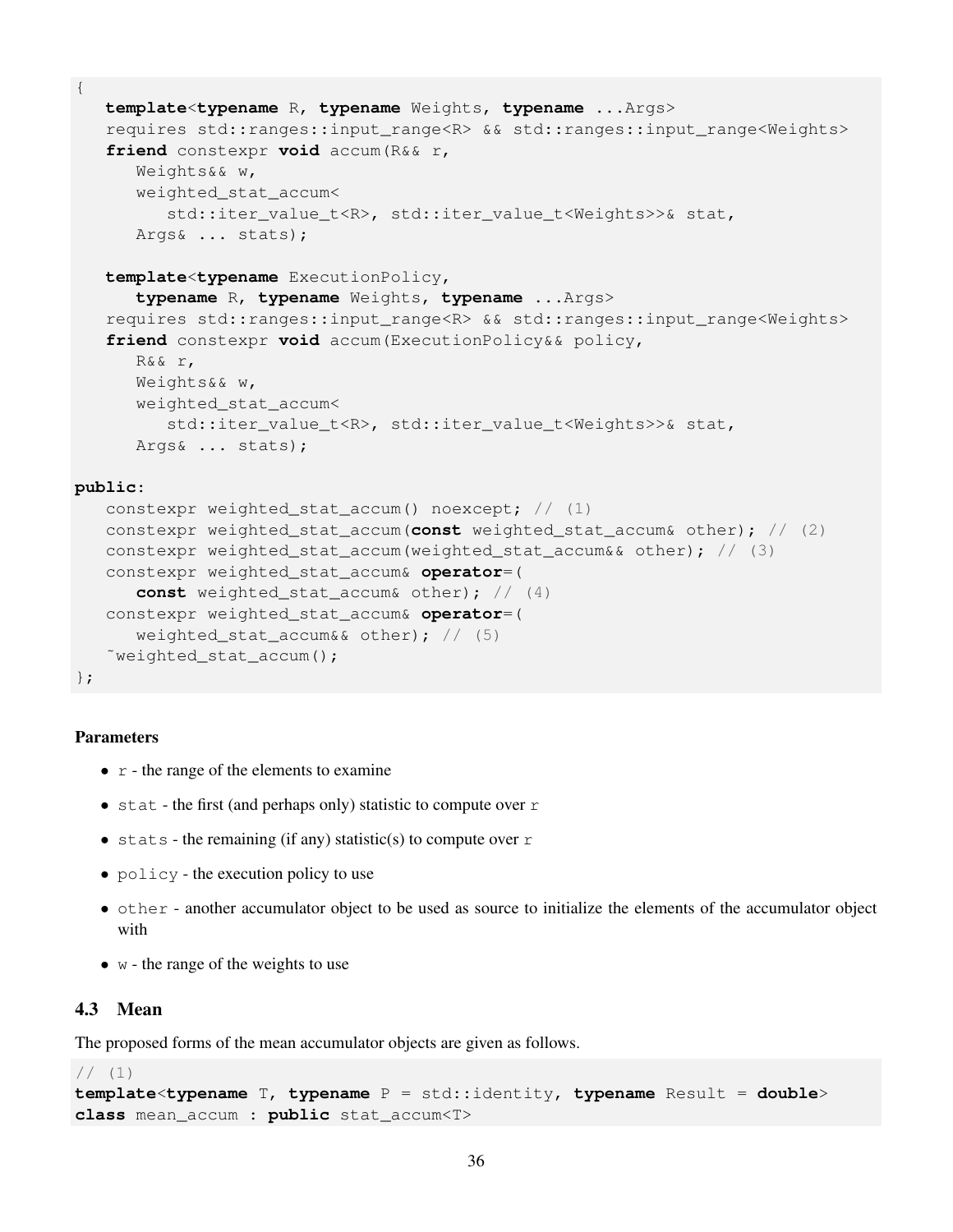```
{
   template<typename R, typename Weights, typename ...Args>
   requires std::ranges::input_range<R> && std::ranges::input_range<Weights>
   friend constexpr void accum(R&& r,
      Weights&& w,
      weighted_stat_accum<
         std::iter_value_t<R>, std::iter_value_t<Weights>>& stat,
      Args& ... stats);

   template<typename ExecutionPolicy,
      typename R, typename Weights, typename ...Args>
   requires std::ranges::input_range<R> && std::ranges::input_range<Weights>
   friend constexpr void accum(ExecutionPolicy&& policy,
      R&& r,
      Weights&& w,
      weighted_stat_accum<
         std::iter_value_t<R>, std::iter_value_t<Weights>>& stat,
      Args& ... stats);

public:
   constexpr weighted_stat_accum() noexcept; // (1)
   constexpr weighted_stat_accum(const weighted_stat_accum& other); // (2)
   constexpr weighted_stat_accum(weighted_stat_accum&& other); // (3)
   constexpr weighted_stat_accum& operator=(
      const weighted_stat_accum& other); // (4)
   constexpr weighted_stat_accum& operator=(
      weighted_stat_accum&& other); // (5)
   ~weighted_stat_accum();
};
```

**Parameters**

- `r` - the range of the elements to examine
- `stat` - the first (and perhaps only) statistic to compute over `r`
- `stats` - the remaining (if any) statistic(s) to compute over `r`
- `policy` - the execution policy to use
- `other` - another accumulator object to be used as source to initialize the elements of the accumulator object with
- `w` - the range of the weights to use

## 4.3 Mean

The proposed forms of the mean accumulator objects are given as follows.

```
// (1)
template<typename T, typename P = std::identity, typename Result = double>
class mean_accum : public stat_accum<T>
```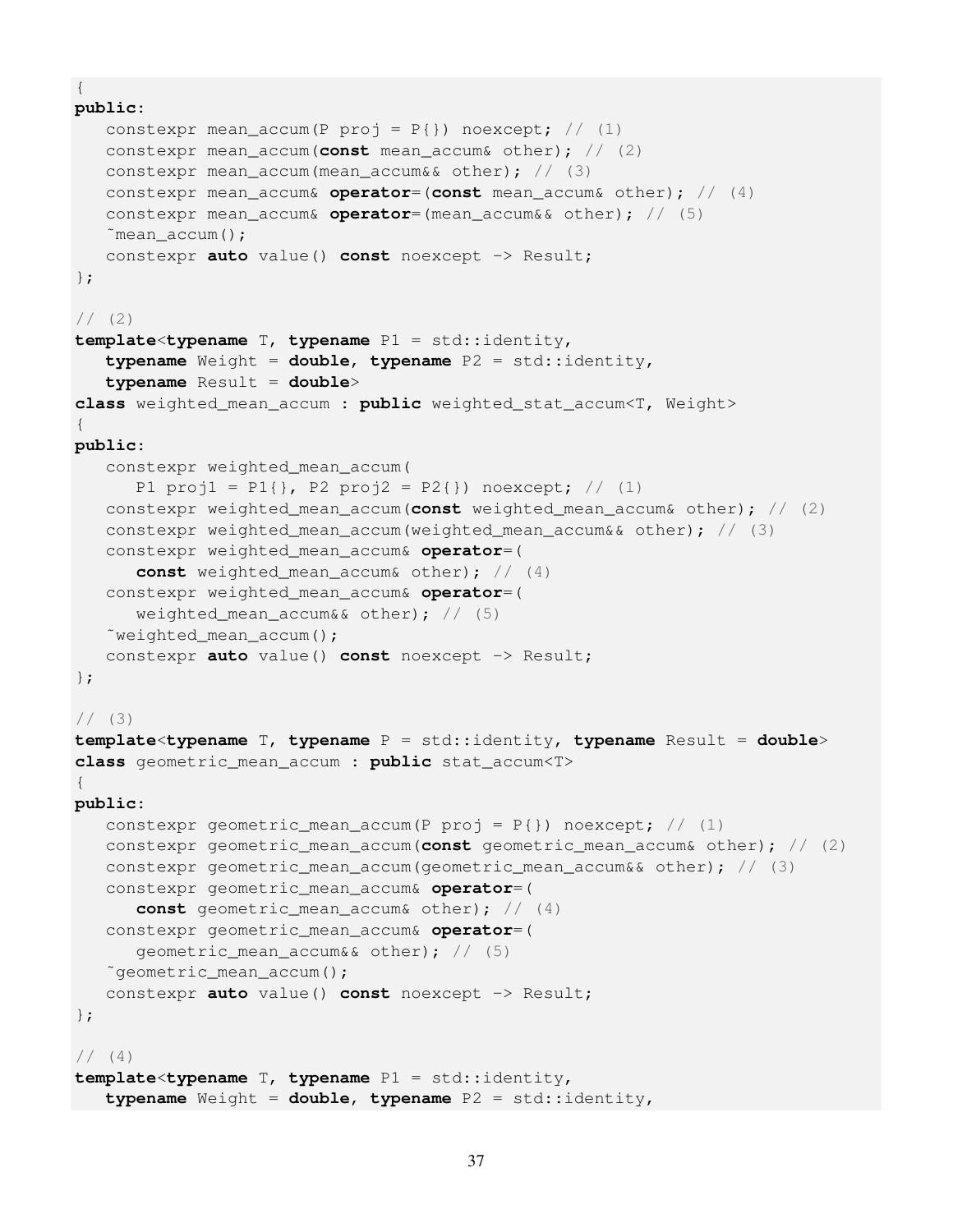```
{
public:
   constexpr mean_accum(P proj = P{}) noexcept; // (1)
   constexpr mean_accum(const mean_accum& other); // (2)
   constexpr mean_accum(mean_accum&& other); // (3)
   constexpr mean_accum& operator=(const mean_accum& other); // (4)
   constexpr mean_accum& operator=(mean_accum&& other); // (5)
   ~mean_accum();
   constexpr auto value() const noexcept -> Result;
};

// (2)
template<typename T, typename P1 = std::identity,
   typename Weight = double, typename P2 = std::identity,
   typename Result = double>
class weighted_mean_accum : public weighted_stat_accum<T, Weight>
{
public:
   constexpr weighted_mean_accum(
      P1 proj1 = P1{}, P2 proj2 = P2{}) noexcept; // (1)
   constexpr weighted_mean_accum(const weighted_mean_accum& other); // (2)
   constexpr weighted_mean_accum(weighted_mean_accum&& other); // (3)
   constexpr weighted_mean_accum& operator=(
      const weighted_mean_accum& other); // (4)
   constexpr weighted_mean_accum& operator=(
      weighted_mean_accum&& other); // (5)
   ~weighted_mean_accum();
   constexpr auto value() const noexcept -> Result;
};

// (3)
template<typename T, typename P = std::identity, typename Result = double>
class geometric_mean_accum : public stat_accum<T>
{
public:
   constexpr geometric_mean_accum(P proj = P{}) noexcept; // (1)
   constexpr geometric_mean_accum(const geometric_mean_accum& other); // (2)
   constexpr geometric_mean_accum(geometric_mean_accum&& other); // (3)
   constexpr geometric_mean_accum& operator=(
      const geometric_mean_accum& other); // (4)
   constexpr geometric_mean_accum& operator=(
      geometric_mean_accum&& other); // (5)
   ~geometric_mean_accum();
   constexpr auto value() const noexcept -> Result;
};

// (4)
template<typename T, typename P1 = std::identity,
   typename Weight = double, typename P2 = std::identity,
```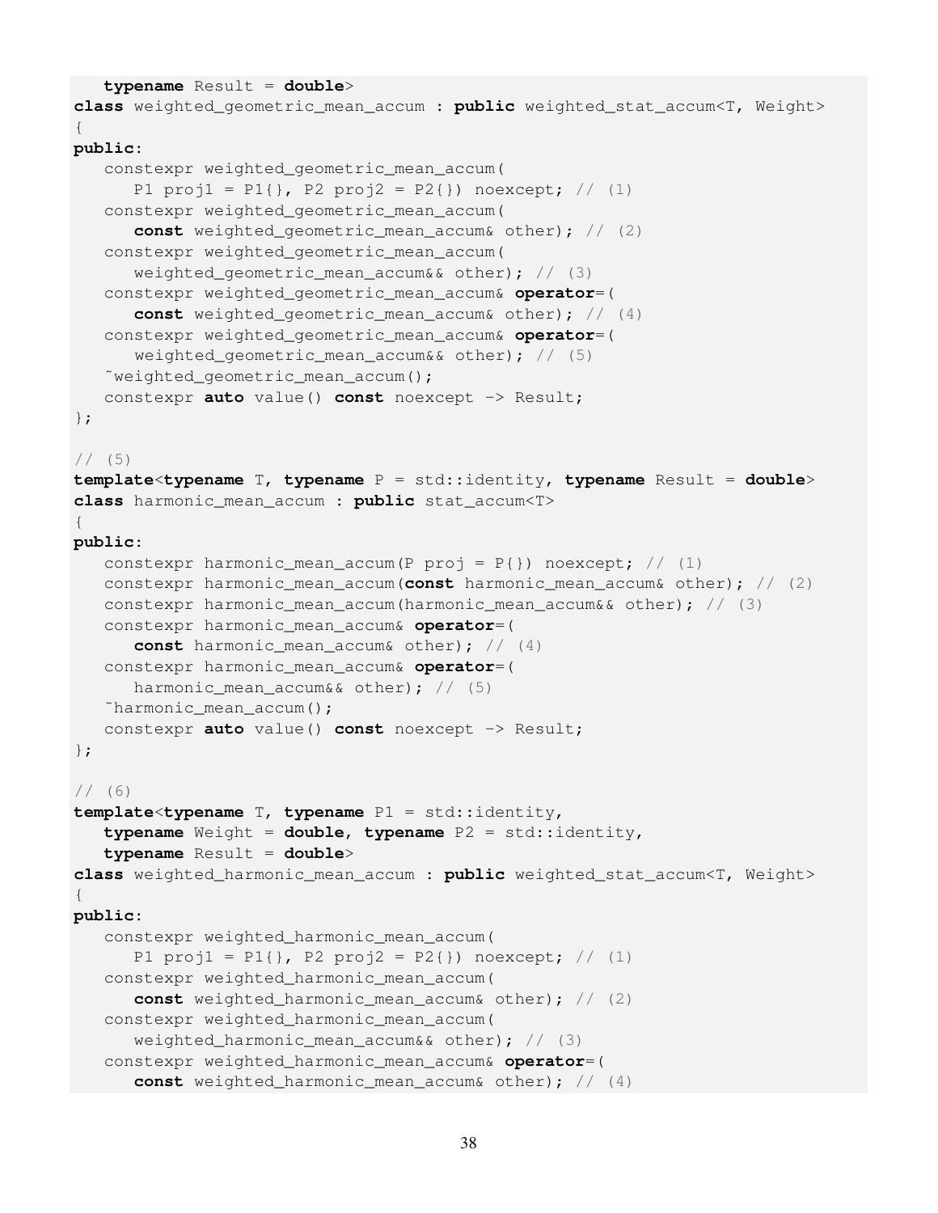```
   typename Result = double>
class weighted_geometric_mean_accum : public weighted_stat_accum<T, Weight>
{
public:
   constexpr weighted_geometric_mean_accum(
      P1 proj1 = P1{}, P2 proj2 = P2{}) noexcept; // (1)
   constexpr weighted_geometric_mean_accum(
      const weighted_geometric_mean_accum& other); // (2)
   constexpr weighted_geometric_mean_accum(
      weighted_geometric_mean_accum&& other); // (3)
   constexpr weighted_geometric_mean_accum& operator=(
      const weighted_geometric_mean_accum& other); // (4)
   constexpr weighted_geometric_mean_accum& operator=(
      weighted_geometric_mean_accum&& other); // (5)
   ~weighted_geometric_mean_accum();
   constexpr auto value() const noexcept -> Result;
};

// (5)
template<typename T, typename P = std::identity, typename Result = double>
class harmonic_mean_accum : public stat_accum<T>
{
public:
   constexpr harmonic_mean_accum(P proj = P{}) noexcept; // (1)
   constexpr harmonic_mean_accum(const harmonic_mean_accum& other); // (2)
   constexpr harmonic_mean_accum(harmonic_mean_accum&& other); // (3)
   constexpr harmonic_mean_accum& operator=(
      const harmonic_mean_accum& other); // (4)
   constexpr harmonic_mean_accum& operator=(
      harmonic_mean_accum&& other); // (5)
   ~harmonic_mean_accum();
   constexpr auto value() const noexcept -> Result;
};

// (6)
template<typename T, typename P1 = std::identity,
   typename Weight = double, typename P2 = std::identity,
   typename Result = double>
class weighted_harmonic_mean_accum : public weighted_stat_accum<T, Weight>
{
public:
   constexpr weighted_harmonic_mean_accum(
      P1 proj1 = P1{}, P2 proj2 = P2{}) noexcept; // (1)
   constexpr weighted_harmonic_mean_accum(
      const weighted_harmonic_mean_accum& other); // (2)
   constexpr weighted_harmonic_mean_accum(
      weighted_harmonic_mean_accum&& other); // (3)
   constexpr weighted_harmonic_mean_accum& operator=(
      const weighted_harmonic_mean_accum& other); // (4)
```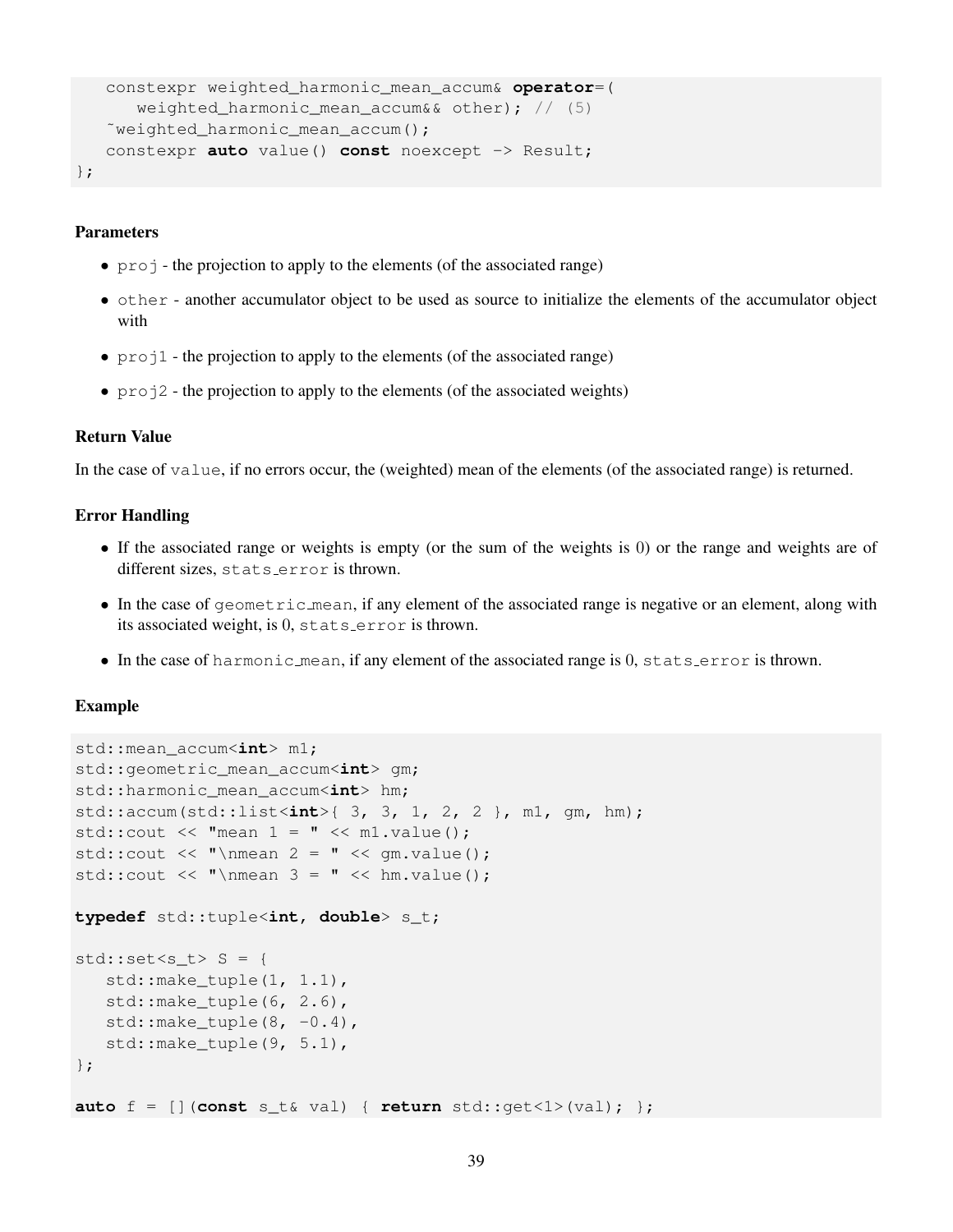```
    constexpr weighted_harmonic_mean_accum& operator=(
        weighted_harmonic_mean_accum&& other); // (5)
    ~weighted_harmonic_mean_accum();
    constexpr auto value() const noexcept -> Result;
};
```

#### Parameters

- `proj` - the projection to apply to the elements (of the associated range)
- `other` - another accumulator object to be used as source to initialize the elements of the accumulator object with
- `proj1` - the projection to apply to the elements (of the associated range)
- `proj2` - the projection to apply to the elements (of the associated weights)

#### Return Value

In the case of `value`, if no errors occur, the (weighted) mean of the elements (of the associated range) is returned.

#### Error Handling

- If the associated range or weights is empty (or the sum of the weights is 0) or the range and weights are of different sizes, `stats_error` is thrown.
- In the case of `geometric_mean`, if any element of the associated range is negative or an element, along with its associated weight, is 0, `stats_error` is thrown.
- In the case of `harmonic_mean`, if any element of the associated range is 0, `stats_error` is thrown.

#### Example

```
std::mean_accum<int> m1;
std::geometric_mean_accum<int> gm;
std::harmonic_mean_accum<int> hm;
std::accum(std::list<int>{ 3, 3, 1, 2, 2 }, m1, gm, hm);
std::cout << "mean 1 = " << m1.value();
std::cout << "\nmean 2 = " << gm.value();
std::cout << "\nmean 3 = " << hm.value();

typedef std::tuple<int, double> s_t;

std::set<s_t> S = {
    std::make_tuple(1, 1.1),
    std::make_tuple(6, 2.6),
    std::make_tuple(8, -0.4),
    std::make_tuple(9, 5.1),
};

auto f = [](const s_t& val) { return std::get<1>(val); };
```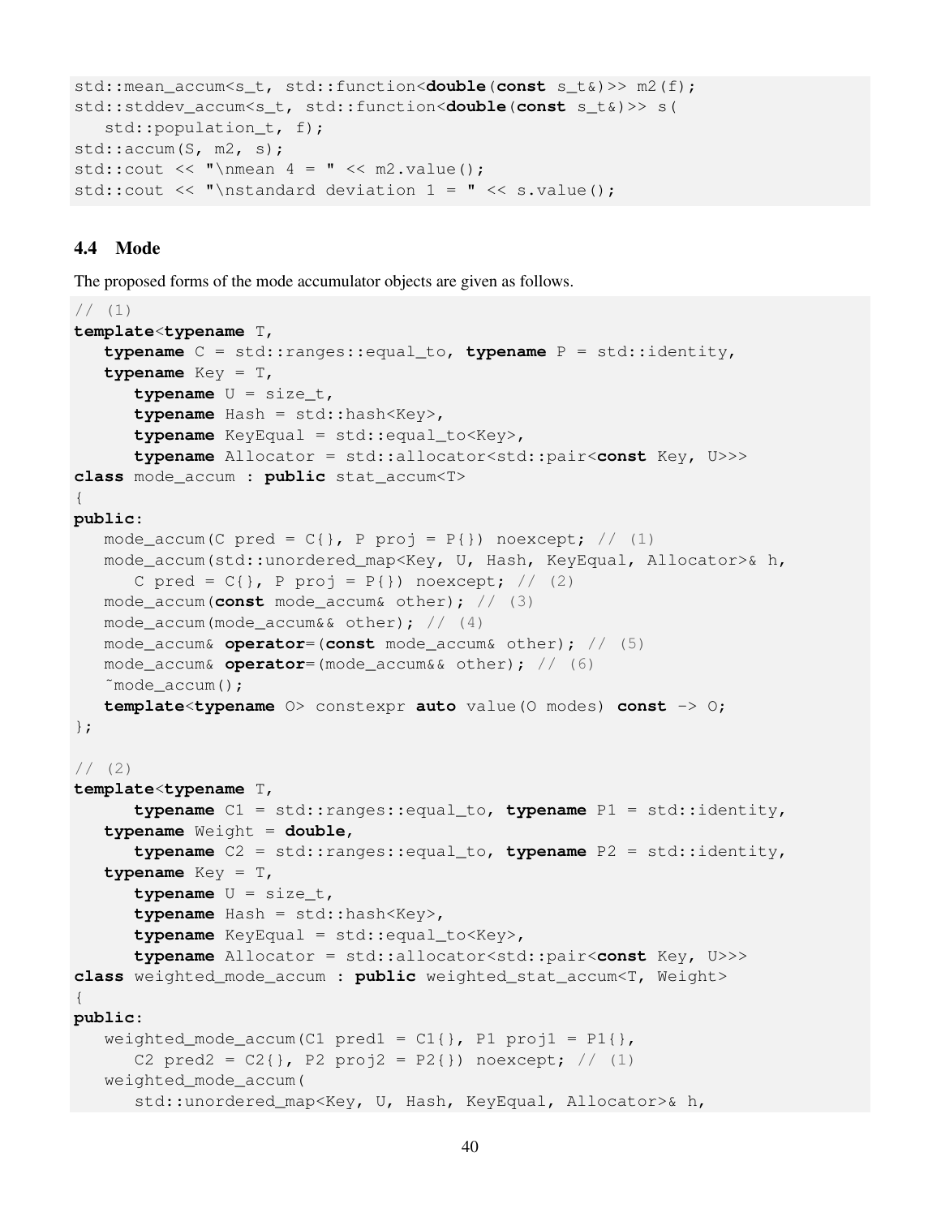```
std::mean_accum<s_t, std::function<double(const s_t&)>> m2(f);
std::stddev_accum<s_t, std::function<double(const s_t&)>> s(
   std::population_t, f);
std::accum(S, m2, s);
std::cout << "\nmean 4 = " << m2.value();
std::cout << "\nstandard deviation 1 = " << s.value();
```

### 4.4 Mode

The proposed forms of the mode accumulator objects are given as follows.

```
// (1)
template<typename T,
   typename C = std::ranges::equal_to, typename P = std::identity,
   typename Key = T,
      typename U = size_t,
      typename Hash = std::hash<Key>,
      typename KeyEqual = std::equal_to<Key>,
      typename Allocator = std::allocator<std::pair<const Key, U>>>
class mode_accum : public stat_accum<T>
{
public:
   mode_accum(C pred = C{}, P proj = P{}) noexcept; // (1)
   mode_accum(std::unordered_map<Key, U, Hash, KeyEqual, Allocator>& h,
      C pred = C{}, P proj = P{}) noexcept; // (2)
   mode_accum(const mode_accum& other); // (3)
   mode_accum(mode_accum&& other); // (4)
   mode_accum& operator=(const mode_accum& other); // (5)
   mode_accum& operator=(mode_accum&& other); // (6)
   ~mode_accum();
   template<typename O> constexpr auto value(O modes) const -> O;
};

// (2)
template<typename T,
      typename C1 = std::ranges::equal_to, typename P1 = std::identity,
   typename Weight = double,
      typename C2 = std::ranges::equal_to, typename P2 = std::identity,
   typename Key = T,
      typename U = size_t,
      typename Hash = std::hash<Key>,
      typename KeyEqual = std::equal_to<Key>,
      typename Allocator = std::allocator<std::pair<const Key, U>>>
class weighted_mode_accum : public weighted_stat_accum<T, Weight>
{
public:
   weighted_mode_accum(C1 pred1 = C1{}, P1 proj1 = P1{},
      C2 pred2 = C2{}, P2 proj2 = P2{}) noexcept; // (1)
   weighted_mode_accum(
      std::unordered_map<Key, U, Hash, KeyEqual, Allocator>& h,
```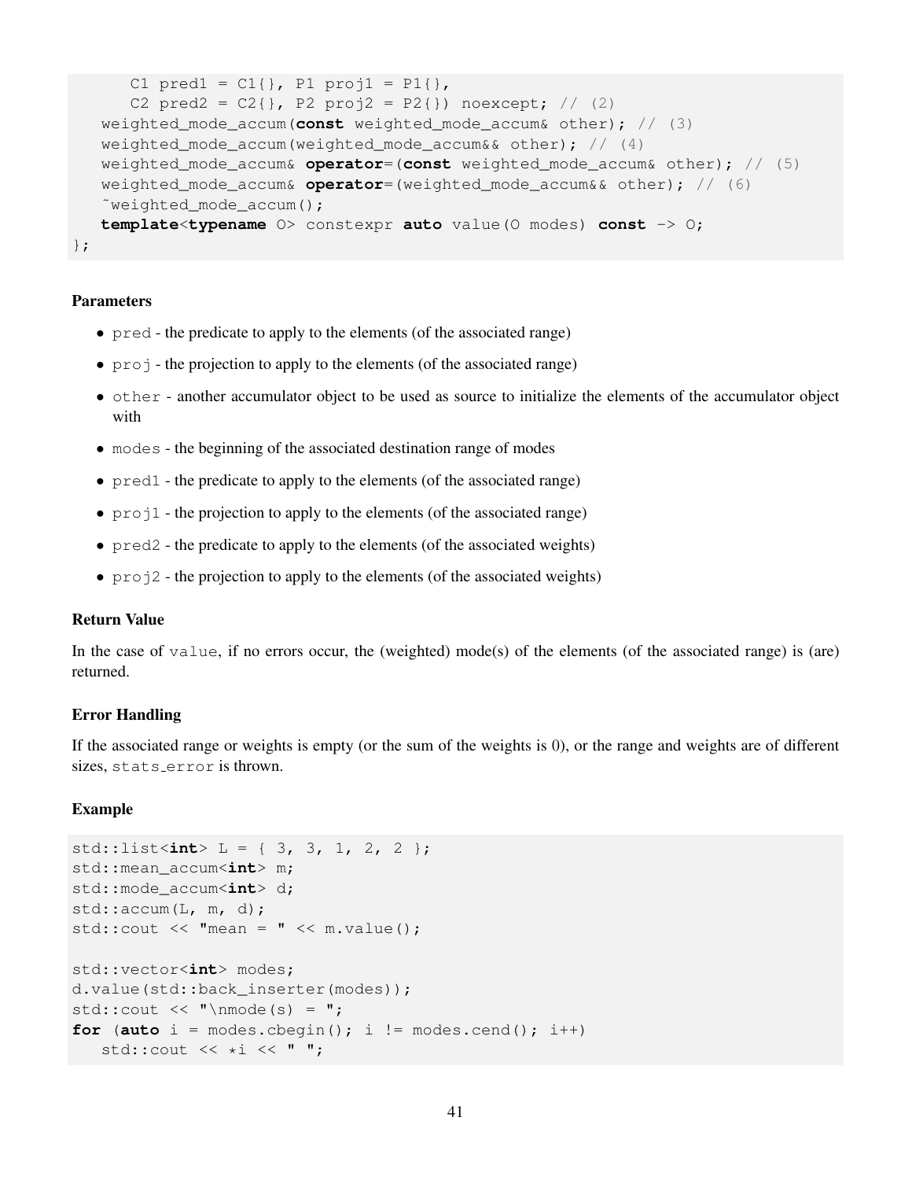```
      C1 pred1 = C1{}, P1 proj1 = P1{},
      C2 pred2 = C2{}, P2 proj2 = P2{}) noexcept; // (2)
   weighted_mode_accum(const weighted_mode_accum& other); // (3)
   weighted_mode_accum(weighted_mode_accum&& other); // (4)
   weighted_mode_accum& operator=(const weighted_mode_accum& other); // (5)
   weighted_mode_accum& operator=(weighted_mode_accum&& other); // (6)
   ~weighted_mode_accum();
   template<typename O> constexpr auto value(O modes) const -> O;
};
```

#### Parameters

- `pred` - the predicate to apply to the elements (of the associated range)
- `proj` - the projection to apply to the elements (of the associated range)
- `other` - another accumulator object to be used as source to initialize the elements of the accumulator object with
- `modes` - the beginning of the associated destination range of modes
- `pred1` - the predicate to apply to the elements (of the associated range)
- `proj1` - the projection to apply to the elements (of the associated range)
- `pred2` - the predicate to apply to the elements (of the associated weights)
- `proj2` - the projection to apply to the elements (of the associated weights)

#### Return Value

In the case of `value`, if no errors occur, the (weighted) mode(s) of the elements (of the associated range) is (are) returned.

#### Error Handling

If the associated range or weights is empty (or the sum of the weights is 0), or the range and weights are of different sizes, `stats_error` is thrown.

#### Example

```
std::list<int> L = { 3, 3, 1, 2, 2 };
std::mean_accum<int> m;
std::mode_accum<int> d;
std::accum(L, m, d);
std::cout << "mean = " << m.value();

std::vector<int> modes;
d.value(std::back_inserter(modes));
std::cout << "\nmode(s) = ";
for (auto i = modes.cbegin(); i != modes.cend(); i++)
   std::cout << *i << " ";
```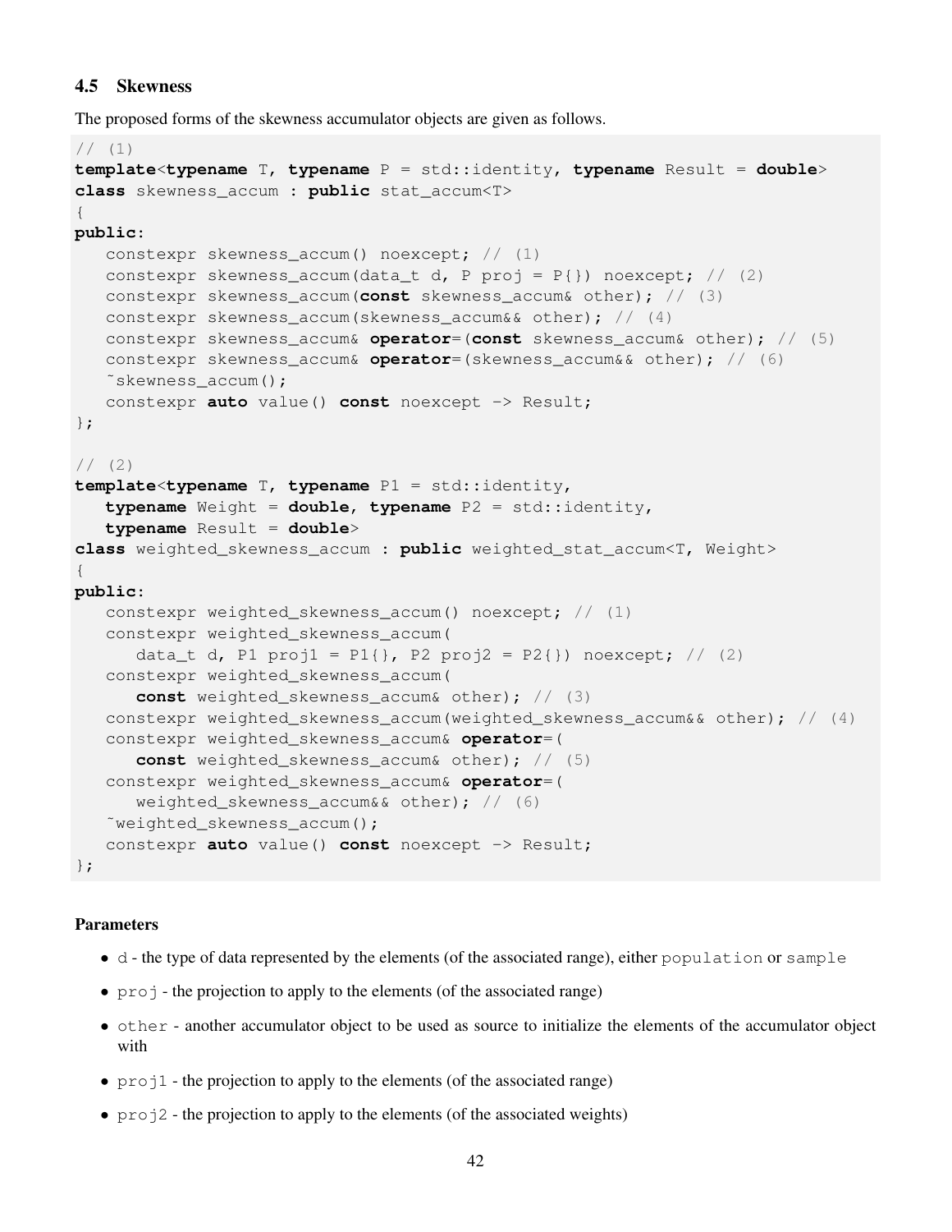### 4.5 Skewness

The proposed forms of the skewness accumulator objects are given as follows.

```
// (1)
template<typename T, typename P = std::identity, typename Result = double>
class skewness_accum : public stat_accum<T>
{
public:
   constexpr skewness_accum() noexcept; // (1)
   constexpr skewness_accum(data_t d, P proj = P{}) noexcept; // (2)
   constexpr skewness_accum(const skewness_accum& other); // (3)
   constexpr skewness_accum(skewness_accum&& other); // (4)
   constexpr skewness_accum& operator=(const skewness_accum& other); // (5)
   constexpr skewness_accum& operator=(skewness_accum&& other); // (6)
   ~skewness_accum();
   constexpr auto value() const noexcept -> Result;
};

// (2)
template<typename T, typename P1 = std::identity,
   typename Weight = double, typename P2 = std::identity,
   typename Result = double>
class weighted_skewness_accum : public weighted_stat_accum<T, Weight>
{
public:
   constexpr weighted_skewness_accum() noexcept; // (1)
   constexpr weighted_skewness_accum(
      data_t d, P1 proj1 = P1{}, P2 proj2 = P2{}) noexcept; // (2)
   constexpr weighted_skewness_accum(
      const weighted_skewness_accum& other); // (3)
   constexpr weighted_skewness_accum(weighted_skewness_accum&& other); // (4)
   constexpr weighted_skewness_accum& operator=(
      const weighted_skewness_accum& other); // (5)
   constexpr weighted_skewness_accum& operator=(
      weighted_skewness_accum&& other); // (6)
   ~weighted_skewness_accum();
   constexpr auto value() const noexcept -> Result;
};
```

**Parameters**

- `d` - the type of data represented by the elements (of the associated range), either `population` or `sample`
- `proj` - the projection to apply to the elements (of the associated range)
- `other` - another accumulator object to be used as source to initialize the elements of the accumulator object with
- `proj1` - the projection to apply to the elements (of the associated range)
- `proj2` - the projection to apply to the elements (of the associated weights)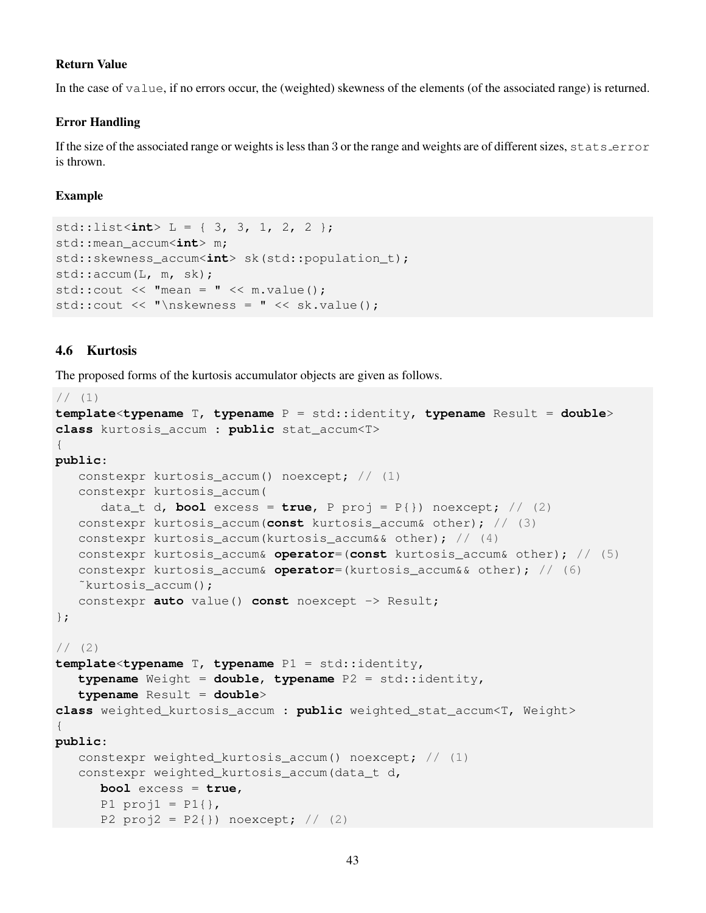**Return Value**

In the case of `value`, if no errors occur, the (weighted) skewness of the elements (of the associated range) is returned.

**Error Handling**

If the size of the associated range or weights is less than 3 or the range and weights are of different sizes, `stats_error` is thrown.

**Example**

```
std::list<int> L = { 3, 3, 1, 2, 2 };
std::mean_accum<int> m;
std::skewness_accum<int> sk(std::population_t);
std::accum(L, m, sk);
std::cout << "mean = " << m.value();
std::cout << "\nskewness = " << sk.value();
```

### 4.6 Kurtosis

The proposed forms of the kurtosis accumulator objects are given as follows.

```
// (1)
template<typename T, typename P = std::identity, typename Result = double>
class kurtosis_accum : public stat_accum<T>
{
public:
   constexpr kurtosis_accum() noexcept; // (1)
   constexpr kurtosis_accum(
      data_t d, bool excess = true, P proj = P{}) noexcept; // (2)
   constexpr kurtosis_accum(const kurtosis_accum& other); // (3)
   constexpr kurtosis_accum(kurtosis_accum&& other); // (4)
   constexpr kurtosis_accum& operator=(const kurtosis_accum& other); // (5)
   constexpr kurtosis_accum& operator=(kurtosis_accum&& other); // (6)
   ~kurtosis_accum();
   constexpr auto value() const noexcept -> Result;
};

// (2)
template<typename T, typename P1 = std::identity,
   typename Weight = double, typename P2 = std::identity,
   typename Result = double>
class weighted_kurtosis_accum : public weighted_stat_accum<T, Weight>
{
public:
   constexpr weighted_kurtosis_accum() noexcept; // (1)
   constexpr weighted_kurtosis_accum(data_t d,
      bool excess = true,
      P1 proj1 = P1{},
      P2 proj2 = P2{}) noexcept; // (2)
```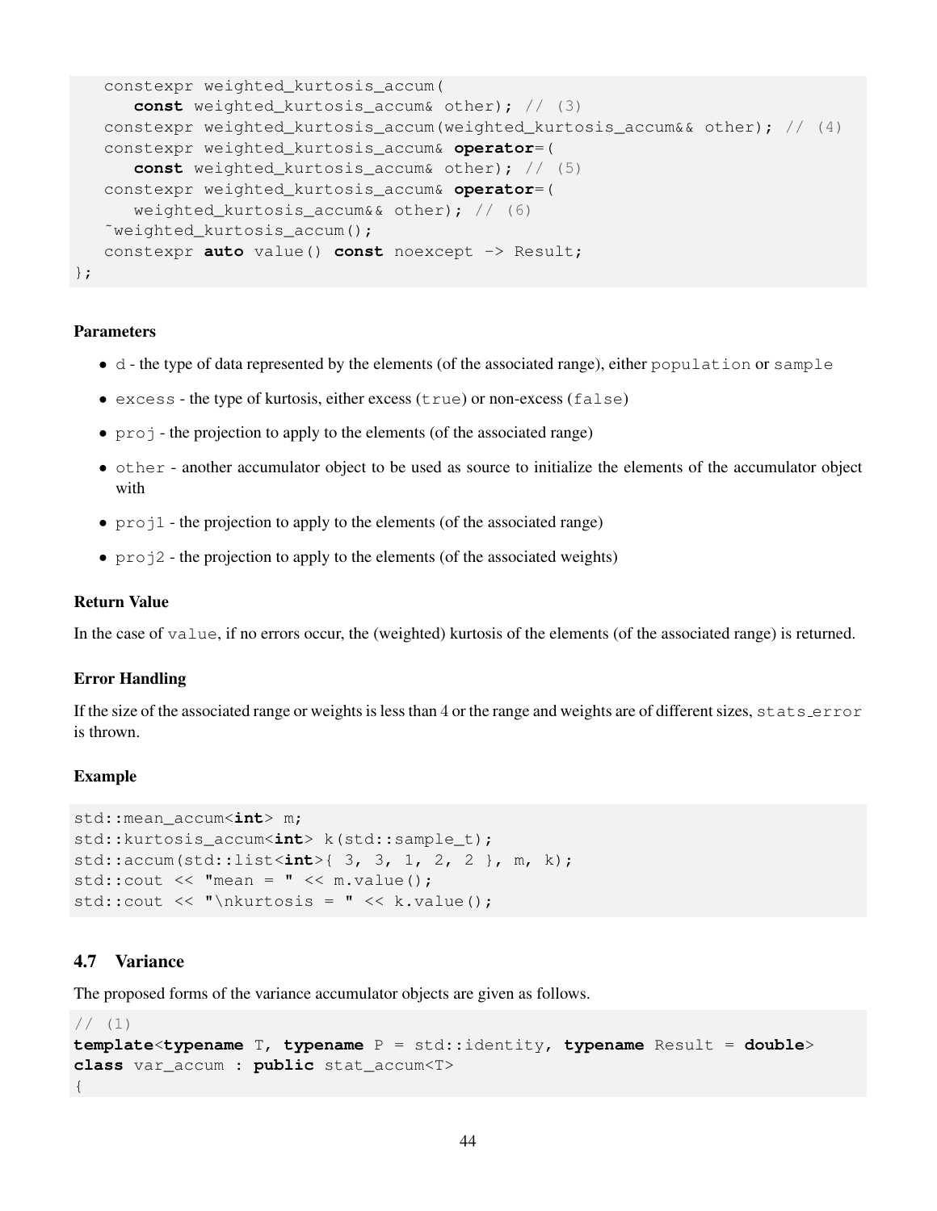```
    constexpr weighted_kurtosis_accum(
        const weighted_kurtosis_accum& other); // (3)
    constexpr weighted_kurtosis_accum(weighted_kurtosis_accum&& other); // (4)
    constexpr weighted_kurtosis_accum& operator=(
        const weighted_kurtosis_accum& other); // (5)
    constexpr weighted_kurtosis_accum& operator=(
        weighted_kurtosis_accum&& other); // (6)
    ~weighted_kurtosis_accum();
    constexpr auto value() const noexcept -> Result;
};
```

#### Parameters

- `d` - the type of data represented by the elements (of the associated range), either `population` or `sample`
- `excess` - the type of kurtosis, either excess (`true`) or non-excess (`false`)
- `proj` - the projection to apply to the elements (of the associated range)
- `other` - another accumulator object to be used as source to initialize the elements of the accumulator object with
- `proj1` - the projection to apply to the elements (of the associated range)
- `proj2` - the projection to apply to the elements (of the associated weights)

#### Return Value

In the case of `value`, if no errors occur, the (weighted) kurtosis of the elements (of the associated range) is returned.

#### Error Handling

If the size of the associated range or weights is less than 4 or the range and weights are of different sizes, `stats_error` is thrown.

#### Example

```
std::mean_accum<int> m;
std::kurtosis_accum<int> k(std::sample_t);
std::accum(std::list<int>{ 3, 3, 1, 2, 2 }, m, k);
std::cout << "mean = " << m.value();
std::cout << "\nkurtosis = " << k.value();
```

### 4.7 Variance

The proposed forms of the variance accumulator objects are given as follows.

```
// (1)
template<typename T, typename P = std::identity, typename Result = double>
class var_accum : public stat_accum<T>
{
```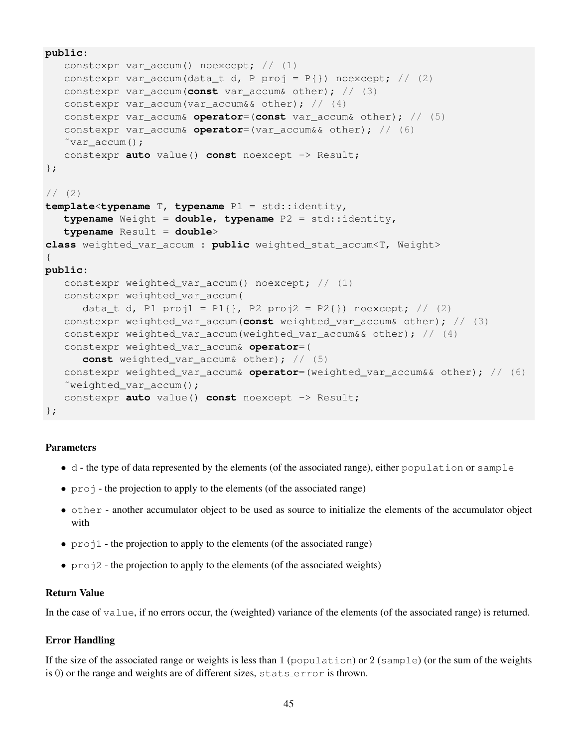```
public:
   constexpr var_accum() noexcept; // (1)
   constexpr var_accum(data_t d, P proj = P{}) noexcept; // (2)
   constexpr var_accum(const var_accum& other); // (3)
   constexpr var_accum(var_accum&& other); // (4)
   constexpr var_accum& operator=(const var_accum& other); // (5)
   constexpr var_accum& operator=(var_accum&& other); // (6)
   ~var_accum();
   constexpr auto value() const noexcept -> Result;
};

// (2)
template<typename T, typename P1 = std::identity,
   typename Weight = double, typename P2 = std::identity,
   typename Result = double>
class weighted_var_accum : public weighted_stat_accum<T, Weight>
{
public:
   constexpr weighted_var_accum() noexcept; // (1)
   constexpr weighted_var_accum(
      data_t d, P1 proj1 = P1{}, P2 proj2 = P2{}) noexcept; // (2)
   constexpr weighted_var_accum(const weighted_var_accum& other); // (3)
   constexpr weighted_var_accum(weighted_var_accum&& other); // (4)
   constexpr weighted_var_accum& operator=(
      const weighted_var_accum& other); // (5)
   constexpr weighted_var_accum& operator=(weighted_var_accum&& other); // (6)
   ~weighted_var_accum();
   constexpr auto value() const noexcept -> Result;
};
```

### Parameters

- `d` - the type of data represented by the elements (of the associated range), either `population` or `sample`
- `proj` - the projection to apply to the elements (of the associated range)
- `other` - another accumulator object to be used as source to initialize the elements of the accumulator object with
- `proj1` - the projection to apply to the elements (of the associated range)
- `proj2` - the projection to apply to the elements (of the associated weights)

### Return Value

In the case of `value`, if no errors occur, the (weighted) variance of the elements (of the associated range) is returned.

### Error Handling

If the size of the associated range or weights is less than 1 (`population`) or 2 (`sample`) (or the sum of the weights is 0) or the range and weights are of different sizes, `stats_error` is thrown.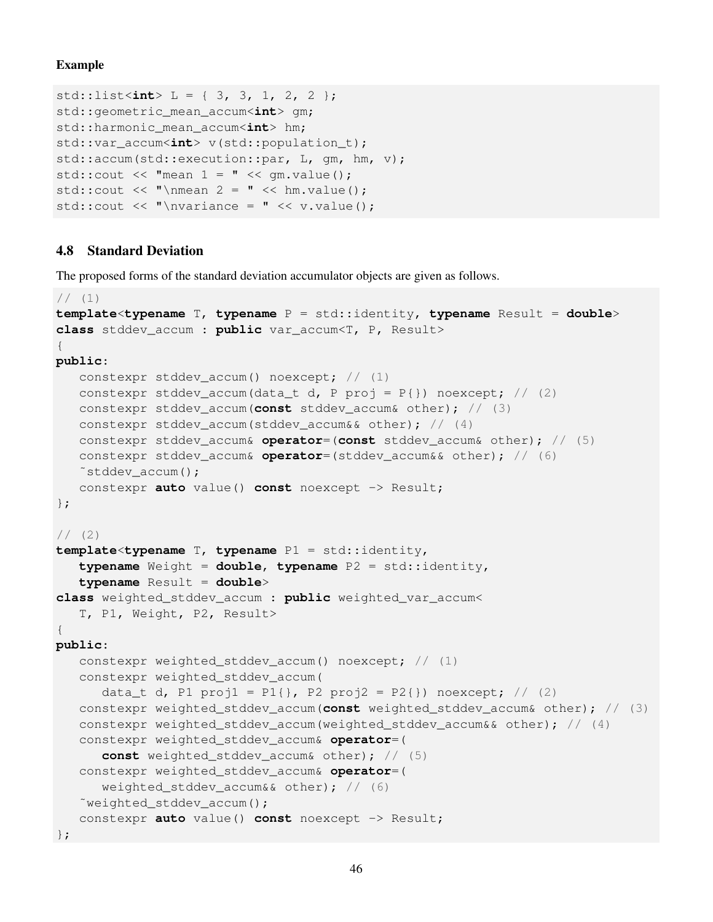**Example**

```
std::list<int> L = { 3, 3, 1, 2, 2 };
std::geometric_mean_accum<int> gm;
std::harmonic_mean_accum<int> hm;
std::var_accum<int> v(std::population_t);
std::accum(std::execution::par, L, gm, hm, v);
std::cout << "mean 1 = " << gm.value();
std::cout << "\nmean 2 = " << hm.value();
std::cout << "\nvariance = " << v.value();
```

### 4.8 Standard Deviation

The proposed forms of the standard deviation accumulator objects are given as follows.

```
// (1)
template<typename T, typename P = std::identity, typename Result = double>
class stddev_accum : public var_accum<T, P, Result>
{
public:
   constexpr stddev_accum() noexcept; // (1)
   constexpr stddev_accum(data_t d, P proj = P{}) noexcept; // (2)
   constexpr stddev_accum(const stddev_accum& other); // (3)
   constexpr stddev_accum(stddev_accum&& other); // (4)
   constexpr stddev_accum& operator=(const stddev_accum& other); // (5)
   constexpr stddev_accum& operator=(stddev_accum&& other); // (6)
   ~stddev_accum();
   constexpr auto value() const noexcept -> Result;
};

// (2)
template<typename T, typename P1 = std::identity,
   typename Weight = double, typename P2 = std::identity,
   typename Result = double>
class weighted_stddev_accum : public weighted_var_accum<
   T, P1, Weight, P2, Result>
{
public:
   constexpr weighted_stddev_accum() noexcept; // (1)
   constexpr weighted_stddev_accum(
      data_t d, P1 proj1 = P1{}, P2 proj2 = P2{}) noexcept; // (2)
   constexpr weighted_stddev_accum(const weighted_stddev_accum& other); // (3)
   constexpr weighted_stddev_accum(weighted_stddev_accum&& other); // (4)
   constexpr weighted_stddev_accum& operator=(
      const weighted_stddev_accum& other); // (5)
   constexpr weighted_stddev_accum& operator=(
      weighted_stddev_accum&& other); // (6)
   ~weighted_stddev_accum();
   constexpr auto value() const noexcept -> Result;
};
```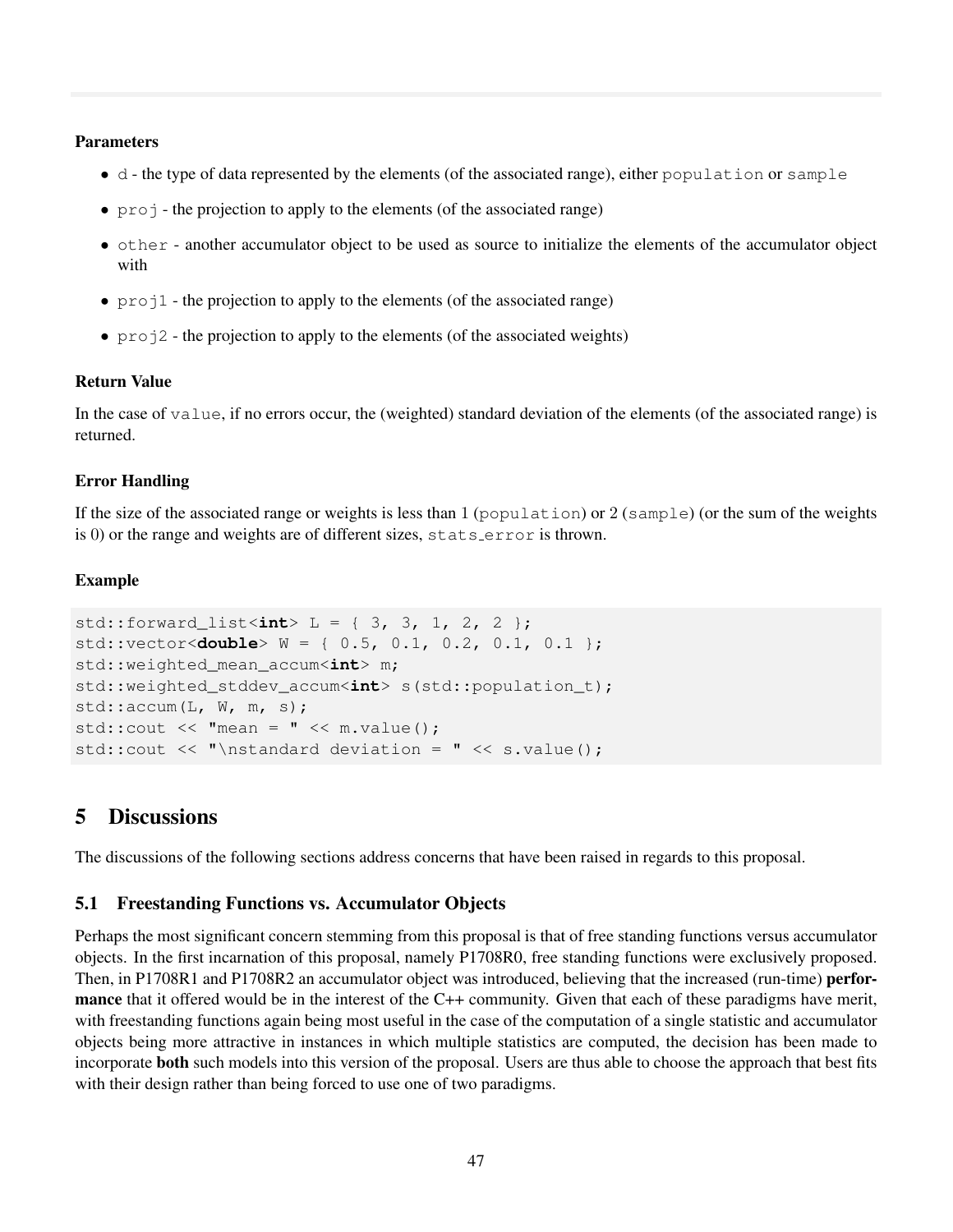#### Parameters

- `d` - the type of data represented by the elements (of the associated range), either `population` or `sample`
- `proj` - the projection to apply to the elements (of the associated range)
- `other` - another accumulator object to be used as source to initialize the elements of the accumulator object with
- `proj1` - the projection to apply to the elements (of the associated range)
- `proj2` - the projection to apply to the elements (of the associated weights)

#### Return Value

In the case of `value`, if no errors occur, the (weighted) standard deviation of the elements (of the associated range) is returned.

#### Error Handling

If the size of the associated range or weights is less than 1 (`population`) or 2 (`sample`) (or the sum of the weights is 0) or the range and weights are of different sizes, `stats_error` is thrown.

#### Example

```
std::forward_list<int> L = { 3, 3, 1, 2, 2 };
std::vector<double> W = { 0.5, 0.1, 0.2, 0.1, 0.1 };
std::weighted_mean_accum<int> m;
std::weighted_stddev_accum<int> s(std::population_t);
std::accum(L, W, m, s);
std::cout << "mean = " << m.value();
std::cout << "\nstandard deviation = " << s.value();
```

# 5 Discussions

The discussions of the following sections address concerns that have been raised in regards to this proposal.

## 5.1 Freestanding Functions vs. Accumulator Objects

Perhaps the most significant concern stemming from this proposal is that of free standing functions versus accumulator objects. In the first incarnation of this proposal, namely P1708R0, free standing functions were exclusively proposed. Then, in P1708R1 and P1708R2 an accumulator object was introduced, believing that the increased (run-time) **performance** that it offered would be in the interest of the C++ community. Given that each of these paradigms have merit, with freestanding functions again being most useful in the case of the computation of a single statistic and accumulator objects being more attractive in instances in which multiple statistics are computed, the decision has been made to incorporate **both** such models into this version of the proposal. Users are thus able to choose the approach that best fits with their design rather than being forced to use one of two paradigms.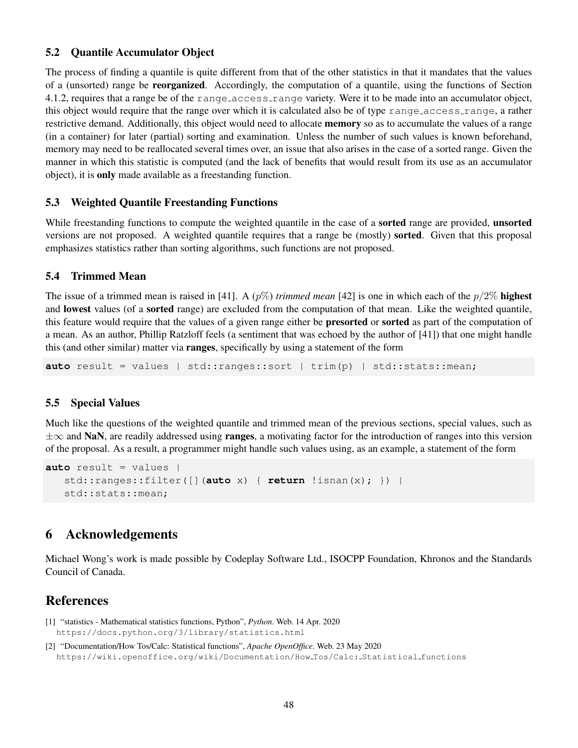### 5.2 Quantile Accumulator Object

The process of finding a quantile is quite different from that of the other statistics in that it mandates that the values of a (unsorted) range be **reorganized**. Accordingly, the computation of a quantile, using the functions of Section 4.1.2, requires that a range be of the `range_access_range` variety. Were it to be made into an accumulator object, this object would require that the range over which it is calculated also be of type `range_access_range`, a rather restrictive demand. Additionally, this object would need to allocate **memory** so as to accumulate the values of a range (in a container) for later (partial) sorting and examination. Unless the number of such values is known beforehand, memory may need to be reallocated several times over, an issue that also arises in the case of a sorted range. Given the manner in which this statistic is computed (and the lack of benefits that would result from its use as an accumulator object), it is **only** made available as a freestanding function.

### 5.3 Weighted Quantile Freestanding Functions

While freestanding functions to compute the weighted quantile in the case of a **sorted** range are provided, **unsorted** versions are not proposed. A weighted quantile requires that a range be (mostly) **sorted**. Given that this proposal emphasizes statistics rather than sorting algorithms, such functions are not proposed.

### 5.4 Trimmed Mean

The issue of a trimmed mean is raised in [41]. A ($p\%$) *trimmed mean* [42] is one in which each of the $p/2\%$ **highest** and **lowest** values (of a **sorted** range) are excluded from the computation of that mean. Like the weighted quantile, this feature would require that the values of a given range either be **presorted** or **sorted** as part of the computation of a mean. As an author, Phillip Ratzloff feels (a sentiment that was echoed by the author of [41]) that one might handle this (and other similar) matter via **ranges**, specifically by using a statement of the form

```
auto result = values | std::ranges::sort | trim(p) | std::stats::mean;
```

### 5.5 Special Values

Much like the questions of the weighted quantile and trimmed mean of the previous sections, special values, such as $\pm\infty$ and **NaN**, are readily addressed using **ranges**, a motivating factor for the introduction of ranges into this version of the proposal. As a result, a programmer might handle such values using, as an example, a statement of the form

```
auto result = values |
   std::ranges::filter([](auto x) { return !isnan(x); }) |
   std::stats::mean;
```

## 6 Acknowledgements

Michael Wong's work is made possible by Codeplay Software Ltd., ISOCPP Foundation, Khronos and the Standards Council of Canada.

## References

[1] "statistics - Mathematical statistics functions, Python", *Python*. Web. 14 Apr. 2020
https://docs.python.org/3/library/statistics.html

[2] "Documentation/How Tos/Calc: Statistical functions", *Apache OpenOffice*. Web. 23 May 2020
https://wiki.openoffice.org/wiki/Documentation/How_Tos/Calc:_Statistical_functions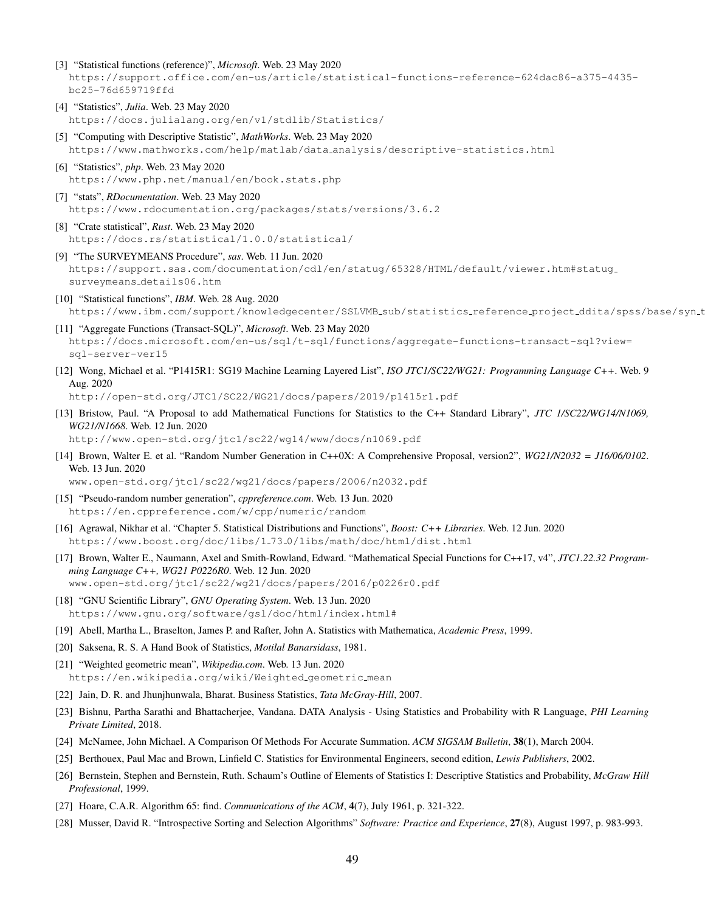[3] "Statistical functions (reference)", *Microsoft*. Web. 23 May 2020
https://support.office.com/en-us/article/statistical-functions-reference-624dac86-a375-4435-bc25-76d659719ffd

[4] "Statistics", *Julia*. Web. 23 May 2020
https://docs.julialang.org/en/v1/stdlib/Statistics/

[5] "Computing with Descriptive Statistic", *MathWorks*. Web. 23 May 2020
https://www.mathworks.com/help/matlab/data_analysis/descriptive-statistics.html

[6] "Statistics", *php*. Web. 23 May 2020
https://www.php.net/manual/en/book.stats.php

[7] "stats", *RDocumentation*. Web. 23 May 2020
https://www.rdocumentation.org/packages/stats/versions/3.6.2

[8] "Crate statistical", *Rust*. Web. 23 May 2020
https://docs.rs/statistical/1.0.0/statistical/

[9] "The SURVEYMEANS Procedure", *sas*. Web. 11 Jun. 2020
https://support.sas.com/documentation/cdl/en/statug/65328/HTML/default/viewer.htm#statug_surveymeans_details06.htm

[10] "Statistical functions", *IBM*. Web. 28 Aug. 2020
https://www.ibm.com/support/knowledgecenter/SSLVMB_sub/statistics_reference_project_ddita/spss/base/syn_t

[11] "Aggregate Functions (Transact-SQL)", *Microsoft*. Web. 23 May 2020
https://docs.microsoft.com/en-us/sql/t-sql/functions/aggregate-functions-transact-sql?view=sql-server-ver15

[12] Wong, Michael et al. "P1415R1: SG19 Machine Learning Layered List", *ISO JTC1/SC22/WG21: Programming Language C++*. Web. 9 Aug. 2020
http://open-std.org/JTC1/SC22/WG21/docs/papers/2019/p1415r1.pdf

[13] Bristow, Paul. "A Proposal to add Mathematical Functions for Statistics to the C++ Standard Library", *JTC 1/SC22/WG14/N1069, WG21/N1668*. Web. 12 Jun. 2020
http://www.open-std.org/jtc1/sc22/wg14/www/docs/n1069.pdf

[14] Brown, Walter E. et al. "Random Number Generation in C++0X: A Comprehensive Proposal, version2", *WG21/N2032 = J16/06/0102*. Web. 13 Jun. 2020
www.open-std.org/jtc1/sc22/wg21/docs/papers/2006/n2032.pdf

[15] "Pseudo-random number generation", *cppreference.com*. Web. 13 Jun. 2020
https://en.cppreference.com/w/cpp/numeric/random

[16] Agrawal, Nikhar et al. "Chapter 5. Statistical Distributions and Functions", *Boost: C++ Libraries*. Web. 12 Jun. 2020
https://www.boost.org/doc/libs/1_73_0/libs/math/doc/html/dist.html

[17] Brown, Walter E., Naumann, Axel and Smith-Rowland, Edward. "Mathematical Special Functions for C++17, v4", *JTC1.22.32 Programming Language C++, WG21 P0226R0*. Web. 12 Jun. 2020
www.open-std.org/jtc1/sc22/wg21/docs/papers/2016/p0226r0.pdf

[18] "GNU Scientific Library", *GNU Operating System*. Web. 13 Jun. 2020
https://www.gnu.org/software/gsl/doc/html/index.html#

[19] Abell, Martha L., Braselton, James P. and Rafter, John A. Statistics with Mathematica, *Academic Press*, 1999.

[20] Saksena, R. S. A Hand Book of Statistics, *Motilal Banarsidass*, 1981.

[21] "Weighted geometric mean", *Wikipedia.com*. Web. 13 Jun. 2020
https://en.wikipedia.org/wiki/Weighted_geometric_mean

[22] Jain, D. R. and Jhunjhunwala, Bharat. Business Statistics, *Tata McGray-Hill*, 2007.

[23] Bishnu, Partha Sarathi and Bhattacherjee, Vandana. DATA Analysis - Using Statistics and Probability with R Language, *PHI Learning Private Limited*, 2018.

[24] McNamee, John Michael. A Comparison Of Methods For Accurate Summation. *ACM SIGSAM Bulletin*, **38**(1), March 2004.

[25] Berthouex, Paul Mac and Brown, Linfield C. Statistics for Environmental Engineers, second edition, *Lewis Publishers*, 2002.

[26] Bernstein, Stephen and Bernstein, Ruth. Schaum's Outline of Elements of Statistics I: Descriptive Statistics and Probability, *McGraw Hill Professional*, 1999.

[27] Hoare, C.A.R. Algorithm 65: find. *Communications of the ACM*, **4**(7), July 1961, p. 321-322.

[28] Musser, David R. "Introspective Sorting and Selection Algorithms" *Software: Practice and Experience*, **27**(8), August 1997, p. 983-993.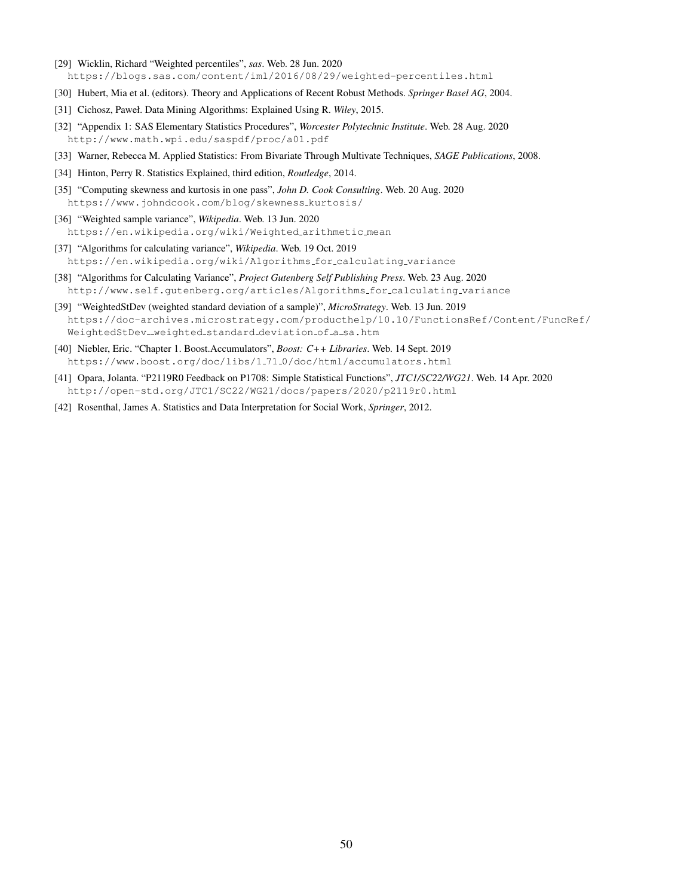[29] Wicklin, Richard "Weighted percentiles", *sas*. Web. 28 Jun. 2020
https://blogs.sas.com/content/iml/2016/08/29/weighted-percentiles.html

[30] Hubert, Mia et al. (editors). Theory and Applications of Recent Robust Methods. *Springer Basel AG*, 2004.

[31] Cichosz, Paweł. Data Mining Algorithms: Explained Using R. *Wiley*, 2015.

[32] "Appendix 1: SAS Elementary Statistics Procedures", *Worcester Polytechnic Institute*. Web. 28 Aug. 2020
http://www.math.wpi.edu/saspdf/proc/a01.pdf

[33] Warner, Rebecca M. Applied Statistics: From Bivariate Through Multivate Techniques, *SAGE Publications*, 2008.

[34] Hinton, Perry R. Statistics Explained, third edition, *Routledge*, 2014.

[35] "Computing skewness and kurtosis in one pass", *John D. Cook Consulting*. Web. 20 Aug. 2020
https://www.johndcook.com/blog/skewness_kurtosis/

[36] "Weighted sample variance", *Wikipedia*. Web. 13 Jun. 2020
https://en.wikipedia.org/wiki/Weighted_arithmetic_mean

[37] "Algorithms for calculating variance", *Wikipedia*. Web. 19 Oct. 2019
https://en.wikipedia.org/wiki/Algorithms_for_calculating_variance

[38] "Algorithms for Calculating Variance", *Project Gutenberg Self Publishing Press*. Web. 23 Aug. 2020
http://www.self.gutenberg.org/articles/Algorithms_for_calculating_variance

[39] "WeightedStDev (weighted standard deviation of a sample)", *MicroStrategy*. Web. 13 Jun. 2019
https://doc-archives.microstrategy.com/producthelp/10.10/FunctionsRef/Content/FuncRef/WeightedStDev__weighted_standard_deviation_of_a_sa.htm

[40] Niebler, Eric. "Chapter 1. Boost.Accumulators", *Boost: C++ Libraries*. Web. 14 Sept. 2019
https://www.boost.org/doc/libs/1_71_0/doc/html/accumulators.html

[41] Opara, Jolanta. "P2119R0 Feedback on P1708: Simple Statistical Functions", *JTC1/SC22/WG21*. Web. 14 Apr. 2020
http://open-std.org/JTC1/SC22/WG21/docs/papers/2020/p2119r0.html

[42] Rosenthal, James A. Statistics and Data Interpretation for Social Work, *Springer*, 2012.